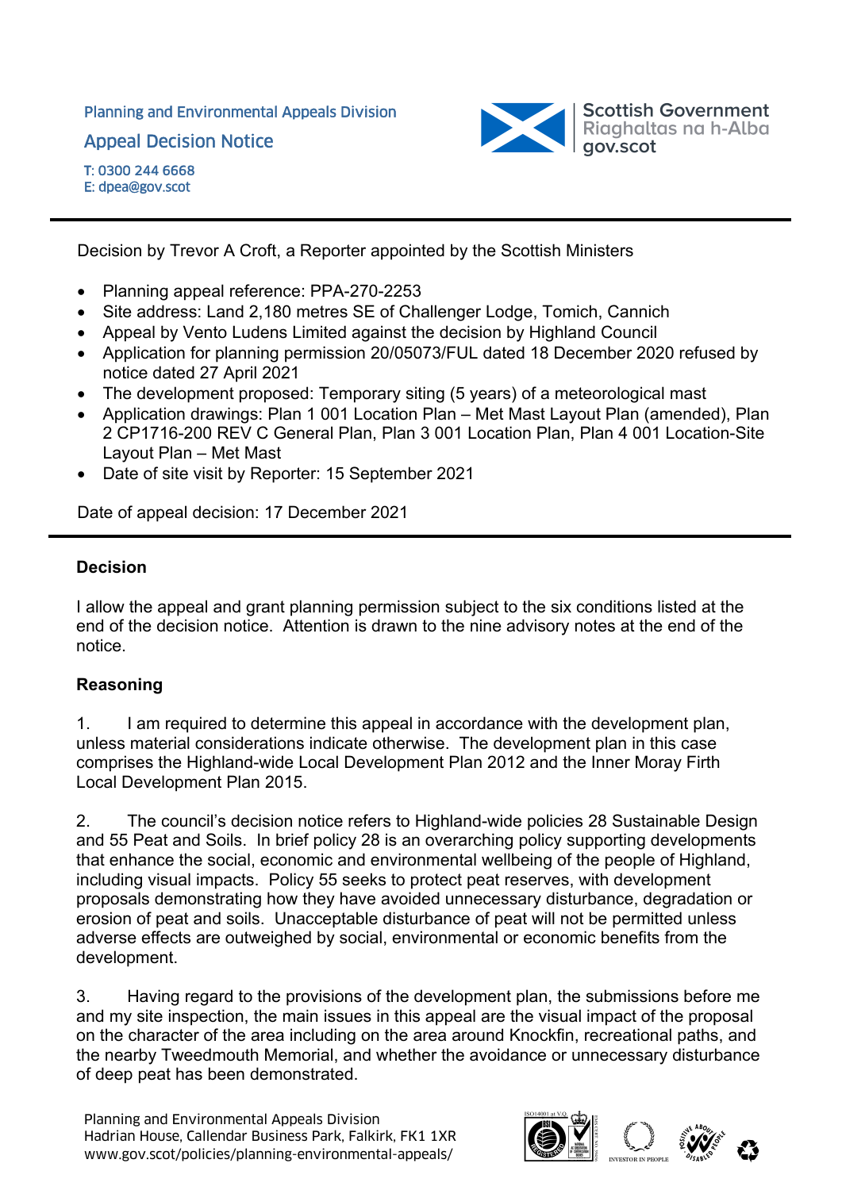Planning and Environmental Appeals Division

Appeal Decision Notice

T: 0300 244 6668
E: dpea@gov.scot

Scottish Government
Riaghaltas na h-Alba
gov.scot

---

Decision by Trevor A Croft, a Reporter appointed by the Scottish Ministers

- Planning appeal reference: PPA-270-2253
- Site address: Land 2,180 metres SE of Challenger Lodge, Tomich, Cannich
- Appeal by Vento Ludens Limited against the decision by Highland Council
- Application for planning permission 20/05073/FUL dated 18 December 2020 refused by notice dated 27 April 2021
- The development proposed: Temporary siting (5 years) of a meteorological mast
- Application drawings: Plan 1 001 Location Plan – Met Mast Layout Plan (amended), Plan 2 CP1716-200 REV C General Plan, Plan 3 001 Location Plan, Plan 4 001 Location-Site Layout Plan – Met Mast
- Date of site visit by Reporter: 15 September 2021

Date of appeal decision: 17 December 2021

---

## Decision

I allow the appeal and grant planning permission subject to the six conditions listed at the end of the decision notice. Attention is drawn to the nine advisory notes at the end of the notice.

## Reasoning

1. I am required to determine this appeal in accordance with the development plan, unless material considerations indicate otherwise. The development plan in this case comprises the Highland-wide Local Development Plan 2012 and the Inner Moray Firth Local Development Plan 2015.

2. The council's decision notice refers to Highland-wide policies 28 Sustainable Design and 55 Peat and Soils. In brief policy 28 is an overarching policy supporting developments that enhance the social, economic and environmental wellbeing of the people of Highland, including visual impacts. Policy 55 seeks to protect peat reserves, with development proposals demonstrating how they have avoided unnecessary disturbance, degradation or erosion of peat and soils. Unacceptable disturbance of peat will not be permitted unless adverse effects are outweighed by social, environmental or economic benefits from the development.

3. Having regard to the provisions of the development plan, the submissions before me and my site inspection, the main issues in this appeal are the visual impact of the proposal on the character of the area including on the area around Knockfin, recreational paths, and the nearby Tweedmouth Memorial, and whether the avoidance or unnecessary disturbance of deep peat has been demonstrated.

Planning and Environmental Appeals Division
Hadrian House, Callendar Business Park, Falkirk, FK1 1XR
www.gov.scot/policies/planning-environmental-appeals/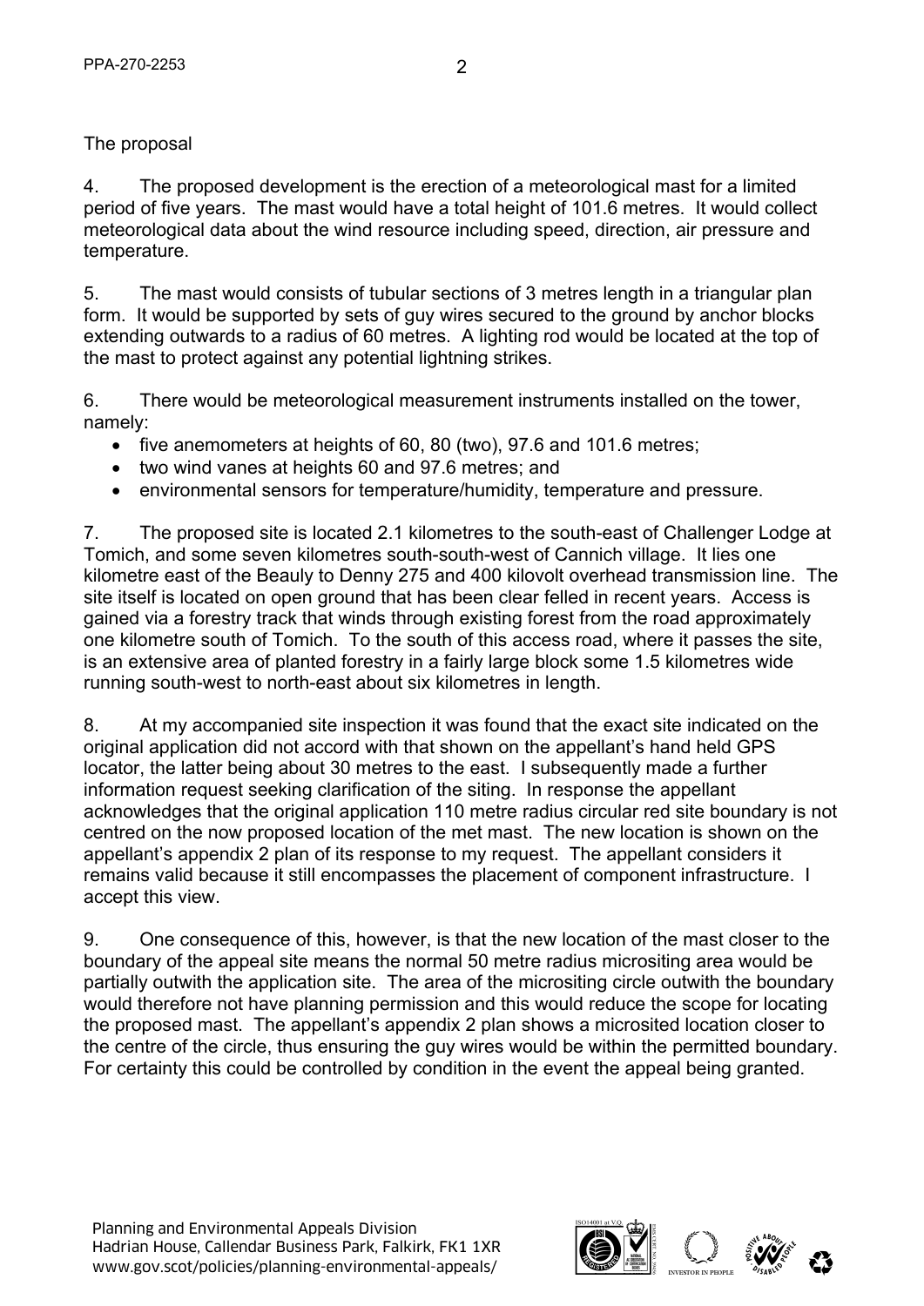The proposal

4. The proposed development is the erection of a meteorological mast for a limited period of five years. The mast would have a total height of 101.6 metres. It would collect meteorological data about the wind resource including speed, direction, air pressure and temperature.

5. The mast would consists of tubular sections of 3 metres length in a triangular plan form. It would be supported by sets of guy wires secured to the ground by anchor blocks extending outwards to a radius of 60 metres. A lighting rod would be located at the top of the mast to protect against any potential lightning strikes.

6. There would be meteorological measurement instruments installed on the tower, namely:

- five anemometers at heights of 60, 80 (two), 97.6 and 101.6 metres;
- two wind vanes at heights 60 and 97.6 metres; and
- environmental sensors for temperature/humidity, temperature and pressure.

7. The proposed site is located 2.1 kilometres to the south-east of Challenger Lodge at Tomich, and some seven kilometres south-south-west of Cannich village. It lies one kilometre east of the Beauly to Denny 275 and 400 kilovolt overhead transmission line. The site itself is located on open ground that has been clear felled in recent years. Access is gained via a forestry track that winds through existing forest from the road approximately one kilometre south of Tomich. To the south of this access road, where it passes the site, is an extensive area of planted forestry in a fairly large block some 1.5 kilometres wide running south-west to north-east about six kilometres in length.

8. At my accompanied site inspection it was found that the exact site indicated on the original application did not accord with that shown on the appellant's hand held GPS locator, the latter being about 30 metres to the east. I subsequently made a further information request seeking clarification of the siting. In response the appellant acknowledges that the original application 110 metre radius circular red site boundary is not centred on the now proposed location of the met mast. The new location is shown on the appellant's appendix 2 plan of its response to my request. The appellant considers it remains valid because it still encompasses the placement of component infrastructure. I accept this view.

9. One consequence of this, however, is that the new location of the mast closer to the boundary of the appeal site means the normal 50 metre radius micrositing area would be partially outwith the application site. The area of the micrositing circle outwith the boundary would therefore not have planning permission and this would reduce the scope for locating the proposed mast. The appellant's appendix 2 plan shows a microsited location closer to the centre of the circle, thus ensuring the guy wires would be within the permitted boundary. For certainty this could be controlled by condition in the event the appeal being granted.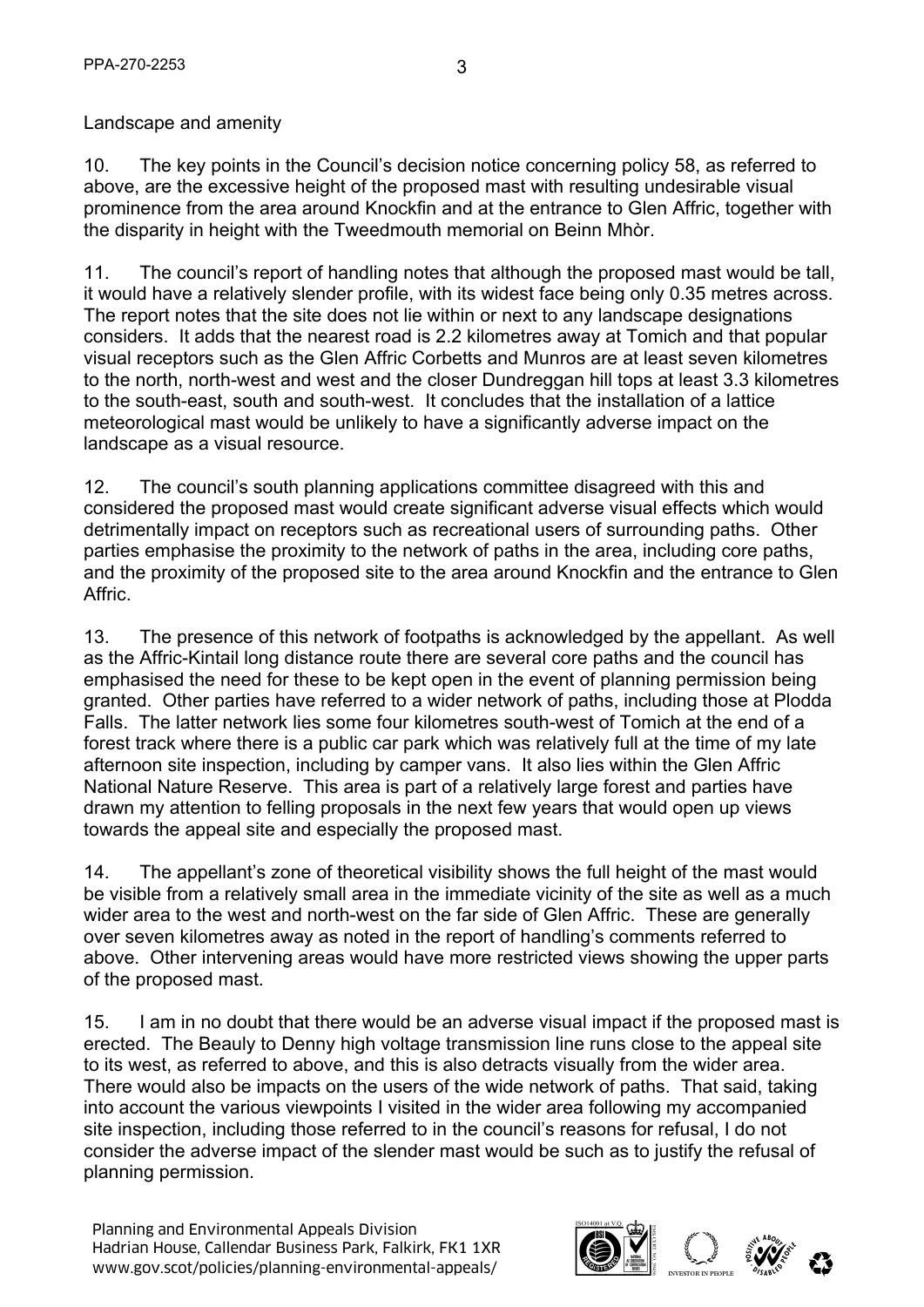Landscape and amenity

10. The key points in the Council's decision notice concerning policy 58, as referred to above, are the excessive height of the proposed mast with resulting undesirable visual prominence from the area around Knockfin and at the entrance to Glen Affric, together with the disparity in height with the Tweedmouth memorial on Beinn Mhòr.

11. The council's report of handling notes that although the proposed mast would be tall, it would have a relatively slender profile, with its widest face being only 0.35 metres across. The report notes that the site does not lie within or next to any landscape designations considers. It adds that the nearest road is 2.2 kilometres away at Tomich and that popular visual receptors such as the Glen Affric Corbetts and Munros are at least seven kilometres to the north, north-west and west and the closer Dundreggan hill tops at least 3.3 kilometres to the south-east, south and south-west. It concludes that the installation of a lattice meteorological mast would be unlikely to have a significantly adverse impact on the landscape as a visual resource.

12. The council's south planning applications committee disagreed with this and considered the proposed mast would create significant adverse visual effects which would detrimentally impact on receptors such as recreational users of surrounding paths. Other parties emphasise the proximity to the network of paths in the area, including core paths, and the proximity of the proposed site to the area around Knockfin and the entrance to Glen Affric.

13. The presence of this network of footpaths is acknowledged by the appellant. As well as the Affric-Kintail long distance route there are several core paths and the council has emphasised the need for these to be kept open in the event of planning permission being granted. Other parties have referred to a wider network of paths, including those at Plodda Falls. The latter network lies some four kilometres south-west of Tomich at the end of a forest track where there is a public car park which was relatively full at the time of my late afternoon site inspection, including by camper vans. It also lies within the Glen Affric National Nature Reserve. This area is part of a relatively large forest and parties have drawn my attention to felling proposals in the next few years that would open up views towards the appeal site and especially the proposed mast.

14. The appellant's zone of theoretical visibility shows the full height of the mast would be visible from a relatively small area in the immediate vicinity of the site as well as a much wider area to the west and north-west on the far side of Glen Affric. These are generally over seven kilometres away as noted in the report of handling's comments referred to above. Other intervening areas would have more restricted views showing the upper parts of the proposed mast.

15. I am in no doubt that there would be an adverse visual impact if the proposed mast is erected. The Beauly to Denny high voltage transmission line runs close to the appeal site to its west, as referred to above, and this is also detracts visually from the wider area. There would also be impacts on the users of the wide network of paths. That said, taking into account the various viewpoints I visited in the wider area following my accompanied site inspection, including those referred to in the council's reasons for refusal, I do not consider the adverse impact of the slender mast would be such as to justify the refusal of planning permission.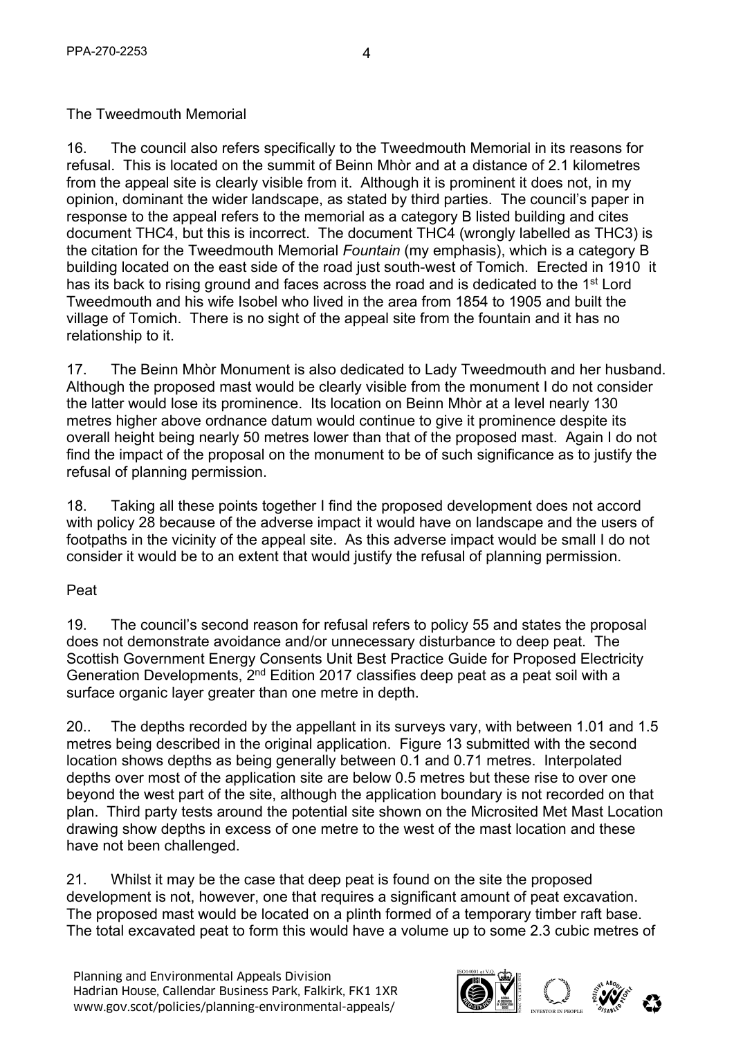The Tweedmouth Memorial

16. The council also refers specifically to the Tweedmouth Memorial in its reasons for refusal. This is located on the summit of Beinn Mhòr and at a distance of 2.1 kilometres from the appeal site is clearly visible from it. Although it is prominent it does not, in my opinion, dominant the wider landscape, as stated by third parties. The council's paper in response to the appeal refers to the memorial as a category B listed building and cites document THC4, but this is incorrect. The document THC4 (wrongly labelled as THC3) is the citation for the Tweedmouth Memorial *Fountain* (my emphasis), which is a category B building located on the east side of the road just south-west of Tomich. Erected in 1910 it has its back to rising ground and faces across the road and is dedicated to the 1st Lord Tweedmouth and his wife Isobel who lived in the area from 1854 to 1905 and built the village of Tomich. There is no sight of the appeal site from the fountain and it has no relationship to it.

17. The Beinn Mhòr Monument is also dedicated to Lady Tweedmouth and her husband. Although the proposed mast would be clearly visible from the monument I do not consider the latter would lose its prominence. Its location on Beinn Mhòr at a level nearly 130 metres higher above ordnance datum would continue to give it prominence despite its overall height being nearly 50 metres lower than that of the proposed mast. Again I do not find the impact of the proposal on the monument to be of such significance as to justify the refusal of planning permission.

18. Taking all these points together I find the proposed development does not accord with policy 28 because of the adverse impact it would have on landscape and the users of footpaths in the vicinity of the appeal site. As this adverse impact would be small I do not consider it would be to an extent that would justify the refusal of planning permission.

Peat

19. The council's second reason for refusal refers to policy 55 and states the proposal does not demonstrate avoidance and/or unnecessary disturbance to deep peat. The Scottish Government Energy Consents Unit Best Practice Guide for Proposed Electricity Generation Developments, 2nd Edition 2017 classifies deep peat as a peat soil with a surface organic layer greater than one metre in depth.

20.. The depths recorded by the appellant in its surveys vary, with between 1.01 and 1.5 metres being described in the original application. Figure 13 submitted with the second location shows depths as being generally between 0.1 and 0.71 metres. Interpolated depths over most of the application site are below 0.5 metres but these rise to over one beyond the west part of the site, although the application boundary is not recorded on that plan. Third party tests around the potential site shown on the Microsited Met Mast Location drawing show depths in excess of one metre to the west of the mast location and these have not been challenged.

21. Whilst it may be the case that deep peat is found on the site the proposed development is not, however, one that requires a significant amount of peat excavation. The proposed mast would be located on a plinth formed of a temporary timber raft base. The total excavated peat to form this would have a volume up to some 2.3 cubic metres of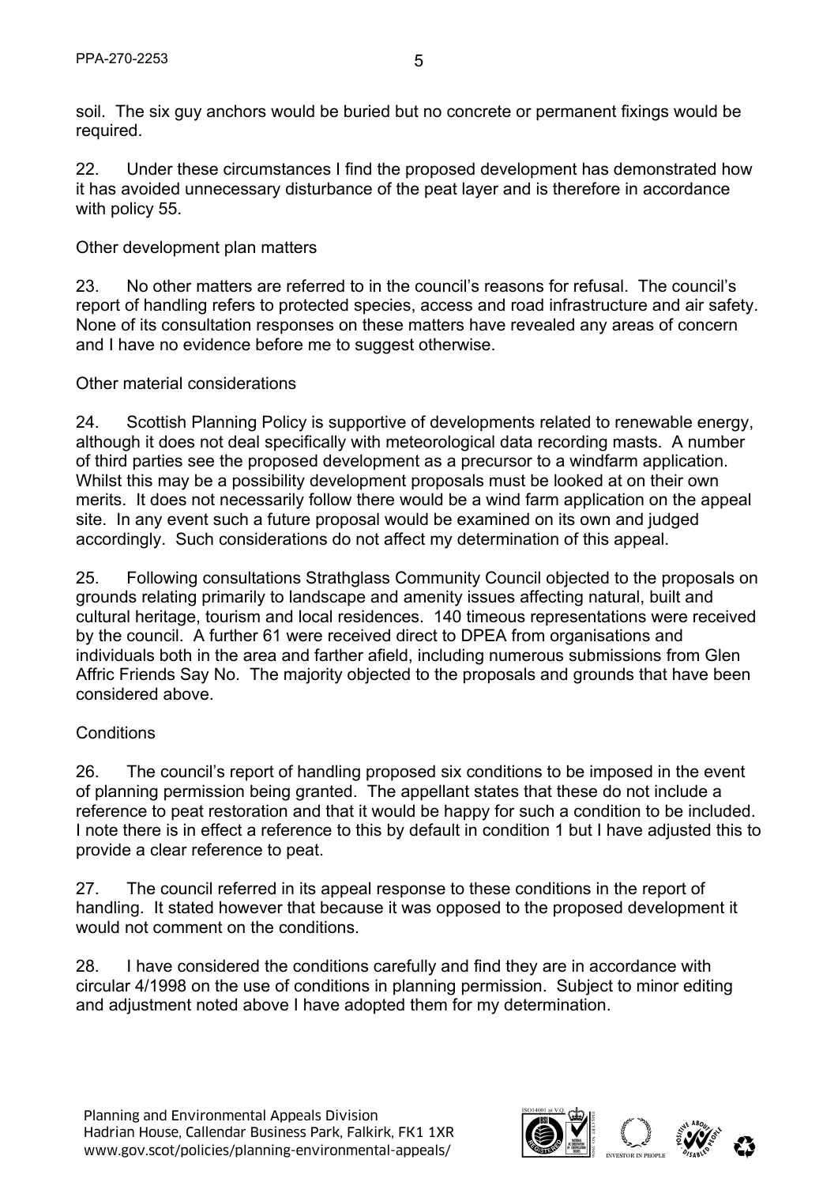soil. The six guy anchors would be buried but no concrete or permanent fixings would be required.

22. Under these circumstances I find the proposed development has demonstrated how it has avoided unnecessary disturbance of the peat layer and is therefore in accordance with policy 55.

Other development plan matters

23. No other matters are referred to in the council's reasons for refusal. The council's report of handling refers to protected species, access and road infrastructure and air safety. None of its consultation responses on these matters have revealed any areas of concern and I have no evidence before me to suggest otherwise.

Other material considerations

24. Scottish Planning Policy is supportive of developments related to renewable energy, although it does not deal specifically with meteorological data recording masts. A number of third parties see the proposed development as a precursor to a windfarm application. Whilst this may be a possibility development proposals must be looked at on their own merits. It does not necessarily follow there would be a wind farm application on the appeal site. In any event such a future proposal would be examined on its own and judged accordingly. Such considerations do not affect my determination of this appeal.

25. Following consultations Strathglass Community Council objected to the proposals on grounds relating primarily to landscape and amenity issues affecting natural, built and cultural heritage, tourism and local residences. 140 timeous representations were received by the council. A further 61 were received direct to DPEA from organisations and individuals both in the area and farther afield, including numerous submissions from Glen Affric Friends Say No. The majority objected to the proposals and grounds that have been considered above.

Conditions

26. The council's report of handling proposed six conditions to be imposed in the event of planning permission being granted. The appellant states that these do not include a reference to peat restoration and that it would be happy for such a condition to be included. I note there is in effect a reference to this by default in condition 1 but I have adjusted this to provide a clear reference to peat.

27. The council referred in its appeal response to these conditions in the report of handling. It stated however that because it was opposed to the proposed development it would not comment on the conditions.

28. I have considered the conditions carefully and find they are in accordance with circular 4/1998 on the use of conditions in planning permission. Subject to minor editing and adjustment noted above I have adopted them for my determination.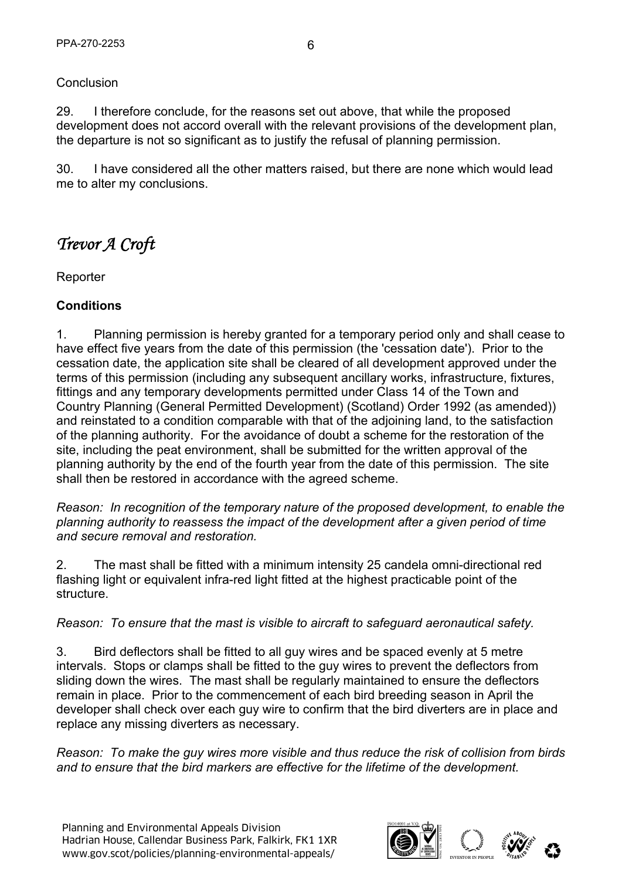Conclusion

29. I therefore conclude, for the reasons set out above, that while the proposed development does not accord overall with the relevant provisions of the development plan, the departure is not so significant as to justify the refusal of planning permission.

30. I have considered all the other matters raised, but there are none which would lead me to alter my conclusions.

*Trevor A Croft*

Reporter

**Conditions**

1. Planning permission is hereby granted for a temporary period only and shall cease to have effect five years from the date of this permission (the 'cessation date'). Prior to the cessation date, the application site shall be cleared of all development approved under the terms of this permission (including any subsequent ancillary works, infrastructure, fixtures, fittings and any temporary developments permitted under Class 14 of the Town and Country Planning (General Permitted Development) (Scotland) Order 1992 (as amended)) and reinstated to a condition comparable with that of the adjoining land, to the satisfaction of the planning authority. For the avoidance of doubt a scheme for the restoration of the site, including the peat environment, shall be submitted for the written approval of the planning authority by the end of the fourth year from the date of this permission. The site shall then be restored in accordance with the agreed scheme.

*Reason: In recognition of the temporary nature of the proposed development, to enable the planning authority to reassess the impact of the development after a given period of time and secure removal and restoration.*

2. The mast shall be fitted with a minimum intensity 25 candela omni-directional red flashing light or equivalent infra-red light fitted at the highest practicable point of the structure.

*Reason: To ensure that the mast is visible to aircraft to safeguard aeronautical safety.*

3. Bird deflectors shall be fitted to all guy wires and be spaced evenly at 5 metre intervals. Stops or clamps shall be fitted to the guy wires to prevent the deflectors from sliding down the wires. The mast shall be regularly maintained to ensure the deflectors remain in place. Prior to the commencement of each bird breeding season in April the developer shall check over each guy wire to confirm that the bird diverters are in place and replace any missing diverters as necessary.

*Reason: To make the guy wires more visible and thus reduce the risk of collision from birds and to ensure that the bird markers are effective for the lifetime of the development.*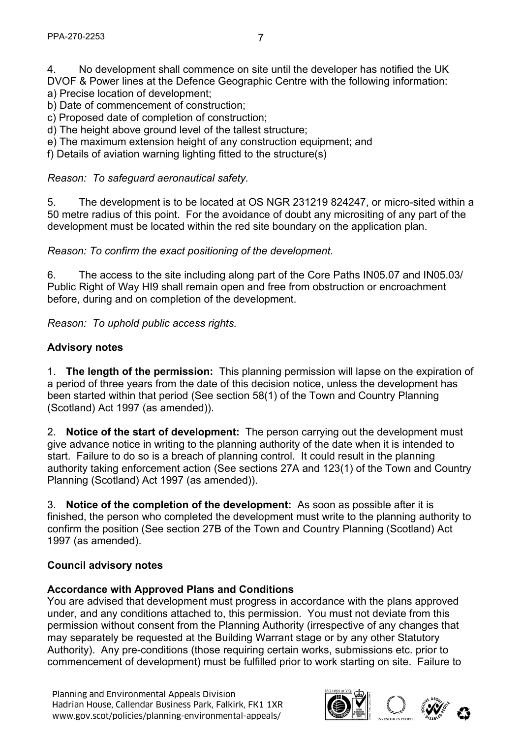4. No development shall commence on site until the developer has notified the UK DVOF & Power lines at the Defence Geographic Centre with the following information:

a) Precise location of development;
b) Date of commencement of construction;
c) Proposed date of completion of construction;
d) The height above ground level of the tallest structure;
e) The maximum extension height of any construction equipment; and
f) Details of aviation warning lighting fitted to the structure(s)

*Reason: To safeguard aeronautical safety.*

5. The development is to be located at OS NGR 231219 824247, or micro-sited within a 50 metre radius of this point. For the avoidance of doubt any micrositing of any part of the development must be located within the red site boundary on the application plan.

*Reason: To confirm the exact positioning of the development.*

6. The access to the site including along part of the Core Paths IN05.07 and IN05.03/ Public Right of Way HI9 shall remain open and free from obstruction or encroachment before, during and on completion of the development.

*Reason: To uphold public access rights.*

**Advisory notes**

1. **The length of the permission:** This planning permission will lapse on the expiration of a period of three years from the date of this decision notice, unless the development has been started within that period (See section 58(1) of the Town and Country Planning (Scotland) Act 1997 (as amended)).

2. **Notice of the start of development:** The person carrying out the development must give advance notice in writing to the planning authority of the date when it is intended to start. Failure to do so is a breach of planning control. It could result in the planning authority taking enforcement action (See sections 27A and 123(1) of the Town and Country Planning (Scotland) Act 1997 (as amended)).

3. **Notice of the completion of the development:** As soon as possible after it is finished, the person who completed the development must write to the planning authority to confirm the position (See section 27B of the Town and Country Planning (Scotland) Act 1997 (as amended).

**Council advisory notes**

**Accordance with Approved Plans and Conditions**

You are advised that development must progress in accordance with the plans approved under, and any conditions attached to, this permission. You must not deviate from this permission without consent from the Planning Authority (irrespective of any changes that may separately be requested at the Building Warrant stage or by any other Statutory Authority). Any pre-conditions (those requiring certain works, submissions etc. prior to commencement of development) must be fulfilled prior to work starting on site. Failure to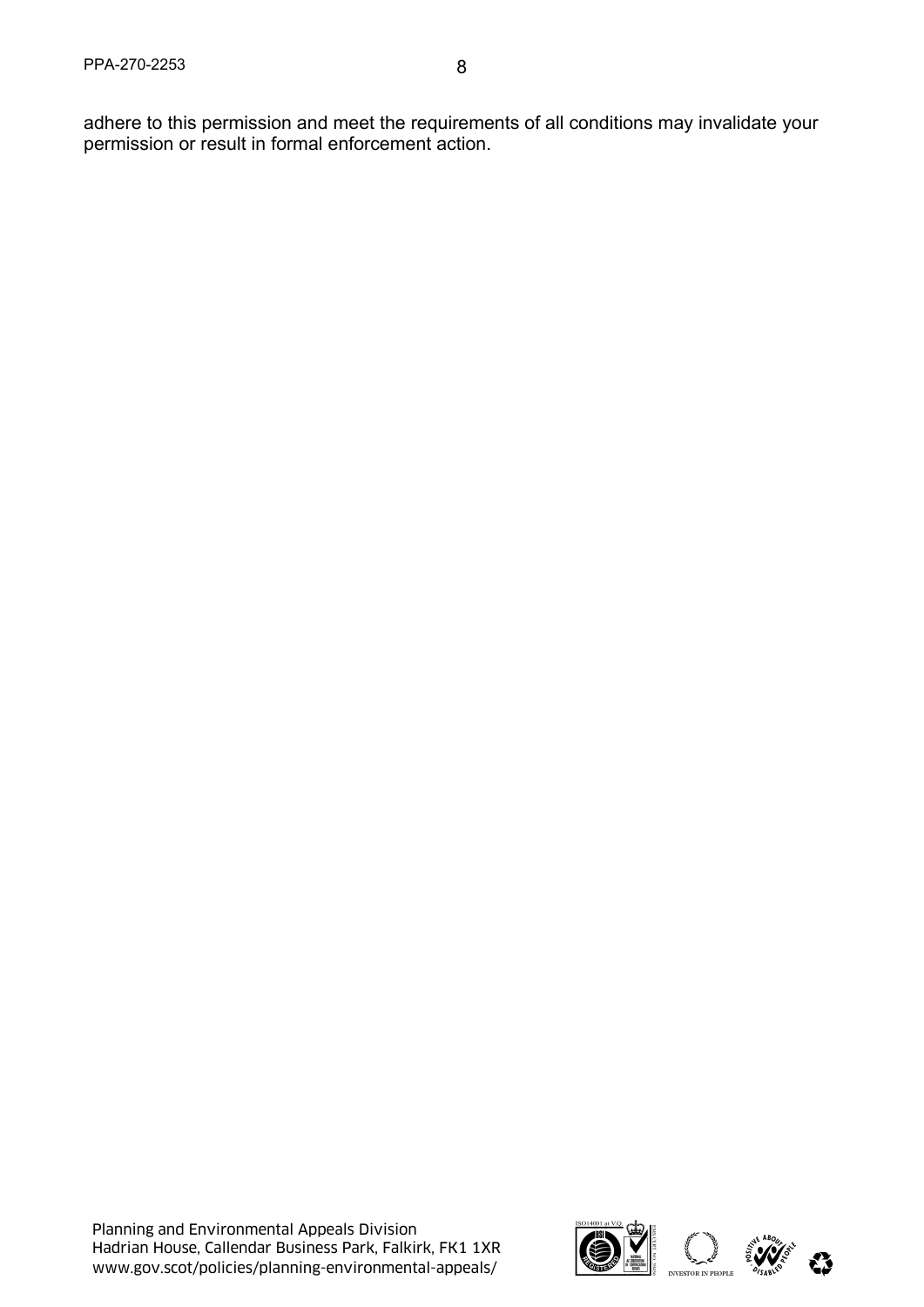adhere to this permission and meet the requirements of all conditions may invalidate your permission or result in formal enforcement action.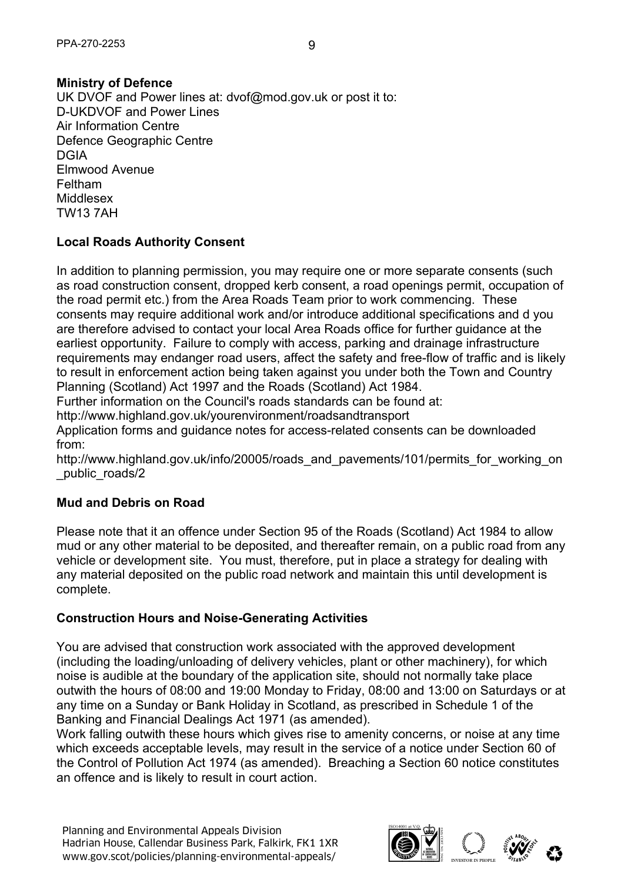**Ministry of Defence**

UK DVOF and Power lines at: dvof@mod.gov.uk or post it to:
D-UKDVOF and Power Lines
Air Information Centre
Defence Geographic Centre
DGIA
Elmwood Avenue
Feltham
Middlesex
TW13 7AH

**Local Roads Authority Consent**

In addition to planning permission, you may require one or more separate consents (such as road construction consent, dropped kerb consent, a road openings permit, occupation of the road permit etc.) from the Area Roads Team prior to work commencing. These consents may require additional work and/or introduce additional specifications and d you are therefore advised to contact your local Area Roads office for further guidance at the earliest opportunity. Failure to comply with access, parking and drainage infrastructure requirements may endanger road users, affect the safety and free-flow of traffic and is likely to result in enforcement action being taken against you under both the Town and Country Planning (Scotland) Act 1997 and the Roads (Scotland) Act 1984.
Further information on the Council's roads standards can be found at:
http://www.highland.gov.uk/yourenvironment/roadsandtransport
Application forms and guidance notes for access-related consents can be downloaded from:
http://www.highland.gov.uk/info/20005/roads_and_pavements/101/permits_for_working_on_public_roads/2

**Mud and Debris on Road**

Please note that it an offence under Section 95 of the Roads (Scotland) Act 1984 to allow mud or any other material to be deposited, and thereafter remain, on a public road from any vehicle or development site. You must, therefore, put in place a strategy for dealing with any material deposited on the public road network and maintain this until development is complete.

**Construction Hours and Noise-Generating Activities**

You are advised that construction work associated with the approved development (including the loading/unloading of delivery vehicles, plant or other machinery), for which noise is audible at the boundary of the application site, should not normally take place outwith the hours of 08:00 and 19:00 Monday to Friday, 08:00 and 13:00 on Saturdays or at any time on a Sunday or Bank Holiday in Scotland, as prescribed in Schedule 1 of the Banking and Financial Dealings Act 1971 (as amended).
Work falling outwith these hours which gives rise to amenity concerns, or noise at any time which exceeds acceptable levels, may result in the service of a notice under Section 60 of the Control of Pollution Act 1974 (as amended). Breaching a Section 60 notice constitutes an offence and is likely to result in court action.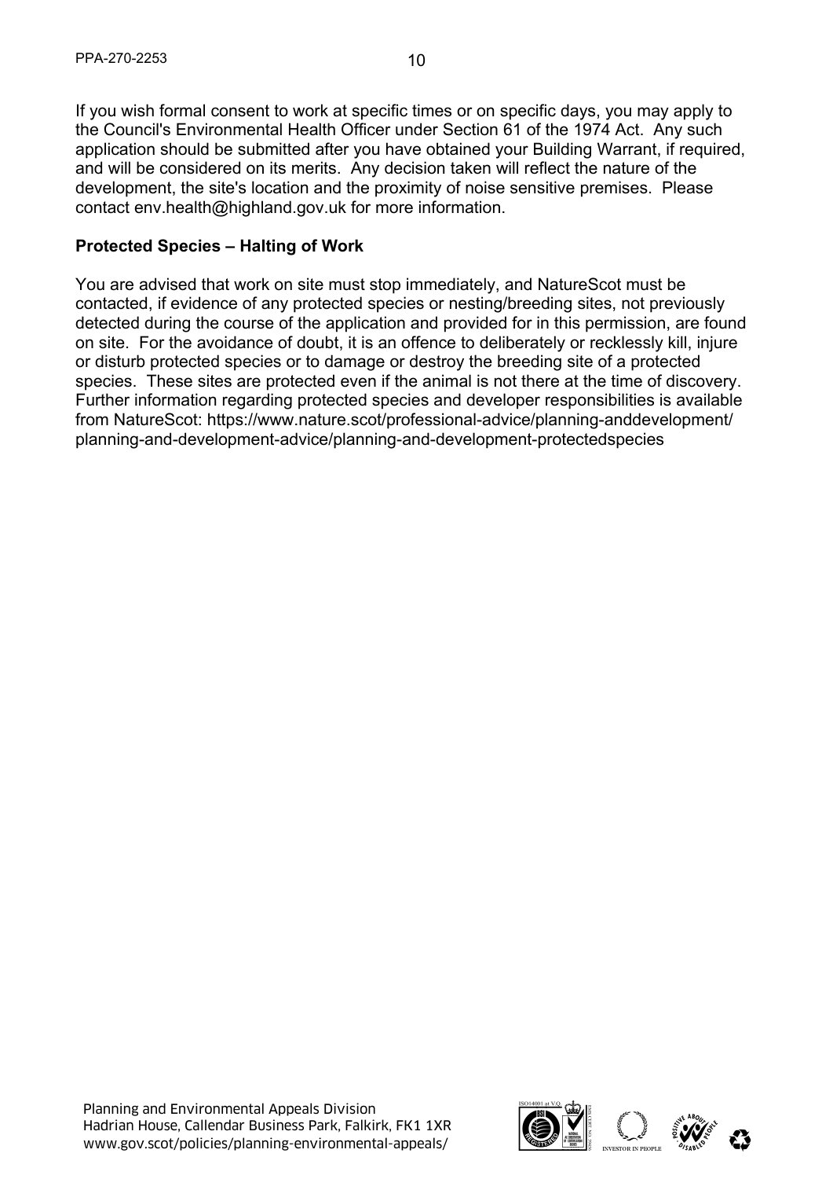If you wish formal consent to work at specific times or on specific days, you may apply to the Council's Environmental Health Officer under Section 61 of the 1974 Act. Any such application should be submitted after you have obtained your Building Warrant, if required, and will be considered on its merits. Any decision taken will reflect the nature of the development, the site's location and the proximity of noise sensitive premises. Please contact env.health@highland.gov.uk for more information.

**Protected Species – Halting of Work**

You are advised that work on site must stop immediately, and NatureScot must be contacted, if evidence of any protected species or nesting/breeding sites, not previously detected during the course of the application and provided for in this permission, are found on site. For the avoidance of doubt, it is an offence to deliberately or recklessly kill, injure or disturb protected species or to damage or destroy the breeding site of a protected species. These sites are protected even if the animal is not there at the time of discovery. Further information regarding protected species and developer responsibilities is available from NatureScot: https://www.nature.scot/professional-advice/planning-anddevelopment/planning-and-development-advice/planning-and-development-protectedspecies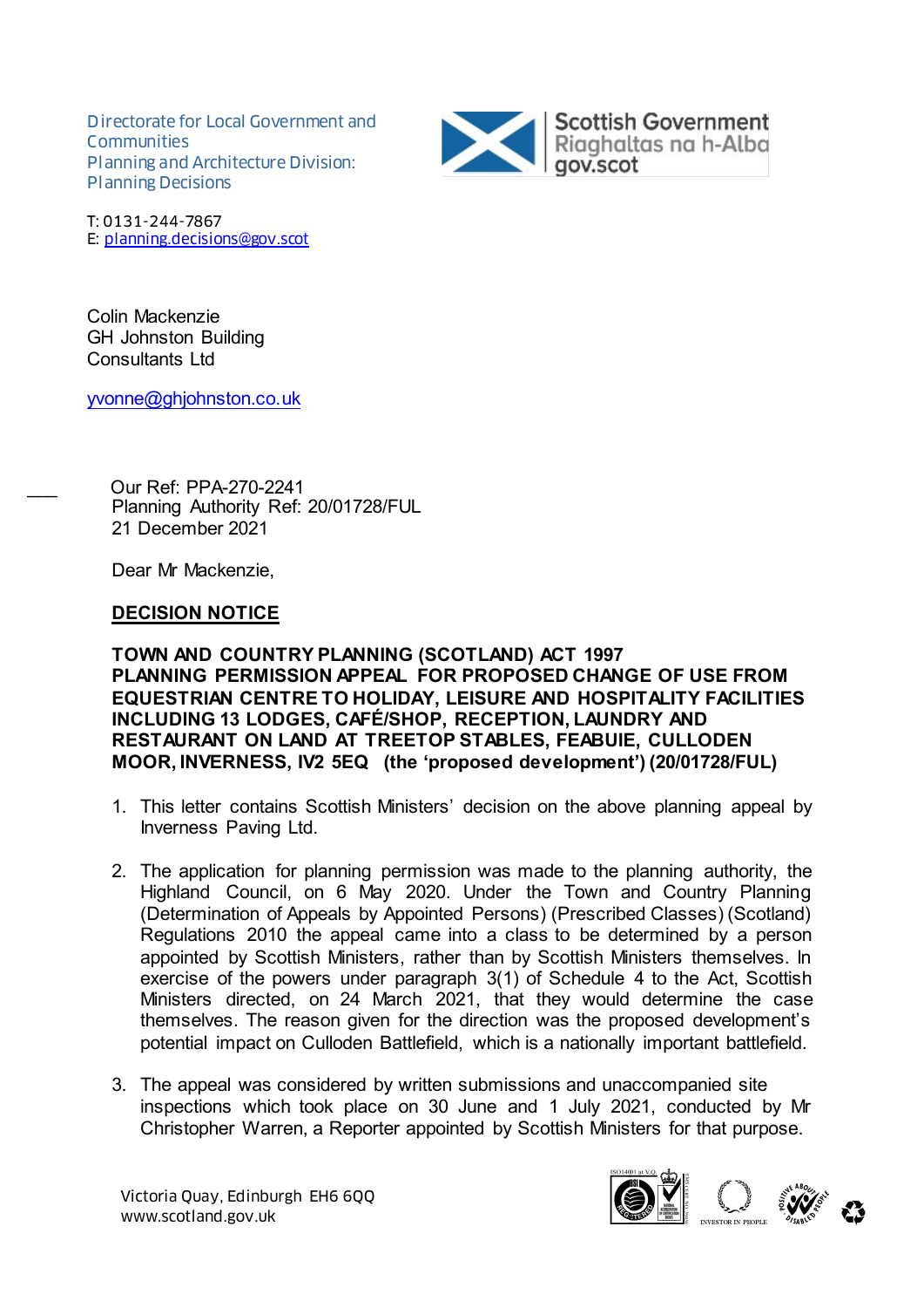Directorate for Local Government and Communities
Planning and Architecture Division: Planning Decisions

T: 0131-244-7867
E: planning.decisions@gov.scot

Colin Mackenzie
GH Johnston Building Consultants Ltd

yvonne@ghjohnston.co.uk

Our Ref: PPA-270-2241
Planning Authority Ref: 20/01728/FUL
21 December 2021

Dear Mr Mackenzie,

**DECISION NOTICE**

**TOWN AND COUNTRY PLANNING (SCOTLAND) ACT 1997**
**PLANNING PERMISSION APPEAL FOR PROPOSED CHANGE OF USE FROM EQUESTRIAN CENTRE TO HOLIDAY, LEISURE AND HOSPITALITY FACILITIES INCLUDING 13 LODGES, CAFÉ/SHOP, RECEPTION, LAUNDRY AND RESTAURANT ON LAND AT TREETOP STABLES, FEABUIE, CULLODEN MOOR, INVERNESS, IV2 5EQ (the 'proposed development') (20/01728/FUL)**

1. This letter contains Scottish Ministers' decision on the above planning appeal by Inverness Paving Ltd.

2. The application for planning permission was made to the planning authority, the Highland Council, on 6 May 2020. Under the Town and Country Planning (Determination of Appeals by Appointed Persons) (Prescribed Classes) (Scotland) Regulations 2010 the appeal came into a class to be determined by a person appointed by Scottish Ministers, rather than by Scottish Ministers themselves. In exercise of the powers under paragraph 3(1) of Schedule 4 to the Act, Scottish Ministers directed, on 24 March 2021, that they would determine the case themselves. The reason given for the direction was the proposed development's potential impact on Culloden Battlefield, which is a nationally important battlefield.

3. The appeal was considered by written submissions and unaccompanied site inspections which took place on 30 June and 1 July 2021, conducted by Mr Christopher Warren, a Reporter appointed by Scottish Ministers for that purpose.

Victoria Quay, Edinburgh EH6 6QQ
www.scotland.gov.uk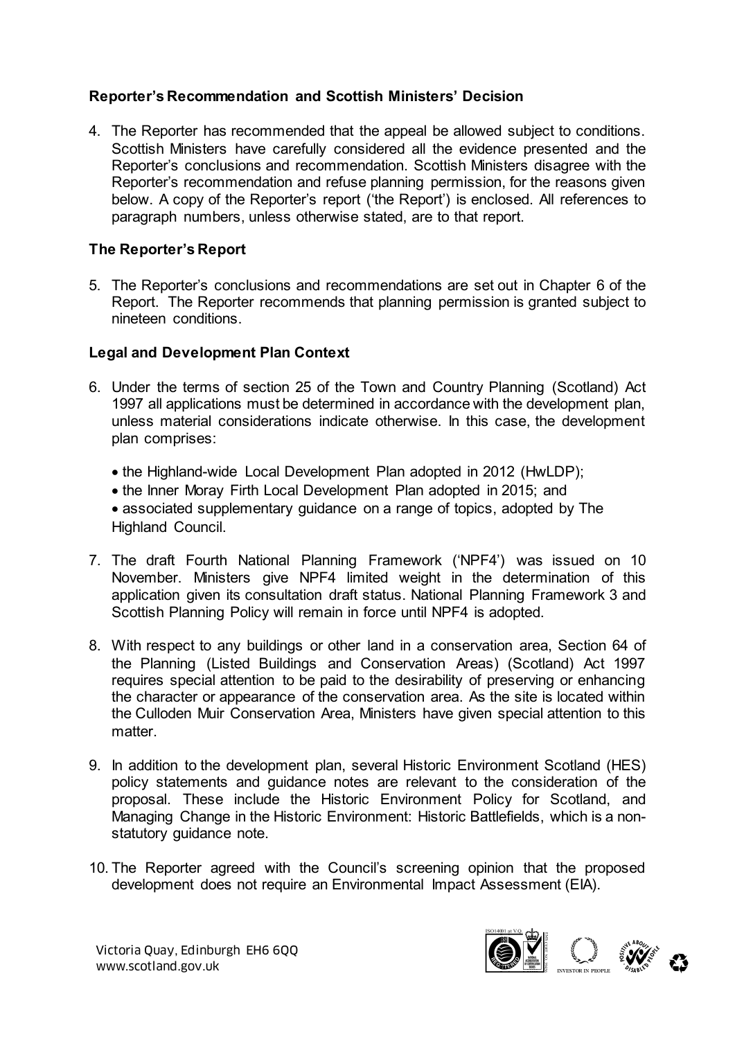**Reporter's Recommendation and Scottish Ministers' Decision**

4. The Reporter has recommended that the appeal be allowed subject to conditions. Scottish Ministers have carefully considered all the evidence presented and the Reporter's conclusions and recommendation. Scottish Ministers disagree with the Reporter's recommendation and refuse planning permission, for the reasons given below. A copy of the Reporter's report ('the Report') is enclosed. All references to paragraph numbers, unless otherwise stated, are to that report.

**The Reporter's Report**

5. The Reporter's conclusions and recommendations are set out in Chapter 6 of the Report. The Reporter recommends that planning permission is granted subject to nineteen conditions.

**Legal and Development Plan Context**

6. Under the terms of section 25 of the Town and Country Planning (Scotland) Act 1997 all applications must be determined in accordance with the development plan, unless material considerations indicate otherwise. In this case, the development plan comprises:

   - the Highland-wide Local Development Plan adopted in 2012 (HwLDP);
   - the Inner Moray Firth Local Development Plan adopted in 2015; and
   - associated supplementary guidance on a range of topics, adopted by The Highland Council.

7. The draft Fourth National Planning Framework ('NPF4') was issued on 10 November. Ministers give NPF4 limited weight in the determination of this application given its consultation draft status. National Planning Framework 3 and Scottish Planning Policy will remain in force until NPF4 is adopted.

8. With respect to any buildings or other land in a conservation area, Section 64 of the Planning (Listed Buildings and Conservation Areas) (Scotland) Act 1997 requires special attention to be paid to the desirability of preserving or enhancing the character or appearance of the conservation area. As the site is located within the Culloden Muir Conservation Area, Ministers have given special attention to this matter.

9. In addition to the development plan, several Historic Environment Scotland (HES) policy statements and guidance notes are relevant to the consideration of the proposal. These include the Historic Environment Policy for Scotland, and Managing Change in the Historic Environment: Historic Battlefields, which is a non-statutory guidance note.

10. The Reporter agreed with the Council's screening opinion that the proposed development does not require an Environmental Impact Assessment (EIA).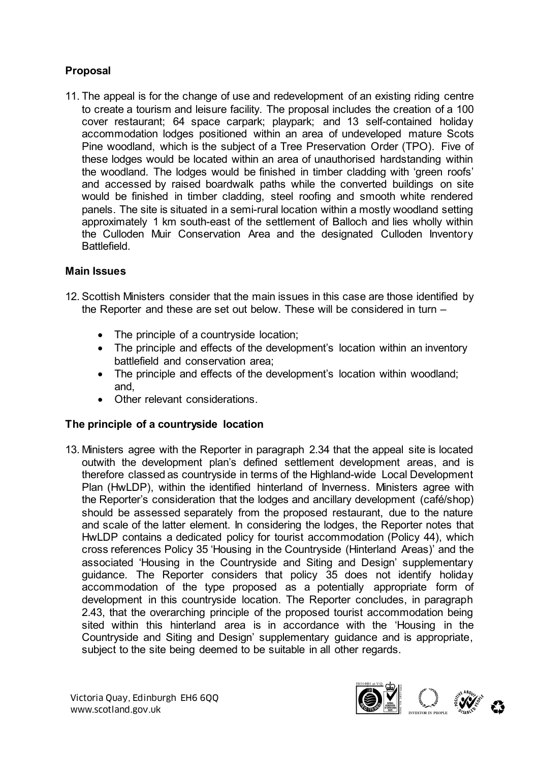## Proposal

11. The appeal is for the change of use and redevelopment of an existing riding centre to create a tourism and leisure facility. The proposal includes the creation of a 100 cover restaurant; 64 space carpark; playpark; and 13 self-contained holiday accommodation lodges positioned within an area of undeveloped mature Scots Pine woodland, which is the subject of a Tree Preservation Order (TPO). Five of these lodges would be located within an area of unauthorised hardstanding within the woodland. The lodges would be finished in timber cladding with 'green roofs' and accessed by raised boardwalk paths while the converted buildings on site would be finished in timber cladding, steel roofing and smooth white rendered panels. The site is situated in a semi-rural location within a mostly woodland setting approximately 1 km south-east of the settlement of Balloch and lies wholly within the Culloden Muir Conservation Area and the designated Culloden Inventory Battlefield.

## Main Issues

12. Scottish Ministers consider that the main issues in this case are those identified by the Reporter and these are set out below. These will be considered in turn –

    - The principle of a countryside location;
    - The principle and effects of the development's location within an inventory battlefield and conservation area;
    - The principle and effects of the development's location within woodland; and,
    - Other relevant considerations.

## The principle of a countryside location

13. Ministers agree with the Reporter in paragraph 2.34 that the appeal site is located outwith the development plan's defined settlement development areas, and is therefore classed as countryside in terms of the Highland-wide Local Development Plan (HwLDP), within the identified hinterland of Inverness. Ministers agree with the Reporter's consideration that the lodges and ancillary development (café/shop) should be assessed separately from the proposed restaurant, due to the nature and scale of the latter element. In considering the lodges, the Reporter notes that HwLDP contains a dedicated policy for tourist accommodation (Policy 44), which cross references Policy 35 'Housing in the Countryside (Hinterland Areas)' and the associated 'Housing in the Countryside and Siting and Design' supplementary guidance. The Reporter considers that policy 35 does not identify holiday accommodation of the type proposed as a potentially appropriate form of development in this countryside location. The Reporter concludes, in paragraph 2.43, that the overarching principle of the proposed tourist accommodation being sited within this hinterland area is in accordance with the 'Housing in the Countryside and Siting and Design' supplementary guidance and is appropriate, subject to the site being deemed to be suitable in all other regards.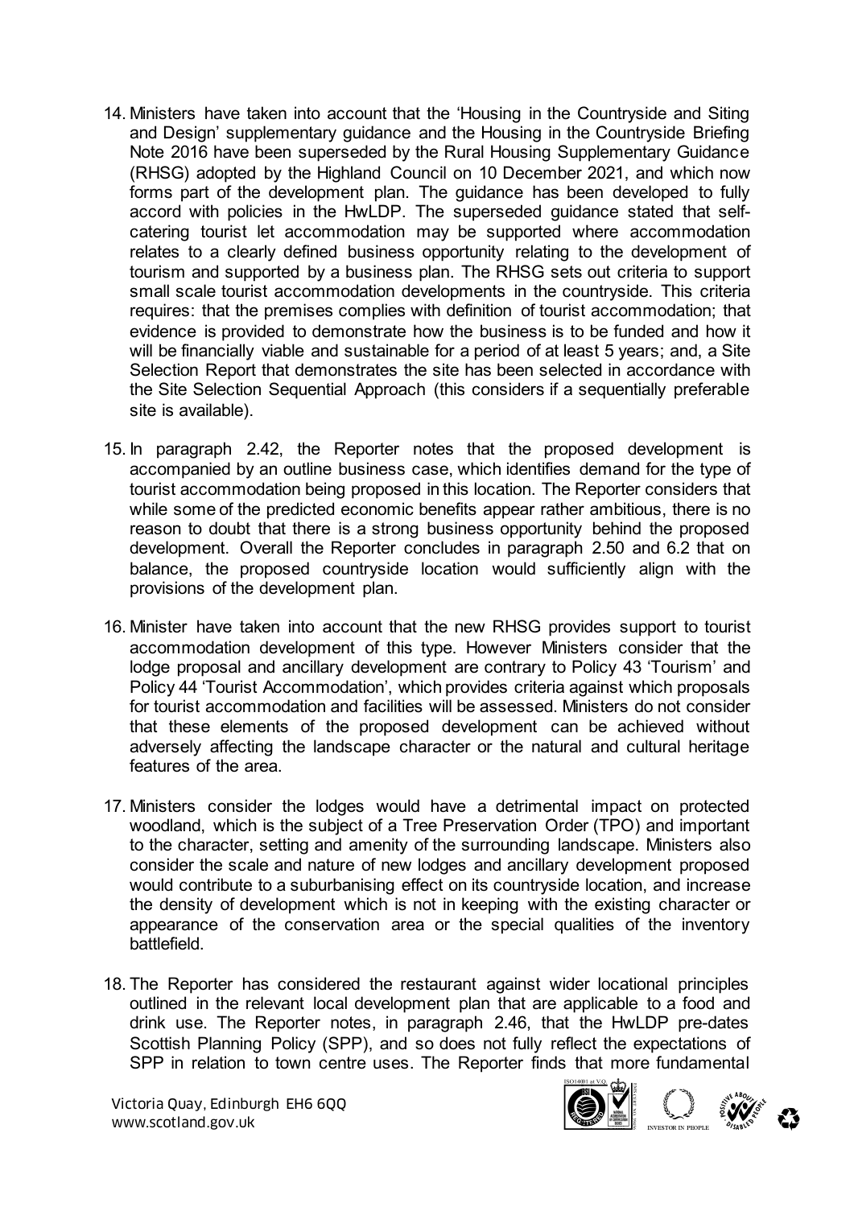14. Ministers have taken into account that the 'Housing in the Countryside and Siting and Design' supplementary guidance and the Housing in the Countryside Briefing Note 2016 have been superseded by the Rural Housing Supplementary Guidance (RHSG) adopted by the Highland Council on 10 December 2021, and which now forms part of the development plan. The guidance has been developed to fully accord with policies in the HwLDP. The superseded guidance stated that self-catering tourist let accommodation may be supported where accommodation relates to a clearly defined business opportunity relating to the development of tourism and supported by a business plan. The RHSG sets out criteria to support small scale tourist accommodation developments in the countryside. This criteria requires: that the premises complies with definition of tourist accommodation; that evidence is provided to demonstrate how the business is to be funded and how it will be financially viable and sustainable for a period of at least 5 years; and, a Site Selection Report that demonstrates the site has been selected in accordance with the Site Selection Sequential Approach (this considers if a sequentially preferable site is available).

15. In paragraph 2.42, the Reporter notes that the proposed development is accompanied by an outline business case, which identifies demand for the type of tourist accommodation being proposed in this location. The Reporter considers that while some of the predicted economic benefits appear rather ambitious, there is no reason to doubt that there is a strong business opportunity behind the proposed development. Overall the Reporter concludes in paragraph 2.50 and 6.2 that on balance, the proposed countryside location would sufficiently align with the provisions of the development plan.

16. Minister have taken into account that the new RHSG provides support to tourist accommodation development of this type. However Ministers consider that the lodge proposal and ancillary development are contrary to Policy 43 'Tourism' and Policy 44 'Tourist Accommodation', which provides criteria against which proposals for tourist accommodation and facilities will be assessed. Ministers do not consider that these elements of the proposed development can be achieved without adversely affecting the landscape character or the natural and cultural heritage features of the area.

17. Ministers consider the lodges would have a detrimental impact on protected woodland, which is the subject of a Tree Preservation Order (TPO) and important to the character, setting and amenity of the surrounding landscape. Ministers also consider the scale and nature of new lodges and ancillary development proposed would contribute to a suburbanising effect on its countryside location, and increase the density of development which is not in keeping with the existing character or appearance of the conservation area or the special qualities of the inventory battlefield.

18. The Reporter has considered the restaurant against wider locational principles outlined in the relevant local development plan that are applicable to a food and drink use. The Reporter notes, in paragraph 2.46, that the HwLDP pre-dates Scottish Planning Policy (SPP), and so does not fully reflect the expectations of SPP in relation to town centre uses. The Reporter finds that more fundamental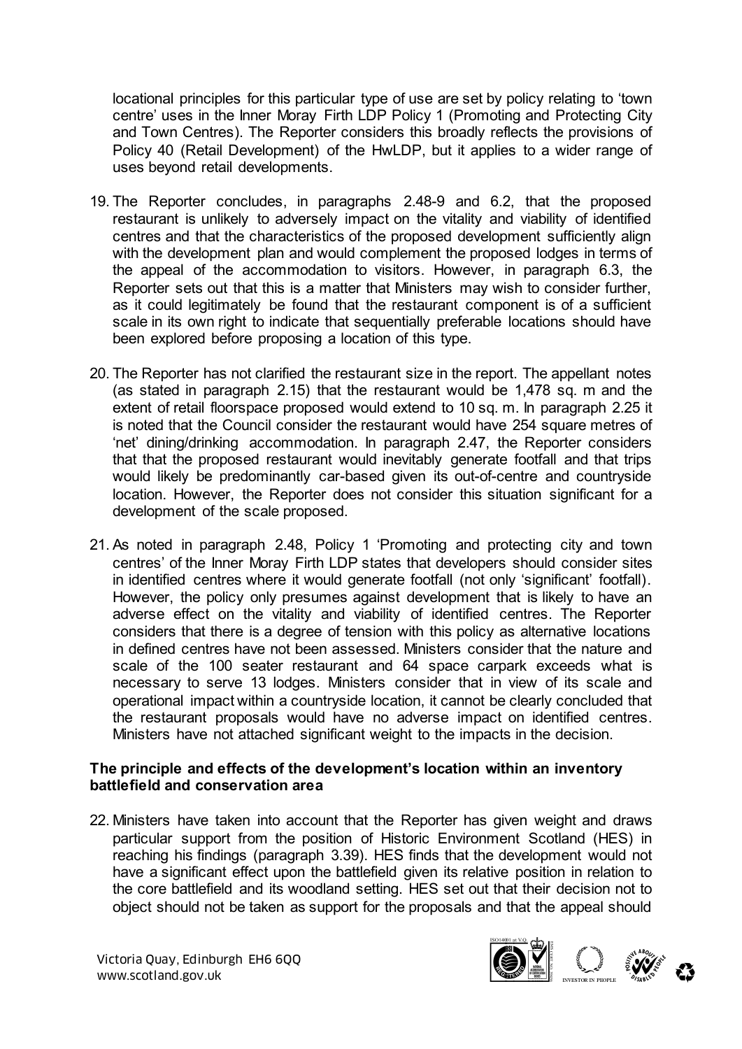locational principles for this particular type of use are set by policy relating to 'town centre' uses in the Inner Moray Firth LDP Policy 1 (Promoting and Protecting City and Town Centres). The Reporter considers this broadly reflects the provisions of Policy 40 (Retail Development) of the HwLDP, but it applies to a wider range of uses beyond retail developments.

19. The Reporter concludes, in paragraphs 2.48-9 and 6.2, that the proposed restaurant is unlikely to adversely impact on the vitality and viability of identified centres and that the characteristics of the proposed development sufficiently align with the development plan and would complement the proposed lodges in terms of the appeal of the accommodation to visitors. However, in paragraph 6.3, the Reporter sets out that this is a matter that Ministers may wish to consider further, as it could legitimately be found that the restaurant component is of a sufficient scale in its own right to indicate that sequentially preferable locations should have been explored before proposing a location of this type.

20. The Reporter has not clarified the restaurant size in the report. The appellant notes (as stated in paragraph 2.15) that the restaurant would be 1,478 sq. m and the extent of retail floorspace proposed would extend to 10 sq. m. In paragraph 2.25 it is noted that the Council consider the restaurant would have 254 square metres of 'net' dining/drinking accommodation. In paragraph 2.47, the Reporter considers that that the proposed restaurant would inevitably generate footfall and that trips would likely be predominantly car-based given its out-of-centre and countryside location. However, the Reporter does not consider this situation significant for a development of the scale proposed.

21. As noted in paragraph 2.48, Policy 1 'Promoting and protecting city and town centres' of the Inner Moray Firth LDP states that developers should consider sites in identified centres where it would generate footfall (not only 'significant' footfall). However, the policy only presumes against development that is likely to have an adverse effect on the vitality and viability of identified centres. The Reporter considers that there is a degree of tension with this policy as alternative locations in defined centres have not been assessed. Ministers consider that the nature and scale of the 100 seater restaurant and 64 space carpark exceeds what is necessary to serve 13 lodges. Ministers consider that in view of its scale and operational impact within a countryside location, it cannot be clearly concluded that the restaurant proposals would have no adverse impact on identified centres. Ministers have not attached significant weight to the impacts in the decision.

**The principle and effects of the development's location within an inventory battlefield and conservation area**

22. Ministers have taken into account that the Reporter has given weight and draws particular support from the position of Historic Environment Scotland (HES) in reaching his findings (paragraph 3.39). HES finds that the development would not have a significant effect upon the battlefield given its relative position in relation to the core battlefield and its woodland setting. HES set out that their decision not to object should not be taken as support for the proposals and that the appeal should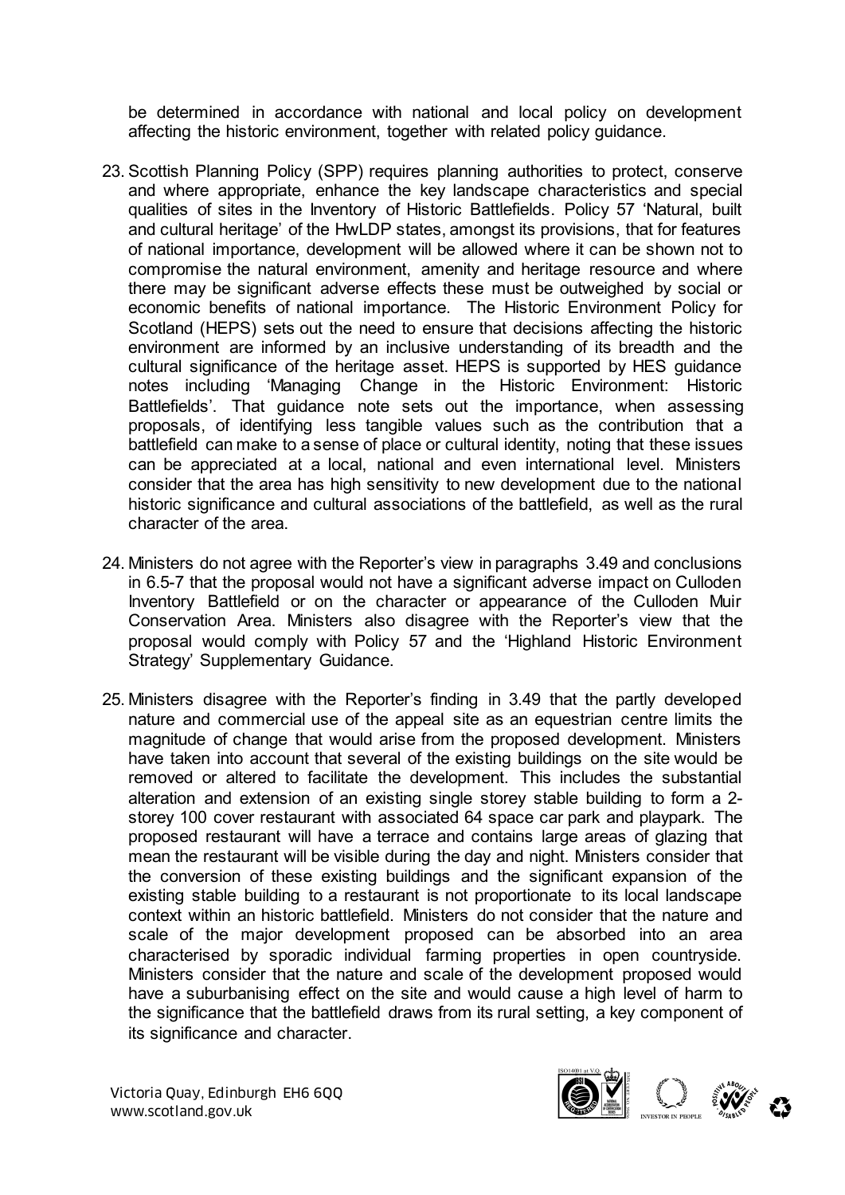be determined in accordance with national and local policy on development affecting the historic environment, together with related policy guidance.

23. Scottish Planning Policy (SPP) requires planning authorities to protect, conserve and where appropriate, enhance the key landscape characteristics and special qualities of sites in the Inventory of Historic Battlefields. Policy 57 'Natural, built and cultural heritage' of the HwLDP states, amongst its provisions, that for features of national importance, development will be allowed where it can be shown not to compromise the natural environment, amenity and heritage resource and where there may be significant adverse effects these must be outweighed by social or economic benefits of national importance. The Historic Environment Policy for Scotland (HEPS) sets out the need to ensure that decisions affecting the historic environment are informed by an inclusive understanding of its breadth and the cultural significance of the heritage asset. HEPS is supported by HES guidance notes including 'Managing Change in the Historic Environment: Historic Battlefields'. That guidance note sets out the importance, when assessing proposals, of identifying less tangible values such as the contribution that a battlefield can make to a sense of place or cultural identity, noting that these issues can be appreciated at a local, national and even international level. Ministers consider that the area has high sensitivity to new development due to the national historic significance and cultural associations of the battlefield, as well as the rural character of the area.

24. Ministers do not agree with the Reporter's view in paragraphs 3.49 and conclusions in 6.5-7 that the proposal would not have a significant adverse impact on Culloden Inventory Battlefield or on the character or appearance of the Culloden Muir Conservation Area. Ministers also disagree with the Reporter's view that the proposal would comply with Policy 57 and the 'Highland Historic Environment Strategy' Supplementary Guidance.

25. Ministers disagree with the Reporter's finding in 3.49 that the partly developed nature and commercial use of the appeal site as an equestrian centre limits the magnitude of change that would arise from the proposed development. Ministers have taken into account that several of the existing buildings on the site would be removed or altered to facilitate the development. This includes the substantial alteration and extension of an existing single storey stable building to form a 2-storey 100 cover restaurant with associated 64 space car park and playpark. The proposed restaurant will have a terrace and contains large areas of glazing that mean the restaurant will be visible during the day and night. Ministers consider that the conversion of these existing buildings and the significant expansion of the existing stable building to a restaurant is not proportionate to its local landscape context within an historic battlefield. Ministers do not consider that the nature and scale of the major development proposed can be absorbed into an area characterised by sporadic individual farming properties in open countryside. Ministers consider that the nature and scale of the development proposed would have a suburbanising effect on the site and would cause a high level of harm to the significance that the battlefield draws from its rural setting, a key component of its significance and character.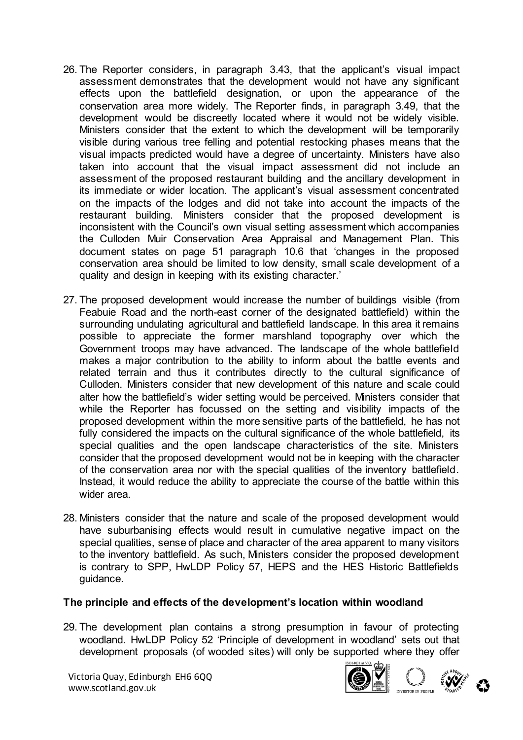26. The Reporter considers, in paragraph 3.43, that the applicant's visual impact assessment demonstrates that the development would not have any significant effects upon the battlefield designation, or upon the appearance of the conservation area more widely. The Reporter finds, in paragraph 3.49, that the development would be discreetly located where it would not be widely visible. Ministers consider that the extent to which the development will be temporarily visible during various tree felling and potential restocking phases means that the visual impacts predicted would have a degree of uncertainty. Ministers have also taken into account that the visual impact assessment did not include an assessment of the proposed restaurant building and the ancillary development in its immediate or wider location. The applicant's visual assessment concentrated on the impacts of the lodges and did not take into account the impacts of the restaurant building. Ministers consider that the proposed development is inconsistent with the Council's own visual setting assessment which accompanies the Culloden Muir Conservation Area Appraisal and Management Plan. This document states on page 51 paragraph 10.6 that 'changes in the proposed conservation area should be limited to low density, small scale development of a quality and design in keeping with its existing character.'

27. The proposed development would increase the number of buildings visible (from Feabuie Road and the north-east corner of the designated battlefield) within the surrounding undulating agricultural and battlefield landscape. In this area it remains possible to appreciate the former marshland topography over which the Government troops may have advanced. The landscape of the whole battlefield makes a major contribution to the ability to inform about the battle events and related terrain and thus it contributes directly to the cultural significance of Culloden. Ministers consider that new development of this nature and scale could alter how the battlefield's wider setting would be perceived. Ministers consider that while the Reporter has focussed on the setting and visibility impacts of the proposed development within the more sensitive parts of the battlefield, he has not fully considered the impacts on the cultural significance of the whole battlefield, its special qualities and the open landscape characteristics of the site. Ministers consider that the proposed development would not be in keeping with the character of the conservation area nor with the special qualities of the inventory battlefield. Instead, it would reduce the ability to appreciate the course of the battle within this wider area.

28. Ministers consider that the nature and scale of the proposed development would have suburbanising effects would result in cumulative negative impact on the special qualities, sense of place and character of the area apparent to many visitors to the inventory battlefield. As such, Ministers consider the proposed development is contrary to SPP, HwLDP Policy 57, HEPS and the HES Historic Battlefields guidance.

**The principle and effects of the development's location within woodland**

29. The development plan contains a strong presumption in favour of protecting woodland. HwLDP Policy 52 'Principle of development in woodland' sets out that development proposals (of wooded sites) will only be supported where they offer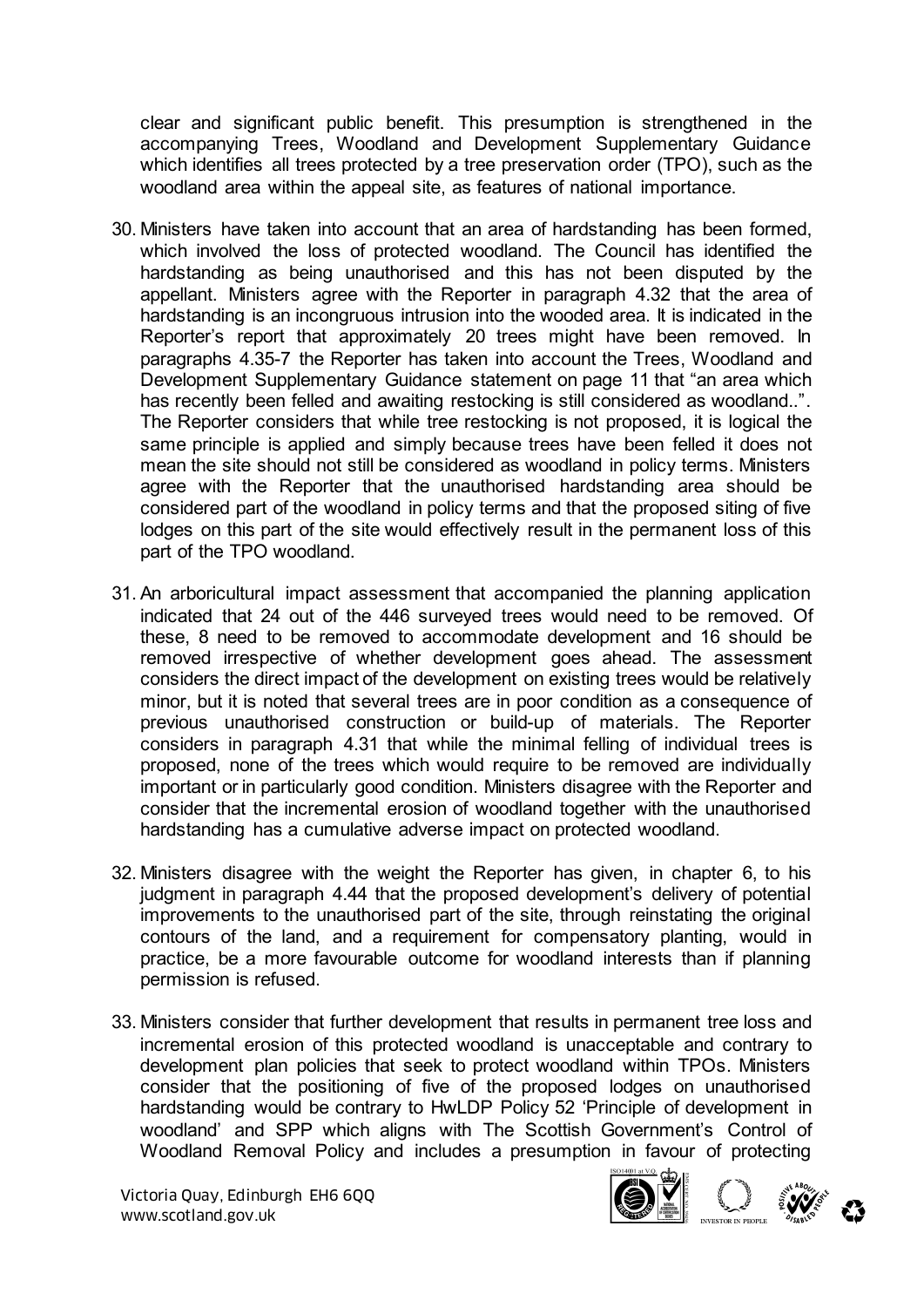clear and significant public benefit. This presumption is strengthened in the accompanying Trees, Woodland and Development Supplementary Guidance which identifies all trees protected by a tree preservation order (TPO), such as the woodland area within the appeal site, as features of national importance.

30. Ministers have taken into account that an area of hardstanding has been formed, which involved the loss of protected woodland. The Council has identified the hardstanding as being unauthorised and this has not been disputed by the appellant. Ministers agree with the Reporter in paragraph 4.32 that the area of hardstanding is an incongruous intrusion into the wooded area. It is indicated in the Reporter's report that approximately 20 trees might have been removed. In paragraphs 4.35-7 the Reporter has taken into account the Trees, Woodland and Development Supplementary Guidance statement on page 11 that "an area which has recently been felled and awaiting restocking is still considered as woodland..". The Reporter considers that while tree restocking is not proposed, it is logical the same principle is applied and simply because trees have been felled it does not mean the site should not still be considered as woodland in policy terms. Ministers agree with the Reporter that the unauthorised hardstanding area should be considered part of the woodland in policy terms and that the proposed siting of five lodges on this part of the site would effectively result in the permanent loss of this part of the TPO woodland.

31. An arboricultural impact assessment that accompanied the planning application indicated that 24 out of the 446 surveyed trees would need to be removed. Of these, 8 need to be removed to accommodate development and 16 should be removed irrespective of whether development goes ahead. The assessment considers the direct impact of the development on existing trees would be relatively minor, but it is noted that several trees are in poor condition as a consequence of previous unauthorised construction or build-up of materials. The Reporter considers in paragraph 4.31 that while the minimal felling of individual trees is proposed, none of the trees which would require to be removed are individually important or in particularly good condition. Ministers disagree with the Reporter and consider that the incremental erosion of woodland together with the unauthorised hardstanding has a cumulative adverse impact on protected woodland.

32. Ministers disagree with the weight the Reporter has given, in chapter 6, to his judgment in paragraph 4.44 that the proposed development's delivery of potential improvements to the unauthorised part of the site, through reinstating the original contours of the land, and a requirement for compensatory planting, would in practice, be a more favourable outcome for woodland interests than if planning permission is refused.

33. Ministers consider that further development that results in permanent tree loss and incremental erosion of this protected woodland is unacceptable and contrary to development plan policies that seek to protect woodland within TPOs. Ministers consider that the positioning of five of the proposed lodges on unauthorised hardstanding would be contrary to HwLDP Policy 52 'Principle of development in woodland' and SPP which aligns with The Scottish Government's Control of Woodland Removal Policy and includes a presumption in favour of protecting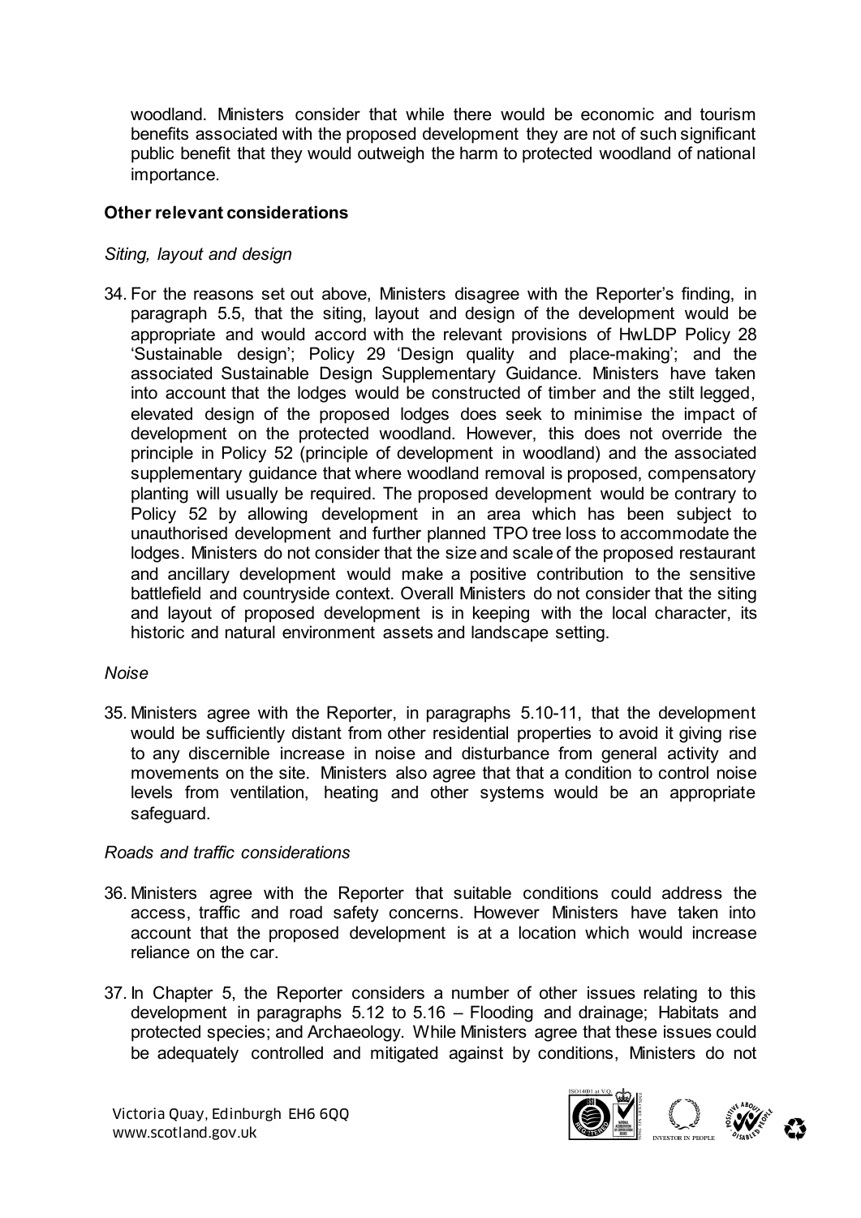woodland. Ministers consider that while there would be economic and tourism benefits associated with the proposed development they are not of such significant public benefit that they would outweigh the harm to protected woodland of national importance.

**Other relevant considerations**

*Siting, layout and design*

34. For the reasons set out above, Ministers disagree with the Reporter's finding, in paragraph 5.5, that the siting, layout and design of the development would be appropriate and would accord with the relevant provisions of HwLDP Policy 28 'Sustainable design'; Policy 29 'Design quality and place-making'; and the associated Sustainable Design Supplementary Guidance. Ministers have taken into account that the lodges would be constructed of timber and the stilt legged, elevated design of the proposed lodges does seek to minimise the impact of development on the protected woodland. However, this does not override the principle in Policy 52 (principle of development in woodland) and the associated supplementary guidance that where woodland removal is proposed, compensatory planting will usually be required. The proposed development would be contrary to Policy 52 by allowing development in an area which has been subject to unauthorised development and further planned TPO tree loss to accommodate the lodges. Ministers do not consider that the size and scale of the proposed restaurant and ancillary development would make a positive contribution to the sensitive battlefield and countryside context. Overall Ministers do not consider that the siting and layout of proposed development is in keeping with the local character, its historic and natural environment assets and landscape setting.

*Noise*

35. Ministers agree with the Reporter, in paragraphs 5.10-11, that the development would be sufficiently distant from other residential properties to avoid it giving rise to any discernible increase in noise and disturbance from general activity and movements on the site. Ministers also agree that that a condition to control noise levels from ventilation, heating and other systems would be an appropriate safeguard.

*Roads and traffic considerations*

36. Ministers agree with the Reporter that suitable conditions could address the access, traffic and road safety concerns. However Ministers have taken into account that the proposed development is at a location which would increase reliance on the car.

37. In Chapter 5, the Reporter considers a number of other issues relating to this development in paragraphs 5.12 to 5.16 – Flooding and drainage; Habitats and protected species; and Archaeology. While Ministers agree that these issues could be adequately controlled and mitigated against by conditions, Ministers do not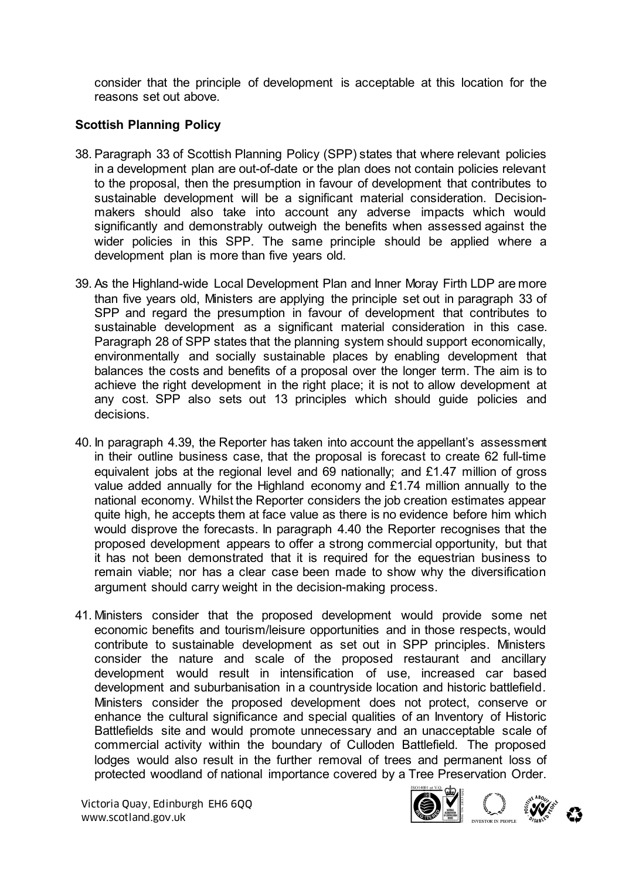consider that the principle of development is acceptable at this location for the reasons set out above.

### Scottish Planning Policy

38. Paragraph 33 of Scottish Planning Policy (SPP) states that where relevant policies in a development plan are out-of-date or the plan does not contain policies relevant to the proposal, then the presumption in favour of development that contributes to sustainable development will be a significant material consideration. Decision-makers should also take into account any adverse impacts which would significantly and demonstrably outweigh the benefits when assessed against the wider policies in this SPP. The same principle should be applied where a development plan is more than five years old.

39. As the Highland-wide Local Development Plan and Inner Moray Firth LDP are more than five years old, Ministers are applying the principle set out in paragraph 33 of SPP and regard the presumption in favour of development that contributes to sustainable development as a significant material consideration in this case. Paragraph 28 of SPP states that the planning system should support economically, environmentally and socially sustainable places by enabling development that balances the costs and benefits of a proposal over the longer term. The aim is to achieve the right development in the right place; it is not to allow development at any cost. SPP also sets out 13 principles which should guide policies and decisions.

40. In paragraph 4.39, the Reporter has taken into account the appellant's assessment in their outline business case, that the proposal is forecast to create 62 full-time equivalent jobs at the regional level and 69 nationally; and £1.47 million of gross value added annually for the Highland economy and £1.74 million annually to the national economy. Whilst the Reporter considers the job creation estimates appear quite high, he accepts them at face value as there is no evidence before him which would disprove the forecasts. In paragraph 4.40 the Reporter recognises that the proposed development appears to offer a strong commercial opportunity, but that it has not been demonstrated that it is required for the equestrian business to remain viable; nor has a clear case been made to show why the diversification argument should carry weight in the decision-making process.

41. Ministers consider that the proposed development would provide some net economic benefits and tourism/leisure opportunities and in those respects, would contribute to sustainable development as set out in SPP principles. Ministers consider the nature and scale of the proposed restaurant and ancillary development would result in intensification of use, increased car based development and suburbanisation in a countryside location and historic battlefield. Ministers consider the proposed development does not protect, conserve or enhance the cultural significance and special qualities of an Inventory of Historic Battlefields site and would promote unnecessary and an unacceptable scale of commercial activity within the boundary of Culloden Battlefield. The proposed lodges would also result in the further removal of trees and permanent loss of protected woodland of national importance covered by a Tree Preservation Order.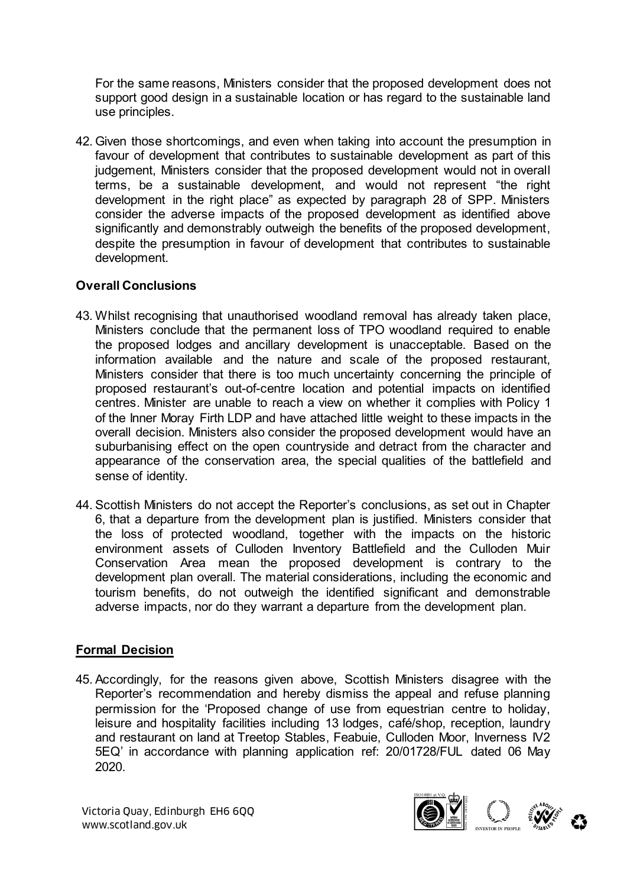For the same reasons, Ministers consider that the proposed development does not support good design in a sustainable location or has regard to the sustainable land use principles.

42. Given those shortcomings, and even when taking into account the presumption in favour of development that contributes to sustainable development as part of this judgement, Ministers consider that the proposed development would not in overall terms, be a sustainable development, and would not represent "the right development in the right place" as expected by paragraph 28 of SPP. Ministers consider the adverse impacts of the proposed development as identified above significantly and demonstrably outweigh the benefits of the proposed development, despite the presumption in favour of development that contributes to sustainable development.

**Overall Conclusions**

43. Whilst recognising that unauthorised woodland removal has already taken place, Ministers conclude that the permanent loss of TPO woodland required to enable the proposed lodges and ancillary development is unacceptable. Based on the information available and the nature and scale of the proposed restaurant, Ministers consider that there is too much uncertainty concerning the principle of proposed restaurant's out-of-centre location and potential impacts on identified centres. Minister are unable to reach a view on whether it complies with Policy 1 of the Inner Moray Firth LDP and have attached little weight to these impacts in the overall decision. Ministers also consider the proposed development would have an suburbanising effect on the open countryside and detract from the character and appearance of the conservation area, the special qualities of the battlefield and sense of identity.

44. Scottish Ministers do not accept the Reporter's conclusions, as set out in Chapter 6, that a departure from the development plan is justified. Ministers consider that the loss of protected woodland, together with the impacts on the historic environment assets of Culloden Inventory Battlefield and the Culloden Muir Conservation Area mean the proposed development is contrary to the development plan overall. The material considerations, including the economic and tourism benefits, do not outweigh the identified significant and demonstrable adverse impacts, nor do they warrant a departure from the development plan.

**Formal Decision**

45. Accordingly, for the reasons given above, Scottish Ministers disagree with the Reporter's recommendation and hereby dismiss the appeal and refuse planning permission for the 'Proposed change of use from equestrian centre to holiday, leisure and hospitality facilities including 13 lodges, café/shop, reception, laundry and restaurant on land at Treetop Stables, Feabuie, Culloden Moor, Inverness IV2 5EQ' in accordance with planning application ref: 20/01728/FUL dated 06 May 2020.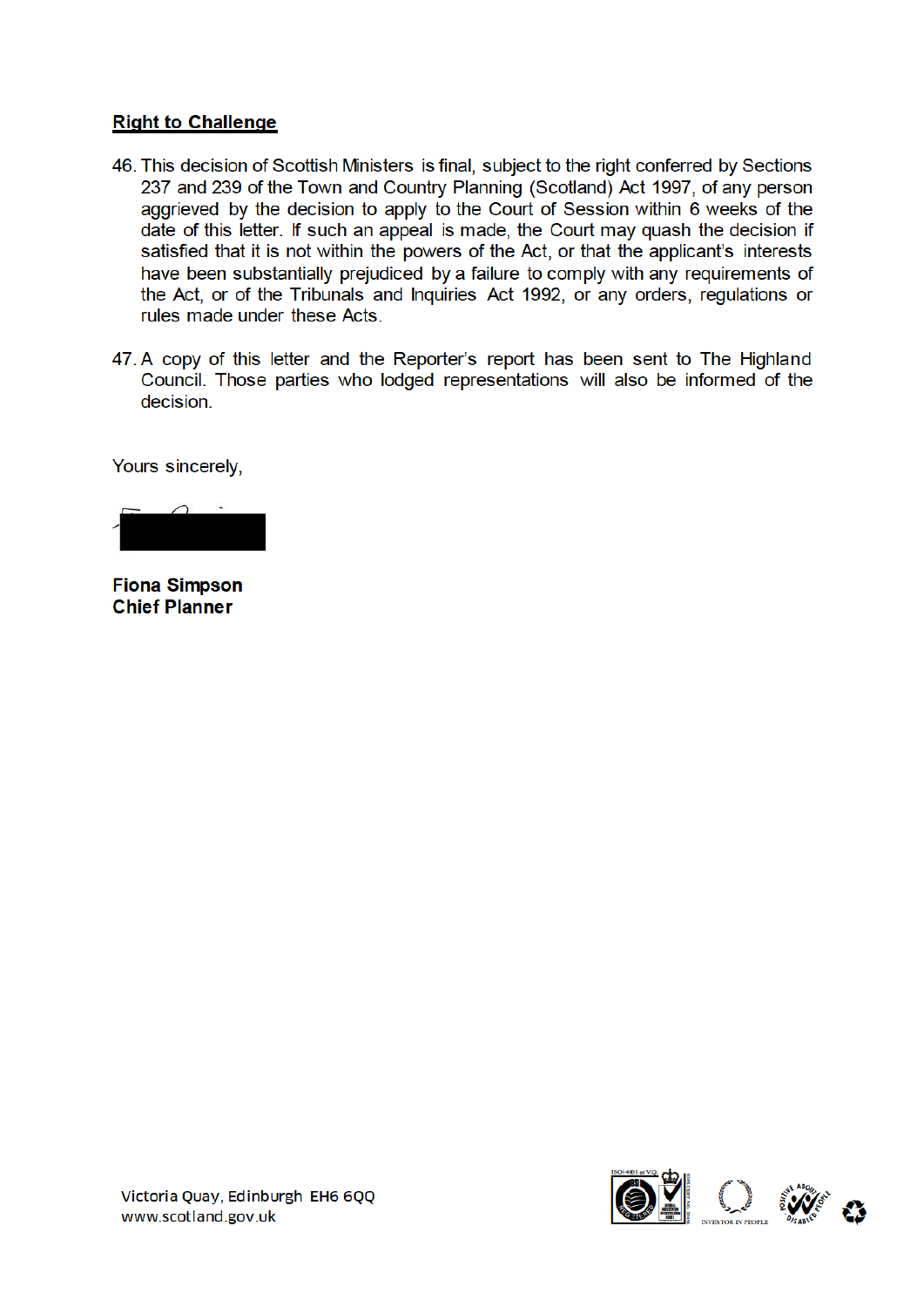**Right to Challenge**

46. This decision of Scottish Ministers is final, subject to the right conferred by Sections 237 and 239 of the Town and Country Planning (Scotland) Act 1997, of any person aggrieved by the decision to apply to the Court of Session within 6 weeks of the date of this letter. If such an appeal is made, the Court may quash the decision if satisfied that it is not within the powers of the Act, or that the applicant's interests have been substantially prejudiced by a failure to comply with any requirements of the Act, or of the Tribunals and Inquiries Act 1992, or any orders, regulations or rules made under these Acts.

47. A copy of this letter and the Reporter's report has been sent to The Highland Council. Those parties who lodged representations will also be informed of the decision.

Yours sincerely,

**Fiona Simpson**
**Chief Planner**

Victoria Quay, Edinburgh EH6 6QQ
www.scotland.gov.uk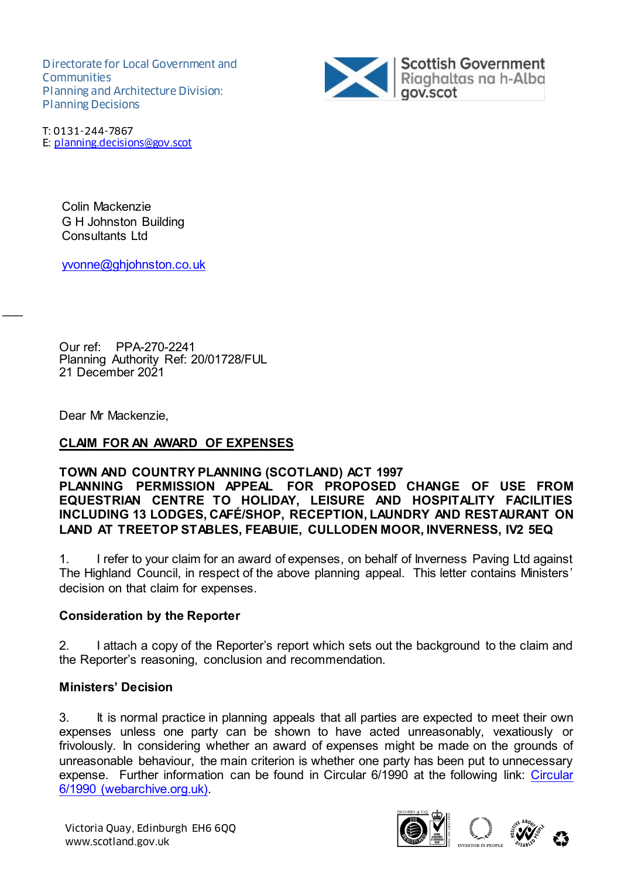Directorate for Local Government and Communities
Planning and Architecture Division: Planning Decisions

T: 0131-244-7867
E: planning.decisions@gov.scot

Colin Mackenzie
G H Johnston Building
Consultants Ltd

yvonne@ghjohnston.co.uk

Our ref: PPA-270-2241
Planning Authority Ref: 20/01728/FUL
21 December 2021

Dear Mr Mackenzie,

**CLAIM FOR AN AWARD OF EXPENSES**

**TOWN AND COUNTRY PLANNING (SCOTLAND) ACT 1997**
**PLANNING PERMISSION APPEAL FOR PROPOSED CHANGE OF USE FROM EQUESTRIAN CENTRE TO HOLIDAY, LEISURE AND HOSPITALITY FACILITIES INCLUDING 13 LODGES, CAFÉ/SHOP, RECEPTION, LAUNDRY AND RESTAURANT ON LAND AT TREETOP STABLES, FEABUIE, CULLODEN MOOR, INVERNESS, IV2 5EQ**

1. I refer to your claim for an award of expenses, on behalf of Inverness Paving Ltd against The Highland Council, in respect of the above planning appeal. This letter contains Ministers' decision on that claim for expenses.

**Consideration by the Reporter**

2. I attach a copy of the Reporter's report which sets out the background to the claim and the Reporter's reasoning, conclusion and recommendation.

**Ministers' Decision**

3. It is normal practice in planning appeals that all parties are expected to meet their own expenses unless one party can be shown to have acted unreasonably, vexatiously or frivolously. In considering whether an award of expenses might be made on the grounds of unreasonable behaviour, the main criterion is whether one party has been put to unnecessary expense. Further information can be found in Circular 6/1990 at the following link: Circular 6/1990 (webarchive.org.uk).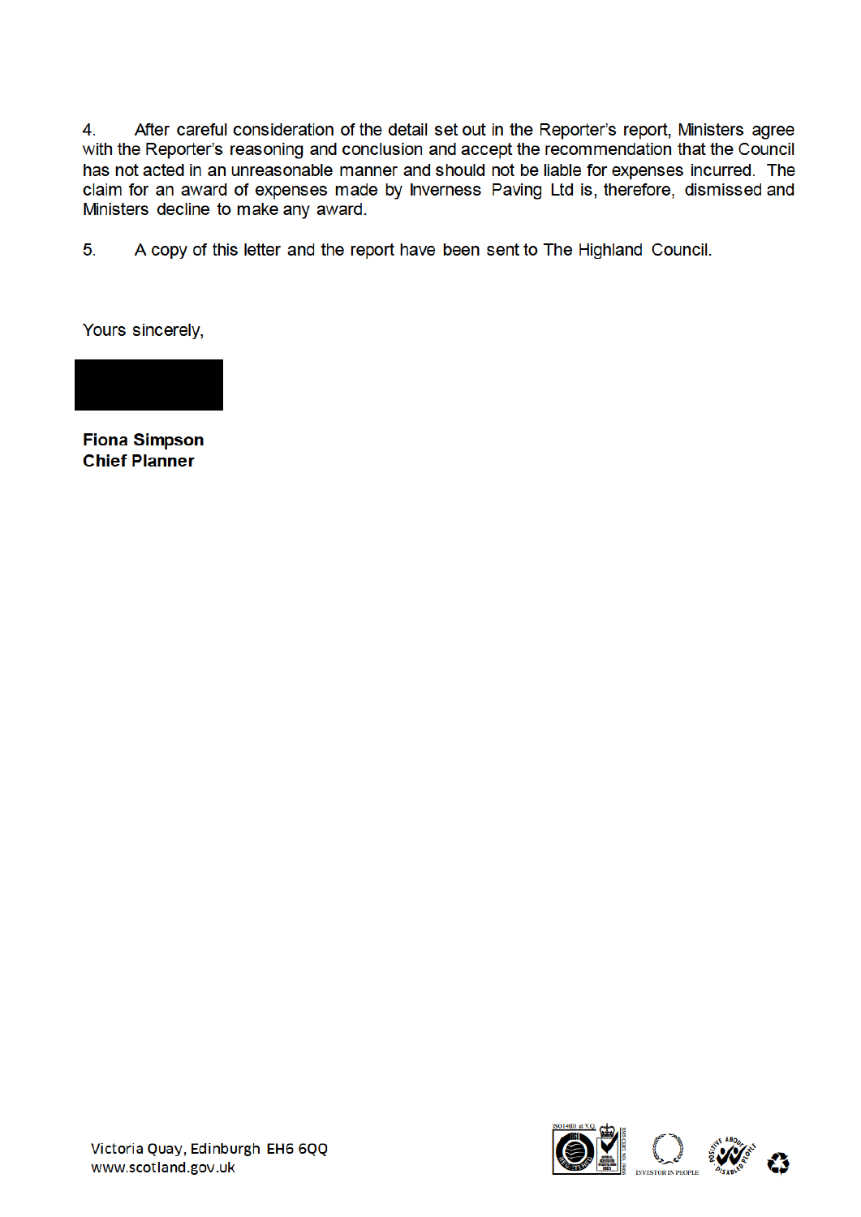4. After careful consideration of the detail set out in the Reporter's report, Ministers agree with the Reporter's reasoning and conclusion and accept the recommendation that the Council has not acted in an unreasonable manner and should not be liable for expenses incurred. The claim for an award of expenses made by Inverness Paving Ltd is, therefore, dismissed and Ministers decline to make any award.

5. A copy of this letter and the report have been sent to The Highland Council.

Yours sincerely,

**Fiona Simpson**
**Chief Planner**

Victoria Quay, Edinburgh EH6 6QQ
www.scotland.gov.uk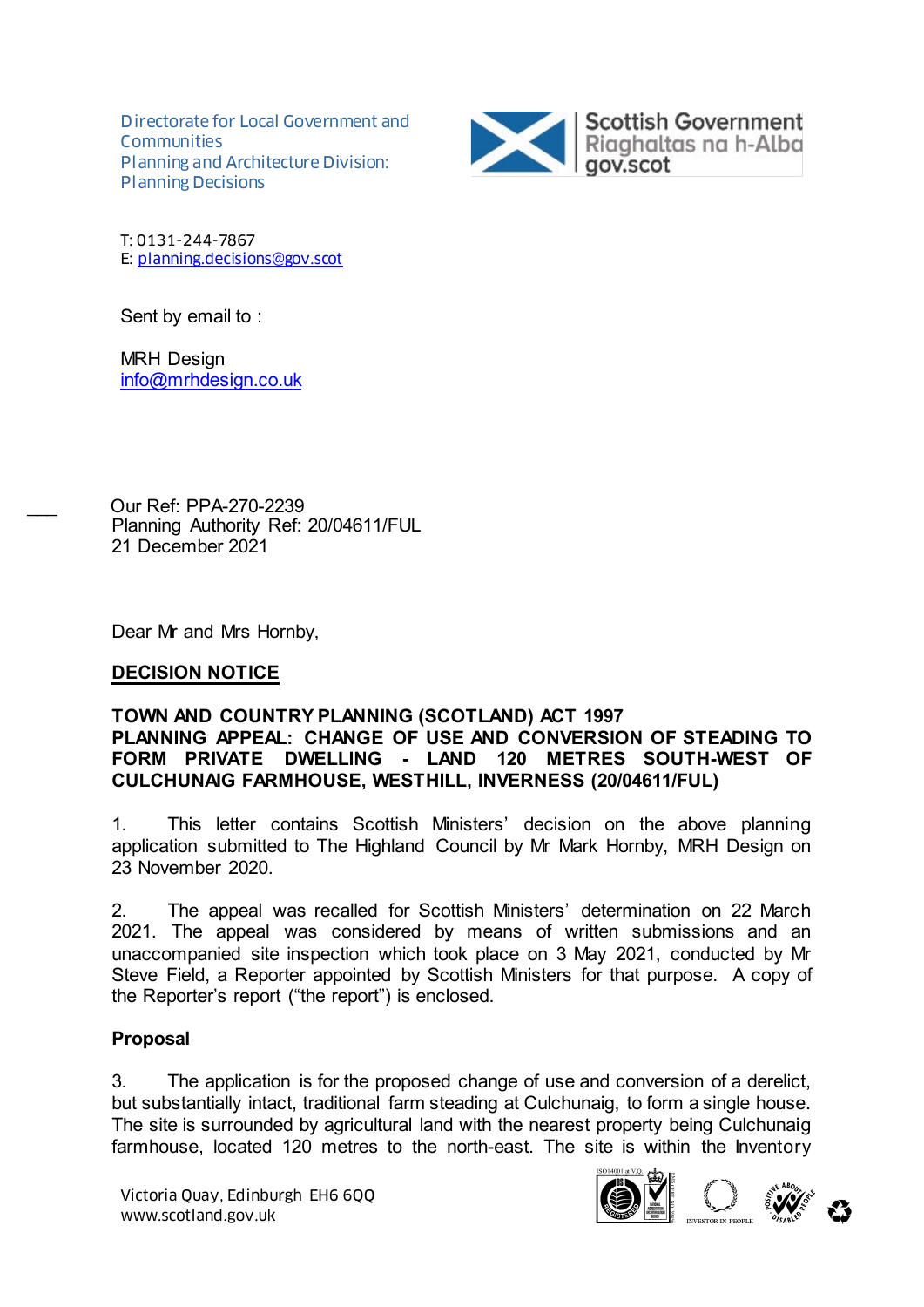Directorate for Local Government and Communities
Planning and Architecture Division: Planning Decisions

T: 0131-244-7867
E: planning.decisions@gov.scot

Sent by email to :

MRH Design
info@mrhdesign.co.uk

Our Ref: PPA-270-2239
Planning Authority Ref: 20/04611/FUL
21 December 2021

Dear Mr and Mrs Hornby,

**DECISION NOTICE**

**TOWN AND COUNTRY PLANNING (SCOTLAND) ACT 1997**
**PLANNING APPEAL: CHANGE OF USE AND CONVERSION OF STEADING TO FORM PRIVATE DWELLING - LAND 120 METRES SOUTH-WEST OF CULCHUNAIG FARMHOUSE, WESTHILL, INVERNESS (20/04611/FUL)**

1. This letter contains Scottish Ministers' decision on the above planning application submitted to The Highland Council by Mr Mark Hornby, MRH Design on 23 November 2020.

2. The appeal was recalled for Scottish Ministers' determination on 22 March 2021. The appeal was considered by means of written submissions and an unaccompanied site inspection which took place on 3 May 2021, conducted by Mr Steve Field, a Reporter appointed by Scottish Ministers for that purpose. A copy of the Reporter's report ("the report") is enclosed.

**Proposal**

3. The application is for the proposed change of use and conversion of a derelict, but substantially intact, traditional farm steading at Culchunaig, to form a single house. The site is surrounded by agricultural land with the nearest property being Culchunaig farmhouse, located 120 metres to the north-east. The site is within the Inventory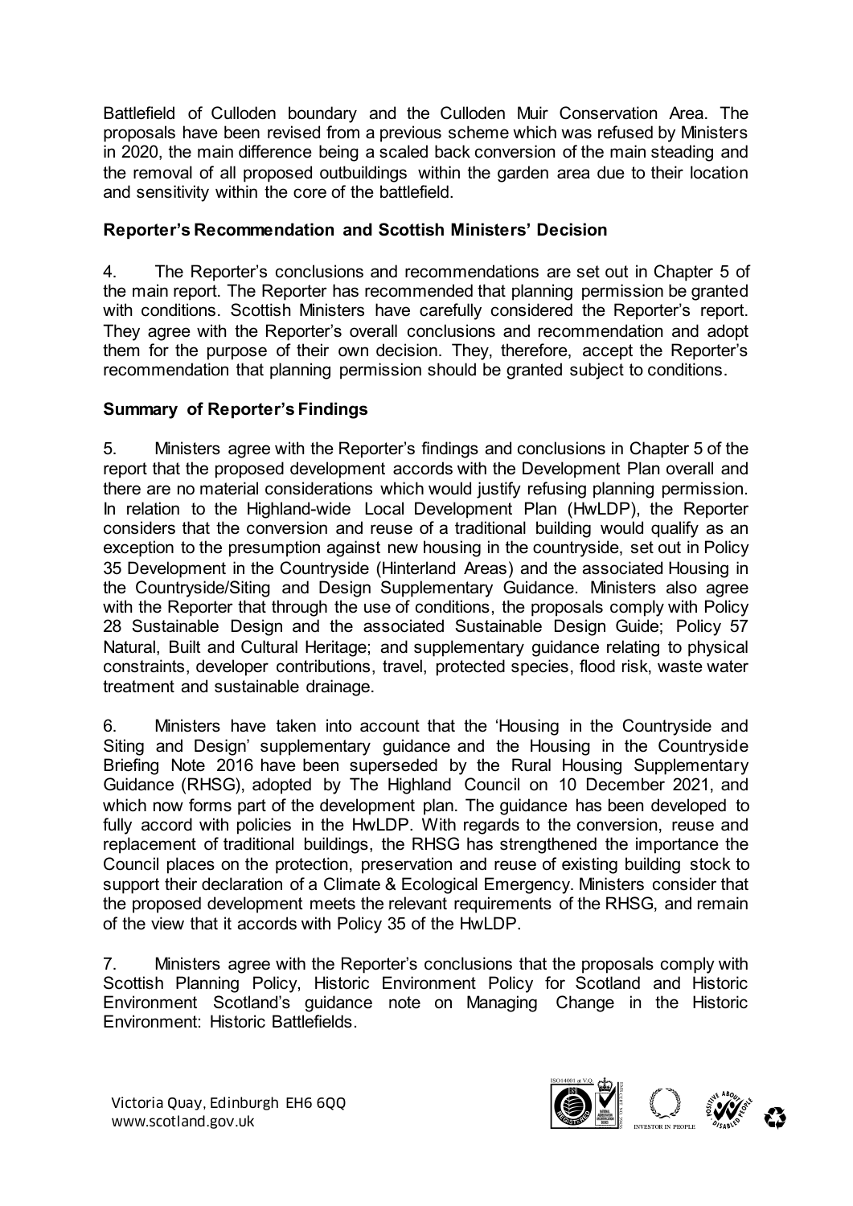Battlefield of Culloden boundary and the Culloden Muir Conservation Area. The proposals have been revised from a previous scheme which was refused by Ministers in 2020, the main difference being a scaled back conversion of the main steading and the removal of all proposed outbuildings within the garden area due to their location and sensitivity within the core of the battlefield.

**Reporter's Recommendation and Scottish Ministers' Decision**

4. The Reporter's conclusions and recommendations are set out in Chapter 5 of the main report. The Reporter has recommended that planning permission be granted with conditions. Scottish Ministers have carefully considered the Reporter's report. They agree with the Reporter's overall conclusions and recommendation and adopt them for the purpose of their own decision. They, therefore, accept the Reporter's recommendation that planning permission should be granted subject to conditions.

**Summary of Reporter's Findings**

5. Ministers agree with the Reporter's findings and conclusions in Chapter 5 of the report that the proposed development accords with the Development Plan overall and there are no material considerations which would justify refusing planning permission. In relation to the Highland-wide Local Development Plan (HwLDP), the Reporter considers that the conversion and reuse of a traditional building would qualify as an exception to the presumption against new housing in the countryside, set out in Policy 35 Development in the Countryside (Hinterland Areas) and the associated Housing in the Countryside/Siting and Design Supplementary Guidance. Ministers also agree with the Reporter that through the use of conditions, the proposals comply with Policy 28 Sustainable Design and the associated Sustainable Design Guide; Policy 57 Natural, Built and Cultural Heritage; and supplementary guidance relating to physical constraints, developer contributions, travel, protected species, flood risk, waste water treatment and sustainable drainage.

6. Ministers have taken into account that the 'Housing in the Countryside and Siting and Design' supplementary guidance and the Housing in the Countryside Briefing Note 2016 have been superseded by the Rural Housing Supplementary Guidance (RHSG), adopted by The Highland Council on 10 December 2021, and which now forms part of the development plan. The guidance has been developed to fully accord with policies in the HwLDP. With regards to the conversion, reuse and replacement of traditional buildings, the RHSG has strengthened the importance the Council places on the protection, preservation and reuse of existing building stock to support their declaration of a Climate & Ecological Emergency. Ministers consider that the proposed development meets the relevant requirements of the RHSG, and remain of the view that it accords with Policy 35 of the HwLDP.

7. Ministers agree with the Reporter's conclusions that the proposals comply with Scottish Planning Policy, Historic Environment Policy for Scotland and Historic Environment Scotland's guidance note on Managing Change in the Historic Environment: Historic Battlefields.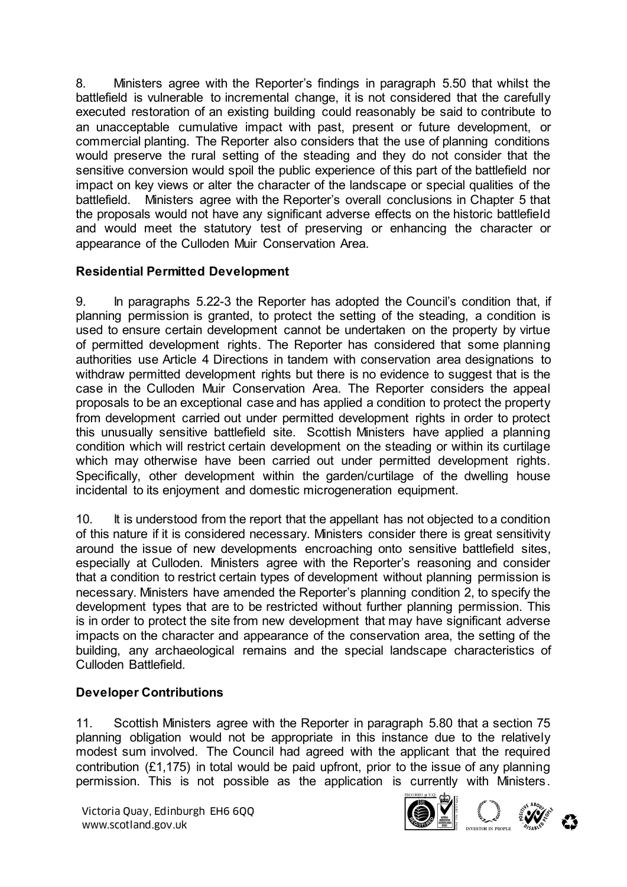8. Ministers agree with the Reporter's findings in paragraph 5.50 that whilst the battlefield is vulnerable to incremental change, it is not considered that the carefully executed restoration of an existing building could reasonably be said to contribute to an unacceptable cumulative impact with past, present or future development, or commercial planting. The Reporter also considers that the use of planning conditions would preserve the rural setting of the steading and they do not consider that the sensitive conversion would spoil the public experience of this part of the battlefield nor impact on key views or alter the character of the landscape or special qualities of the battlefield. Ministers agree with the Reporter's overall conclusions in Chapter 5 that the proposals would not have any significant adverse effects on the historic battlefield and would meet the statutory test of preserving or enhancing the character or appearance of the Culloden Muir Conservation Area.

**Residential Permitted Development**

9. In paragraphs 5.22-3 the Reporter has adopted the Council's condition that, if planning permission is granted, to protect the setting of the steading, a condition is used to ensure certain development cannot be undertaken on the property by virtue of permitted development rights. The Reporter has considered that some planning authorities use Article 4 Directions in tandem with conservation area designations to withdraw permitted development rights but there is no evidence to suggest that is the case in the Culloden Muir Conservation Area. The Reporter considers the appeal proposals to be an exceptional case and has applied a condition to protect the property from development carried out under permitted development rights in order to protect this unusually sensitive battlefield site. Scottish Ministers have applied a planning condition which will restrict certain development on the steading or within its curtilage which may otherwise have been carried out under permitted development rights. Specifically, other development within the garden/curtilage of the dwelling house incidental to its enjoyment and domestic microgeneration equipment.

10. It is understood from the report that the appellant has not objected to a condition of this nature if it is considered necessary. Ministers consider there is great sensitivity around the issue of new developments encroaching onto sensitive battlefield sites, especially at Culloden. Ministers agree with the Reporter's reasoning and consider that a condition to restrict certain types of development without planning permission is necessary. Ministers have amended the Reporter's planning condition 2, to specify the development types that are to be restricted without further planning permission. This is in order to protect the site from new development that may have significant adverse impacts on the character and appearance of the conservation area, the setting of the building, any archaeological remains and the special landscape characteristics of Culloden Battlefield.

**Developer Contributions**

11. Scottish Ministers agree with the Reporter in paragraph 5.80 that a section 75 planning obligation would not be appropriate in this instance due to the relatively modest sum involved. The Council had agreed with the applicant that the required contribution (£1,175) in total would be paid upfront, prior to the issue of any planning permission. This is not possible as the application is currently with Ministers.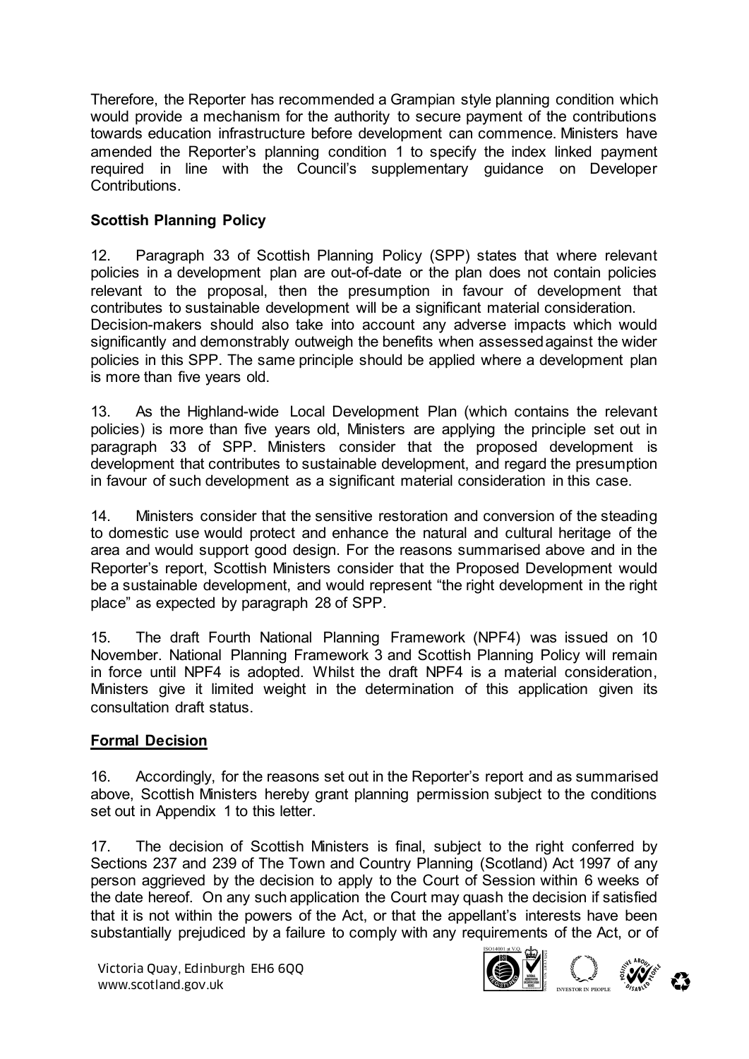Therefore, the Reporter has recommended a Grampian style planning condition which would provide a mechanism for the authority to secure payment of the contributions towards education infrastructure before development can commence. Ministers have amended the Reporter's planning condition 1 to specify the index linked payment required in line with the Council's supplementary guidance on Developer Contributions.

**Scottish Planning Policy**

12. Paragraph 33 of Scottish Planning Policy (SPP) states that where relevant policies in a development plan are out-of-date or the plan does not contain policies relevant to the proposal, then the presumption in favour of development that contributes to sustainable development will be a significant material consideration. Decision-makers should also take into account any adverse impacts which would significantly and demonstrably outweigh the benefits when assessed against the wider policies in this SPP. The same principle should be applied where a development plan is more than five years old.

13. As the Highland-wide Local Development Plan (which contains the relevant policies) is more than five years old, Ministers are applying the principle set out in paragraph 33 of SPP. Ministers consider that the proposed development is development that contributes to sustainable development, and regard the presumption in favour of such development as a significant material consideration in this case.

14. Ministers consider that the sensitive restoration and conversion of the steading to domestic use would protect and enhance the natural and cultural heritage of the area and would support good design. For the reasons summarised above and in the Reporter's report, Scottish Ministers consider that the Proposed Development would be a sustainable development, and would represent "the right development in the right place" as expected by paragraph 28 of SPP.

15. The draft Fourth National Planning Framework (NPF4) was issued on 10 November. National Planning Framework 3 and Scottish Planning Policy will remain in force until NPF4 is adopted. Whilst the draft NPF4 is a material consideration, Ministers give it limited weight in the determination of this application given its consultation draft status.

**Formal Decision**

16. Accordingly, for the reasons set out in the Reporter's report and as summarised above, Scottish Ministers hereby grant planning permission subject to the conditions set out in Appendix 1 to this letter.

17. The decision of Scottish Ministers is final, subject to the right conferred by Sections 237 and 239 of The Town and Country Planning (Scotland) Act 1997 of any person aggrieved by the decision to apply to the Court of Session within 6 weeks of the date hereof. On any such application the Court may quash the decision if satisfied that it is not within the powers of the Act, or that the appellant's interests have been substantially prejudiced by a failure to comply with any requirements of the Act, or of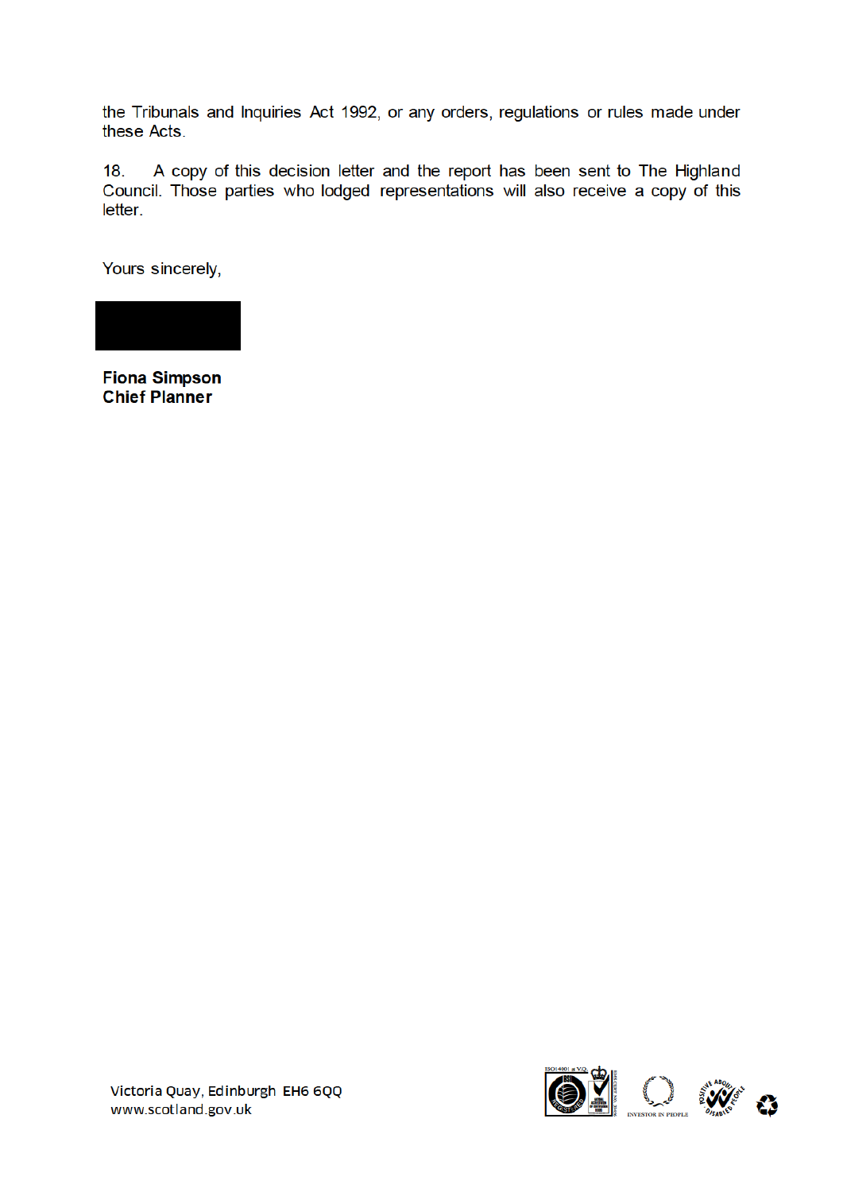the Tribunals and Inquiries Act 1992, or any orders, regulations or rules made under these Acts.

18. A copy of this decision letter and the report has been sent to The Highland Council. Those parties who lodged representations will also receive a copy of this letter.

Yours sincerely,

**Fiona Simpson**
**Chief Planner**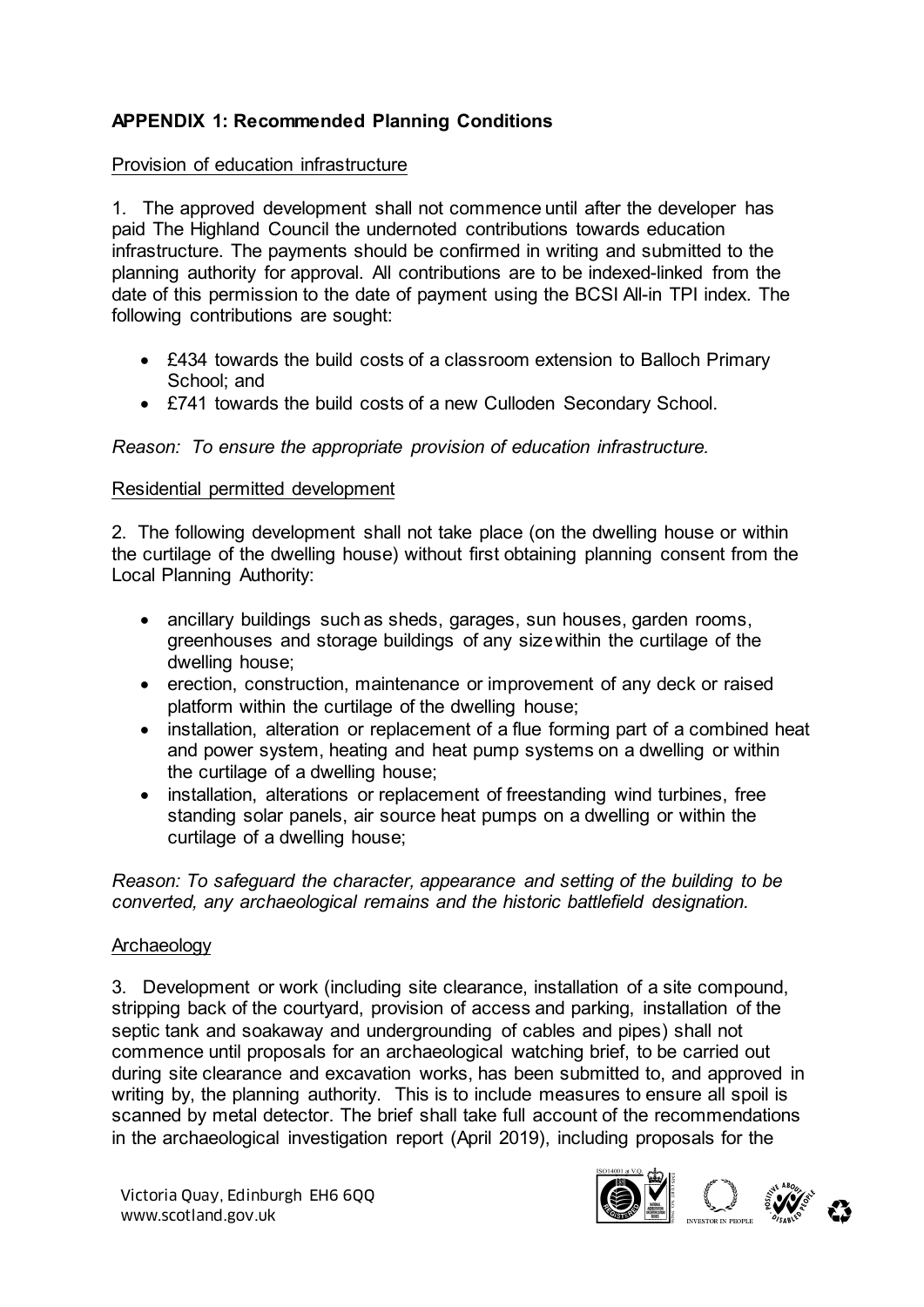**APPENDIX 1: Recommended Planning Conditions**

Provision of education infrastructure

1. The approved development shall not commence until after the developer has paid The Highland Council the undernoted contributions towards education infrastructure. The payments should be confirmed in writing and submitted to the planning authority for approval. All contributions are to be indexed-linked from the date of this permission to the date of payment using the BCSI All-in TPI index. The following contributions are sought:

- £434 towards the build costs of a classroom extension to Balloch Primary School; and
- £741 towards the build costs of a new Culloden Secondary School.

*Reason: To ensure the appropriate provision of education infrastructure.*

Residential permitted development

2. The following development shall not take place (on the dwelling house or within the curtilage of the dwelling house) without first obtaining planning consent from the Local Planning Authority:

- ancillary buildings such as sheds, garages, sun houses, garden rooms, greenhouses and storage buildings of any size within the curtilage of the dwelling house;
- erection, construction, maintenance or improvement of any deck or raised platform within the curtilage of the dwelling house;
- installation, alteration or replacement of a flue forming part of a combined heat and power system, heating and heat pump systems on a dwelling or within the curtilage of a dwelling house;
- installation, alterations or replacement of freestanding wind turbines, free standing solar panels, air source heat pumps on a dwelling or within the curtilage of a dwelling house;

*Reason: To safeguard the character, appearance and setting of the building to be converted, any archaeological remains and the historic battlefield designation.*

Archaeology

3. Development or work (including site clearance, installation of a site compound, stripping back of the courtyard, provision of access and parking, installation of the septic tank and soakaway and undergrounding of cables and pipes) shall not commence until proposals for an archaeological watching brief, to be carried out during site clearance and excavation works, has been submitted to, and approved in writing by, the planning authority. This is to include measures to ensure all spoil is scanned by metal detector. The brief shall take full account of the recommendations in the archaeological investigation report (April 2019), including proposals for the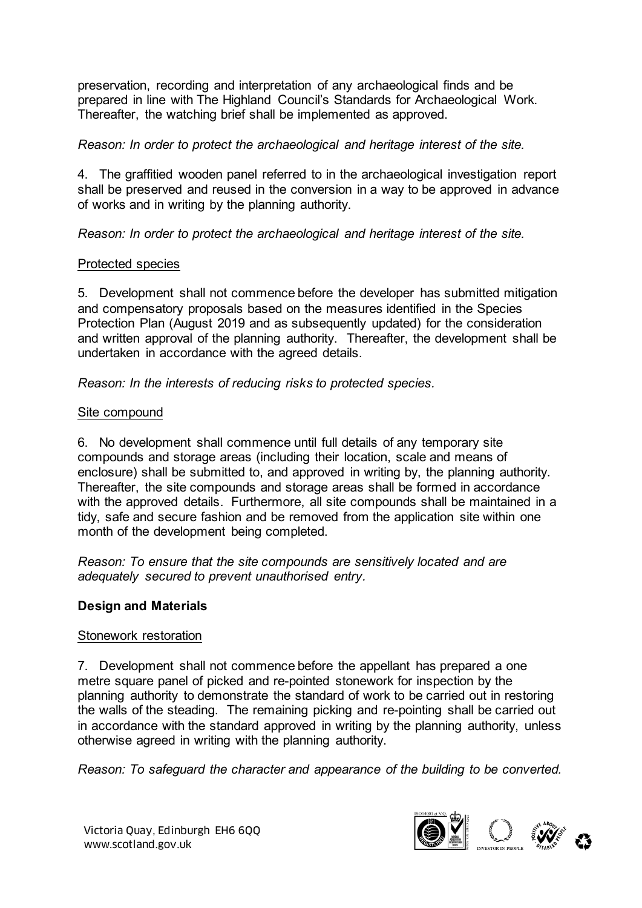preservation, recording and interpretation of any archaeological finds and be prepared in line with The Highland Council's Standards for Archaeological Work. Thereafter, the watching brief shall be implemented as approved.

*Reason: In order to protect the archaeological and heritage interest of the site.*

4. The graffitied wooden panel referred to in the archaeological investigation report shall be preserved and reused in the conversion in a way to be approved in advance of works and in writing by the planning authority.

*Reason: In order to protect the archaeological and heritage interest of the site.*

Protected species

5. Development shall not commence before the developer has submitted mitigation and compensatory proposals based on the measures identified in the Species Protection Plan (August 2019 and as subsequently updated) for the consideration and written approval of the planning authority. Thereafter, the development shall be undertaken in accordance with the agreed details.

*Reason: In the interests of reducing risks to protected species.*

Site compound

6. No development shall commence until full details of any temporary site compounds and storage areas (including their location, scale and means of enclosure) shall be submitted to, and approved in writing by, the planning authority. Thereafter, the site compounds and storage areas shall be formed in accordance with the approved details. Furthermore, all site compounds shall be maintained in a tidy, safe and secure fashion and be removed from the application site within one month of the development being completed.

*Reason: To ensure that the site compounds are sensitively located and are adequately secured to prevent unauthorised entry.*

**Design and Materials**

Stonework restoration

7. Development shall not commence before the appellant has prepared a one metre square panel of picked and re-pointed stonework for inspection by the planning authority to demonstrate the standard of work to be carried out in restoring the walls of the steading. The remaining picking and re-pointing shall be carried out in accordance with the standard approved in writing by the planning authority, unless otherwise agreed in writing with the planning authority.

*Reason: To safeguard the character and appearance of the building to be converted.*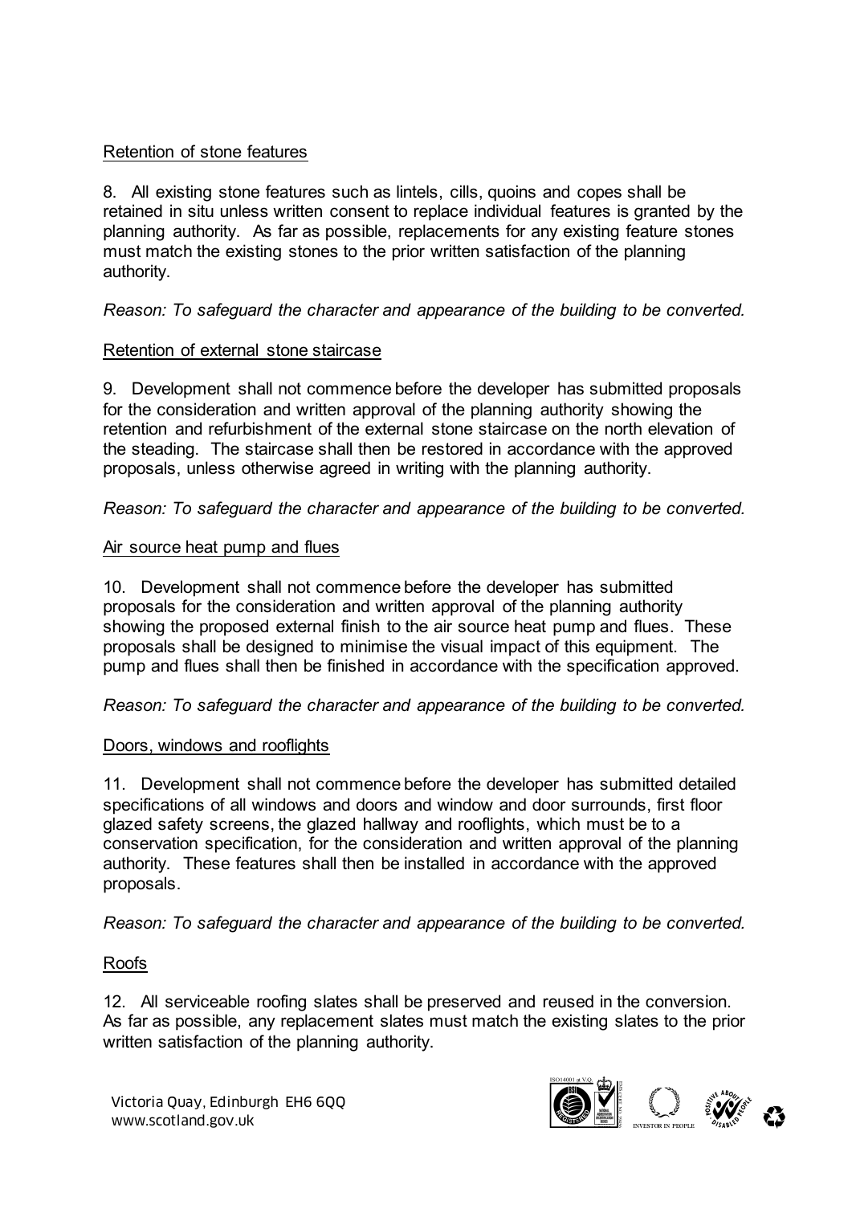Retention of stone features

8. All existing stone features such as lintels, cills, quoins and copes shall be retained in situ unless written consent to replace individual features is granted by the planning authority. As far as possible, replacements for any existing feature stones must match the existing stones to the prior written satisfaction of the planning authority.

*Reason: To safeguard the character and appearance of the building to be converted.*

Retention of external stone staircase

9. Development shall not commence before the developer has submitted proposals for the consideration and written approval of the planning authority showing the retention and refurbishment of the external stone staircase on the north elevation of the steading. The staircase shall then be restored in accordance with the approved proposals, unless otherwise agreed in writing with the planning authority.

*Reason: To safeguard the character and appearance of the building to be converted.*

Air source heat pump and flues

10. Development shall not commence before the developer has submitted proposals for the consideration and written approval of the planning authority showing the proposed external finish to the air source heat pump and flues. These proposals shall be designed to minimise the visual impact of this equipment. The pump and flues shall then be finished in accordance with the specification approved.

*Reason: To safeguard the character and appearance of the building to be converted.*

Doors, windows and rooflights

11. Development shall not commence before the developer has submitted detailed specifications of all windows and doors and window and door surrounds, first floor glazed safety screens, the glazed hallway and rooflights, which must be to a conservation specification, for the consideration and written approval of the planning authority. These features shall then be installed in accordance with the approved proposals.

*Reason: To safeguard the character and appearance of the building to be converted.*

Roofs

12. All serviceable roofing slates shall be preserved and reused in the conversion. As far as possible, any replacement slates must match the existing slates to the prior written satisfaction of the planning authority.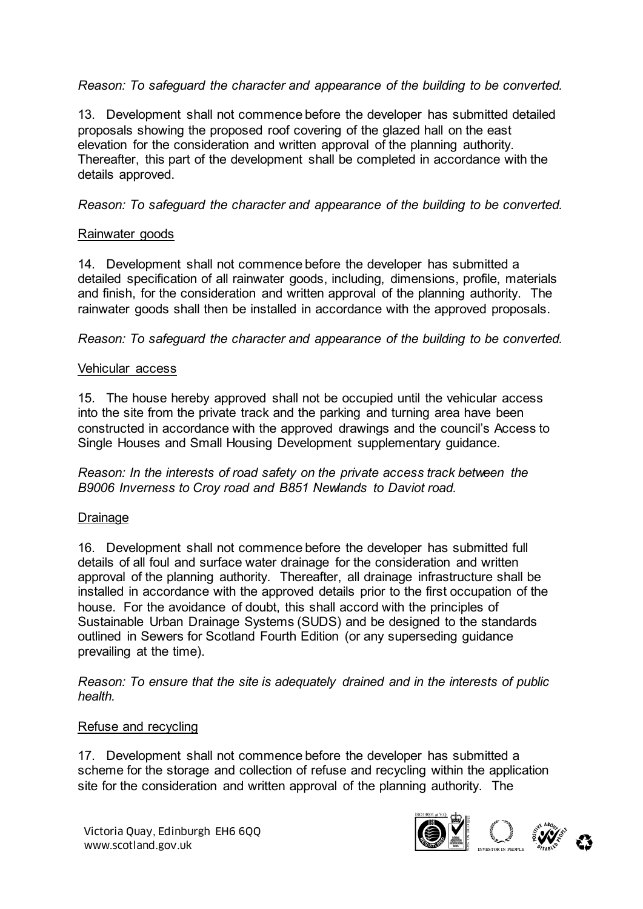*Reason: To safeguard the character and appearance of the building to be converted.*

13. Development shall not commence before the developer has submitted detailed proposals showing the proposed roof covering of the glazed hall on the east elevation for the consideration and written approval of the planning authority. Thereafter, this part of the development shall be completed in accordance with the details approved.

*Reason: To safeguard the character and appearance of the building to be converted.*

Rainwater goods

14. Development shall not commence before the developer has submitted a detailed specification of all rainwater goods, including, dimensions, profile, materials and finish, for the consideration and written approval of the planning authority. The rainwater goods shall then be installed in accordance with the approved proposals.

*Reason: To safeguard the character and appearance of the building to be converted.*

Vehicular access

15. The house hereby approved shall not be occupied until the vehicular access into the site from the private track and the parking and turning area have been constructed in accordance with the approved drawings and the council's Access to Single Houses and Small Housing Development supplementary guidance.

*Reason: In the interests of road safety on the private access track between the B9006 Inverness to Croy road and B851 Newlands to Daviot road.*

Drainage

16. Development shall not commence before the developer has submitted full details of all foul and surface water drainage for the consideration and written approval of the planning authority. Thereafter, all drainage infrastructure shall be installed in accordance with the approved details prior to the first occupation of the house. For the avoidance of doubt, this shall accord with the principles of Sustainable Urban Drainage Systems (SUDS) and be designed to the standards outlined in Sewers for Scotland Fourth Edition (or any superseding guidance prevailing at the time).

*Reason: To ensure that the site is adequately drained and in the interests of public health.*

Refuse and recycling

17. Development shall not commence before the developer has submitted a scheme for the storage and collection of refuse and recycling within the application site for the consideration and written approval of the planning authority. The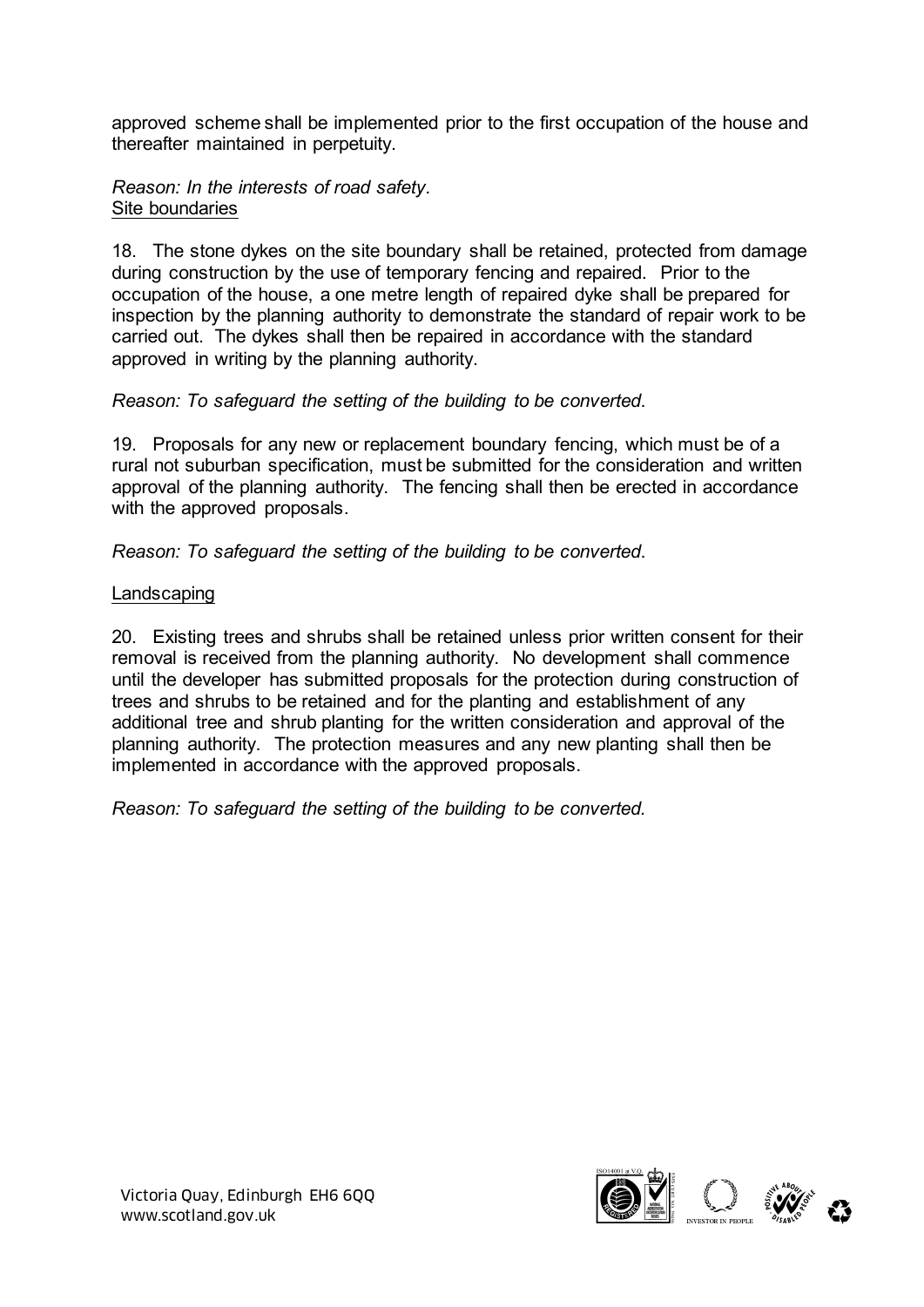approved scheme shall be implemented prior to the first occupation of the house and thereafter maintained in perpetuity.

*Reason: In the interests of road safety.*

Site boundaries

18. The stone dykes on the site boundary shall be retained, protected from damage during construction by the use of temporary fencing and repaired. Prior to the occupation of the house, a one metre length of repaired dyke shall be prepared for inspection by the planning authority to demonstrate the standard of repair work to be carried out. The dykes shall then be repaired in accordance with the standard approved in writing by the planning authority.

*Reason: To safeguard the setting of the building to be converted.*

19. Proposals for any new or replacement boundary fencing, which must be of a rural not suburban specification, must be submitted for the consideration and written approval of the planning authority. The fencing shall then be erected in accordance with the approved proposals.

*Reason: To safeguard the setting of the building to be converted.*

Landscaping

20. Existing trees and shrubs shall be retained unless prior written consent for their removal is received from the planning authority. No development shall commence until the developer has submitted proposals for the protection during construction of trees and shrubs to be retained and for the planting and establishment of any additional tree and shrub planting for the written consideration and approval of the planning authority. The protection measures and any new planting shall then be implemented in accordance with the approved proposals.

*Reason: To safeguard the setting of the building to be converted.*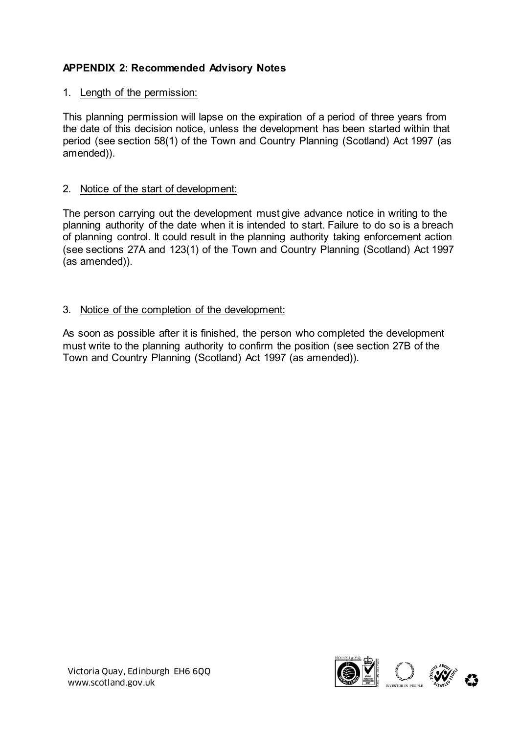**APPENDIX 2: Recommended Advisory Notes**

1. Length of the permission:

This planning permission will lapse on the expiration of a period of three years from the date of this decision notice, unless the development has been started within that period (see section 58(1) of the Town and Country Planning (Scotland) Act 1997 (as amended)).

2. Notice of the start of development:

The person carrying out the development must give advance notice in writing to the planning authority of the date when it is intended to start. Failure to do so is a breach of planning control. It could result in the planning authority taking enforcement action (see sections 27A and 123(1) of the Town and Country Planning (Scotland) Act 1997 (as amended)).

3. Notice of the completion of the development:

As soon as possible after it is finished, the person who completed the development must write to the planning authority to confirm the position (see section 27B of the Town and Country Planning (Scotland) Act 1997 (as amended)).

Victoria Quay, Edinburgh EH6 6QQ
www.scotland.gov.uk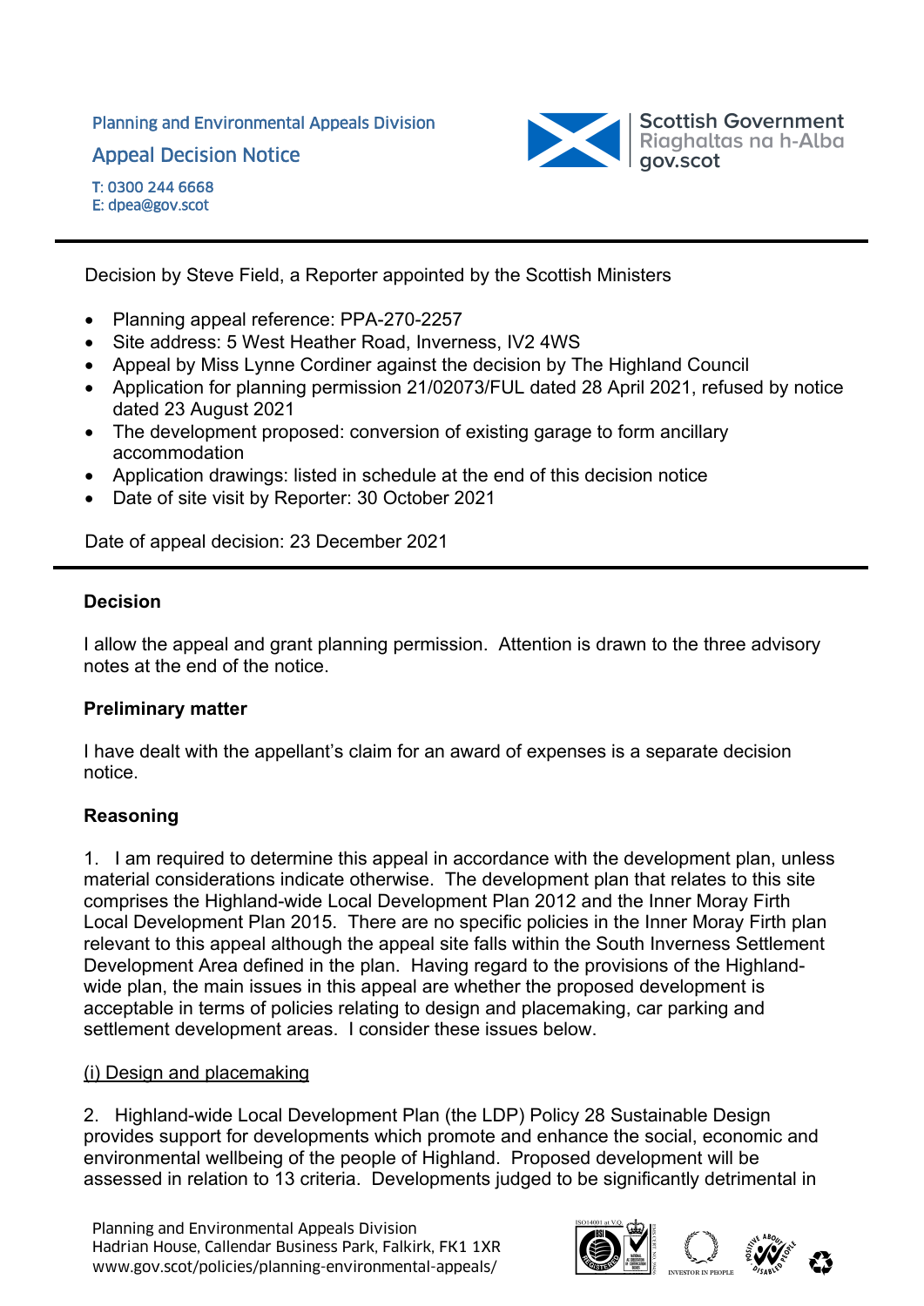Planning and Environmental Appeals Division

Appeal Decision Notice

T: 0300 244 6668
E: dpea@gov.scot

Decision by Steve Field, a Reporter appointed by the Scottish Ministers

- Planning appeal reference: PPA-270-2257
- Site address: 5 West Heather Road, Inverness, IV2 4WS
- Appeal by Miss Lynne Cordiner against the decision by The Highland Council
- Application for planning permission 21/02073/FUL dated 28 April 2021, refused by notice dated 23 August 2021
- The development proposed: conversion of existing garage to form ancillary accommodation
- Application drawings: listed in schedule at the end of this decision notice
- Date of site visit by Reporter: 30 October 2021

Date of appeal decision: 23 December 2021

## Decision

I allow the appeal and grant planning permission. Attention is drawn to the three advisory notes at the end of the notice.

## Preliminary matter

I have dealt with the appellant's claim for an award of expenses is a separate decision notice.

## Reasoning

1. I am required to determine this appeal in accordance with the development plan, unless material considerations indicate otherwise. The development plan that relates to this site comprises the Highland-wide Local Development Plan 2012 and the Inner Moray Firth Local Development Plan 2015. There are no specific policies in the Inner Moray Firth plan relevant to this appeal although the appeal site falls within the South Inverness Settlement Development Area defined in the plan. Having regard to the provisions of the Highland-wide plan, the main issues in this appeal are whether the proposed development is acceptable in terms of policies relating to design and placemaking, car parking and settlement development areas. I consider these issues below.

<u>(i) Design and placemaking</u>

2. Highland-wide Local Development Plan (the LDP) Policy 28 Sustainable Design provides support for developments which promote and enhance the social, economic and environmental wellbeing of the people of Highland. Proposed development will be assessed in relation to 13 criteria. Developments judged to be significantly detrimental in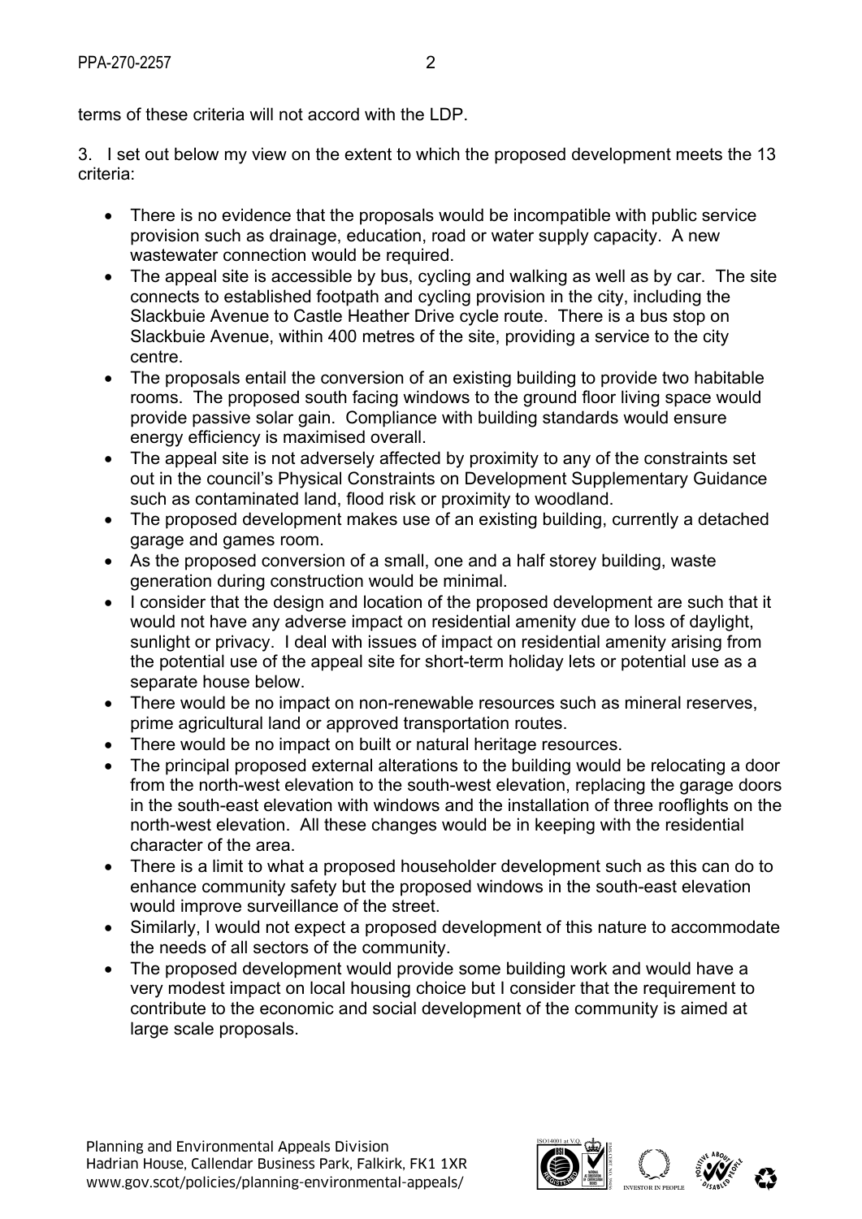terms of these criteria will not accord with the LDP.

3. I set out below my view on the extent to which the proposed development meets the 13 criteria:

- There is no evidence that the proposals would be incompatible with public service provision such as drainage, education, road or water supply capacity. A new wastewater connection would be required.
- The appeal site is accessible by bus, cycling and walking as well as by car. The site connects to established footpath and cycling provision in the city, including the Slackbuie Avenue to Castle Heather Drive cycle route. There is a bus stop on Slackbuie Avenue, within 400 metres of the site, providing a service to the city centre.
- The proposals entail the conversion of an existing building to provide two habitable rooms. The proposed south facing windows to the ground floor living space would provide passive solar gain. Compliance with building standards would ensure energy efficiency is maximised overall.
- The appeal site is not adversely affected by proximity to any of the constraints set out in the council's Physical Constraints on Development Supplementary Guidance such as contaminated land, flood risk or proximity to woodland.
- The proposed development makes use of an existing building, currently a detached garage and games room.
- As the proposed conversion of a small, one and a half storey building, waste generation during construction would be minimal.
- I consider that the design and location of the proposed development are such that it would not have any adverse impact on residential amenity due to loss of daylight, sunlight or privacy. I deal with issues of impact on residential amenity arising from the potential use of the appeal site for short-term holiday lets or potential use as a separate house below.
- There would be no impact on non-renewable resources such as mineral reserves, prime agricultural land or approved transportation routes.
- There would be no impact on built or natural heritage resources.
- The principal proposed external alterations to the building would be relocating a door from the north-west elevation to the south-west elevation, replacing the garage doors in the south-east elevation with windows and the installation of three rooflights on the north-west elevation. All these changes would be in keeping with the residential character of the area.
- There is a limit to what a proposed householder development such as this can do to enhance community safety but the proposed windows in the south-east elevation would improve surveillance of the street.
- Similarly, I would not expect a proposed development of this nature to accommodate the needs of all sectors of the community.
- The proposed development would provide some building work and would have a very modest impact on local housing choice but I consider that the requirement to contribute to the economic and social development of the community is aimed at large scale proposals.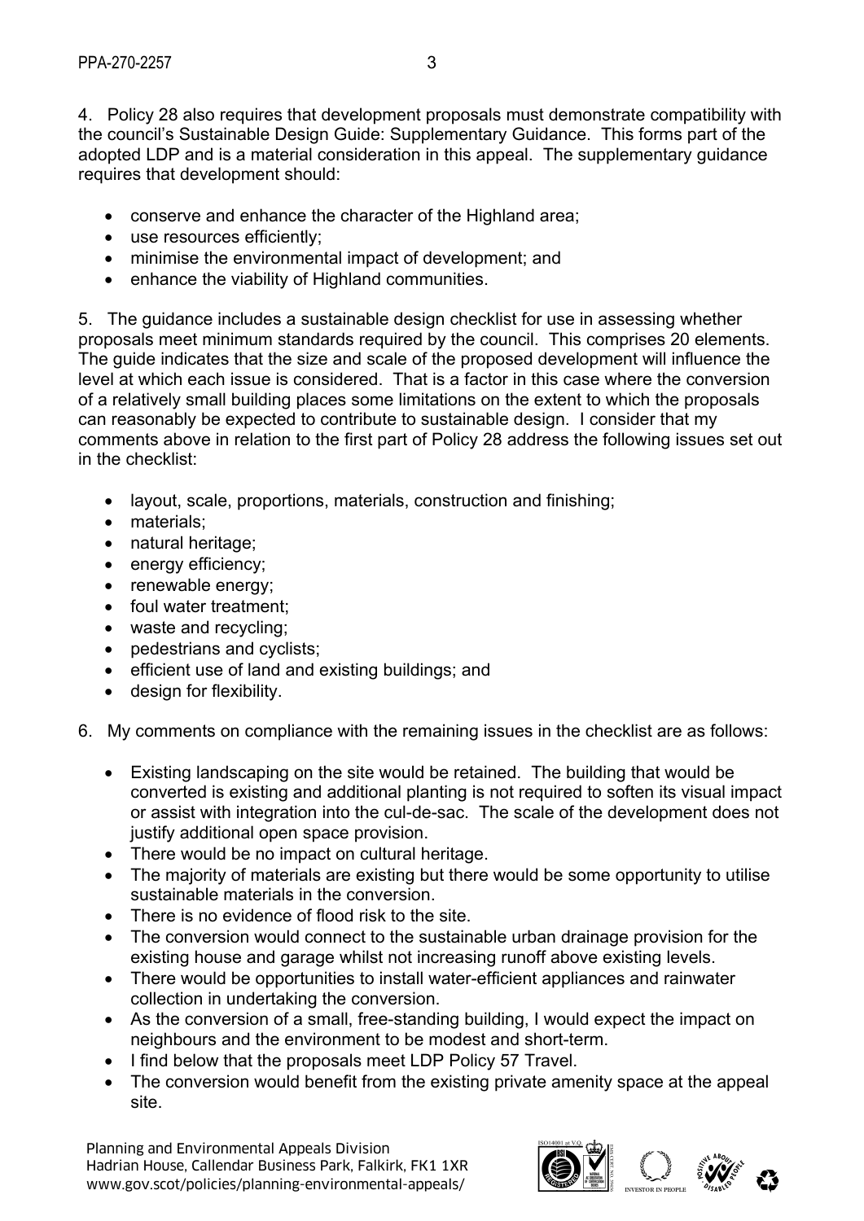4. Policy 28 also requires that development proposals must demonstrate compatibility with the council's Sustainable Design Guide: Supplementary Guidance. This forms part of the adopted LDP and is a material consideration in this appeal. The supplementary guidance requires that development should:

- conserve and enhance the character of the Highland area;
- use resources efficiently;
- minimise the environmental impact of development; and
- enhance the viability of Highland communities.

5. The guidance includes a sustainable design checklist for use in assessing whether proposals meet minimum standards required by the council. This comprises 20 elements. The guide indicates that the size and scale of the proposed development will influence the level at which each issue is considered. That is a factor in this case where the conversion of a relatively small building places some limitations on the extent to which the proposals can reasonably be expected to contribute to sustainable design. I consider that my comments above in relation to the first part of Policy 28 address the following issues set out in the checklist:

- layout, scale, proportions, materials, construction and finishing;
- materials;
- natural heritage;
- energy efficiency;
- renewable energy;
- foul water treatment;
- waste and recycling;
- pedestrians and cyclists;
- efficient use of land and existing buildings; and
- design for flexibility.

6. My comments on compliance with the remaining issues in the checklist are as follows:

- Existing landscaping on the site would be retained. The building that would be converted is existing and additional planting is not required to soften its visual impact or assist with integration into the cul-de-sac. The scale of the development does not justify additional open space provision.
- There would be no impact on cultural heritage.
- The majority of materials are existing but there would be some opportunity to utilise sustainable materials in the conversion.
- There is no evidence of flood risk to the site.
- The conversion would connect to the sustainable urban drainage provision for the existing house and garage whilst not increasing runoff above existing levels.
- There would be opportunities to install water-efficient appliances and rainwater collection in undertaking the conversion.
- As the conversion of a small, free-standing building, I would expect the impact on neighbours and the environment to be modest and short-term.
- I find below that the proposals meet LDP Policy 57 Travel.
- The conversion would benefit from the existing private amenity space at the appeal site.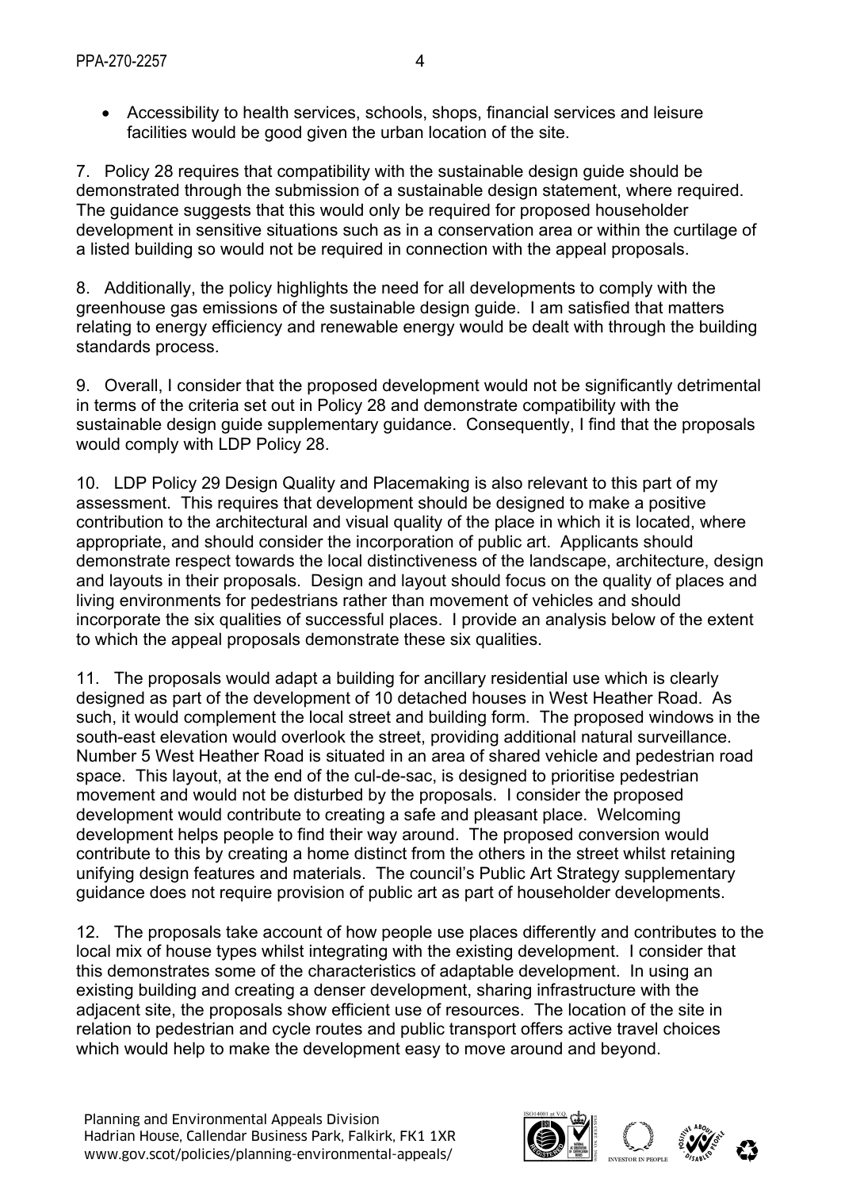- Accessibility to health services, schools, shops, financial services and leisure facilities would be good given the urban location of the site.

7. Policy 28 requires that compatibility with the sustainable design guide should be demonstrated through the submission of a sustainable design statement, where required. The guidance suggests that this would only be required for proposed householder development in sensitive situations such as in a conservation area or within the curtilage of a listed building so would not be required in connection with the appeal proposals.

8. Additionally, the policy highlights the need for all developments to comply with the greenhouse gas emissions of the sustainable design guide. I am satisfied that matters relating to energy efficiency and renewable energy would be dealt with through the building standards process.

9. Overall, I consider that the proposed development would not be significantly detrimental in terms of the criteria set out in Policy 28 and demonstrate compatibility with the sustainable design guide supplementary guidance. Consequently, I find that the proposals would comply with LDP Policy 28.

10. LDP Policy 29 Design Quality and Placemaking is also relevant to this part of my assessment. This requires that development should be designed to make a positive contribution to the architectural and visual quality of the place in which it is located, where appropriate, and should consider the incorporation of public art. Applicants should demonstrate respect towards the local distinctiveness of the landscape, architecture, design and layouts in their proposals. Design and layout should focus on the quality of places and living environments for pedestrians rather than movement of vehicles and should incorporate the six qualities of successful places. I provide an analysis below of the extent to which the appeal proposals demonstrate these six qualities.

11. The proposals would adapt a building for ancillary residential use which is clearly designed as part of the development of 10 detached houses in West Heather Road. As such, it would complement the local street and building form. The proposed windows in the south-east elevation would overlook the street, providing additional natural surveillance. Number 5 West Heather Road is situated in an area of shared vehicle and pedestrian road space. This layout, at the end of the cul-de-sac, is designed to prioritise pedestrian movement and would not be disturbed by the proposals. I consider the proposed development would contribute to creating a safe and pleasant place. Welcoming development helps people to find their way around. The proposed conversion would contribute to this by creating a home distinct from the others in the street whilst retaining unifying design features and materials. The council's Public Art Strategy supplementary guidance does not require provision of public art as part of householder developments.

12. The proposals take account of how people use places differently and contributes to the local mix of house types whilst integrating with the existing development. I consider that this demonstrates some of the characteristics of adaptable development. In using an existing building and creating a denser development, sharing infrastructure with the adjacent site, the proposals show efficient use of resources. The location of the site in relation to pedestrian and cycle routes and public transport offers active travel choices which would help to make the development easy to move around and beyond.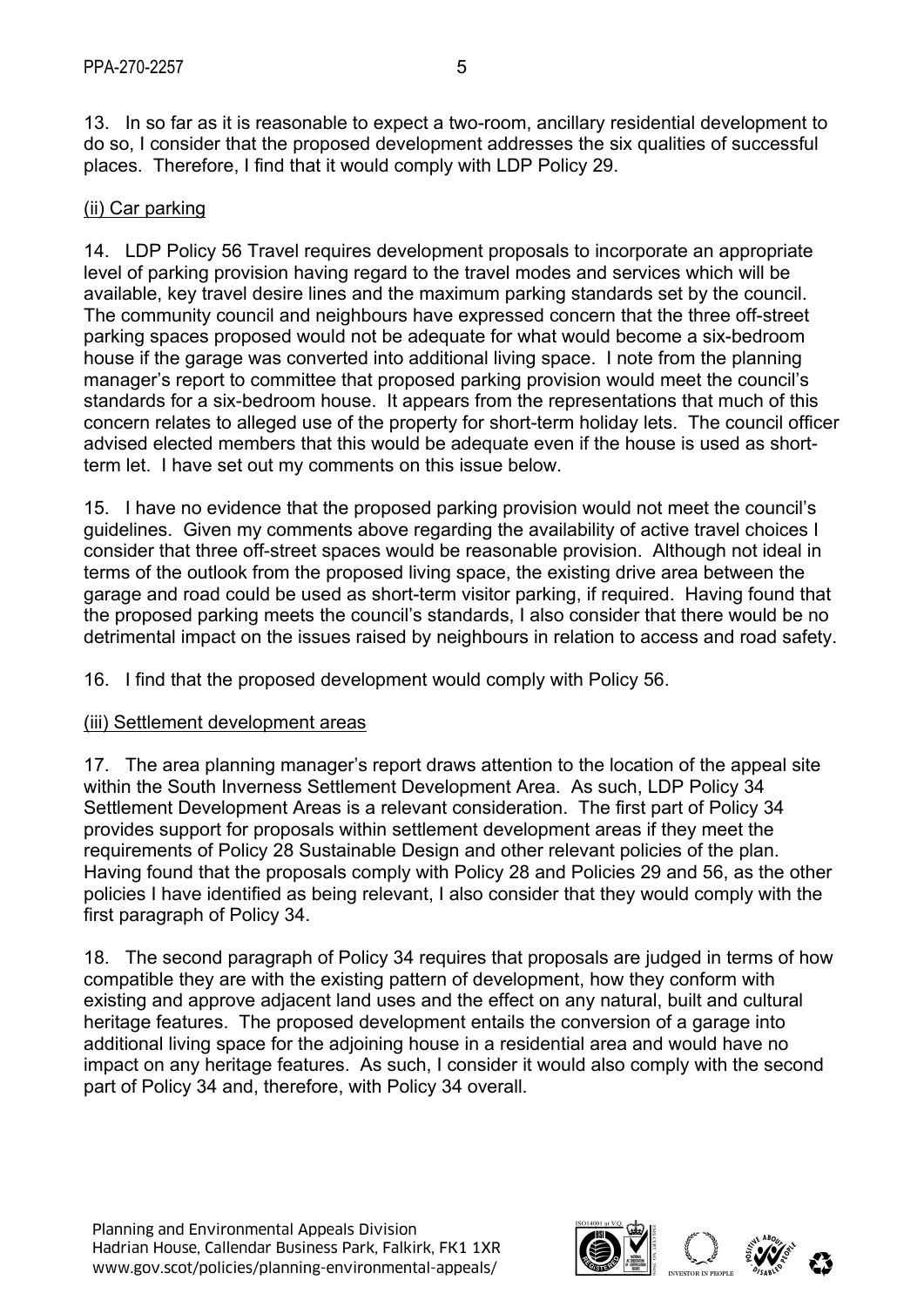13. In so far as it is reasonable to expect a two-room, ancillary residential development to do so, I consider that the proposed development addresses the six qualities of successful places. Therefore, I find that it would comply with LDP Policy 29.

(ii) Car parking

14. LDP Policy 56 Travel requires development proposals to incorporate an appropriate level of parking provision having regard to the travel modes and services which will be available, key travel desire lines and the maximum parking standards set by the council. The community council and neighbours have expressed concern that the three off-street parking spaces proposed would not be adequate for what would become a six-bedroom house if the garage was converted into additional living space. I note from the planning manager's report to committee that proposed parking provision would meet the council's standards for a six-bedroom house. It appears from the representations that much of this concern relates to alleged use of the property for short-term holiday lets. The council officer advised elected members that this would be adequate even if the house is used as short-term let. I have set out my comments on this issue below.

15. I have no evidence that the proposed parking provision would not meet the council's guidelines. Given my comments above regarding the availability of active travel choices I consider that three off-street spaces would be reasonable provision. Although not ideal in terms of the outlook from the proposed living space, the existing drive area between the garage and road could be used as short-term visitor parking, if required. Having found that the proposed parking meets the council's standards, I also consider that there would be no detrimental impact on the issues raised by neighbours in relation to access and road safety.

16. I find that the proposed development would comply with Policy 56.

(iii) Settlement development areas

17. The area planning manager's report draws attention to the location of the appeal site within the South Inverness Settlement Development Area. As such, LDP Policy 34 Settlement Development Areas is a relevant consideration. The first part of Policy 34 provides support for proposals within settlement development areas if they meet the requirements of Policy 28 Sustainable Design and other relevant policies of the plan. Having found that the proposals comply with Policy 28 and Policies 29 and 56, as the other policies I have identified as being relevant, I also consider that they would comply with the first paragraph of Policy 34.

18. The second paragraph of Policy 34 requires that proposals are judged in terms of how compatible they are with the existing pattern of development, how they conform with existing and approve adjacent land uses and the effect on any natural, built and cultural heritage features. The proposed development entails the conversion of a garage into additional living space for the adjoining house in a residential area and would have no impact on any heritage features. As such, I consider it would also comply with the second part of Policy 34 and, therefore, with Policy 34 overall.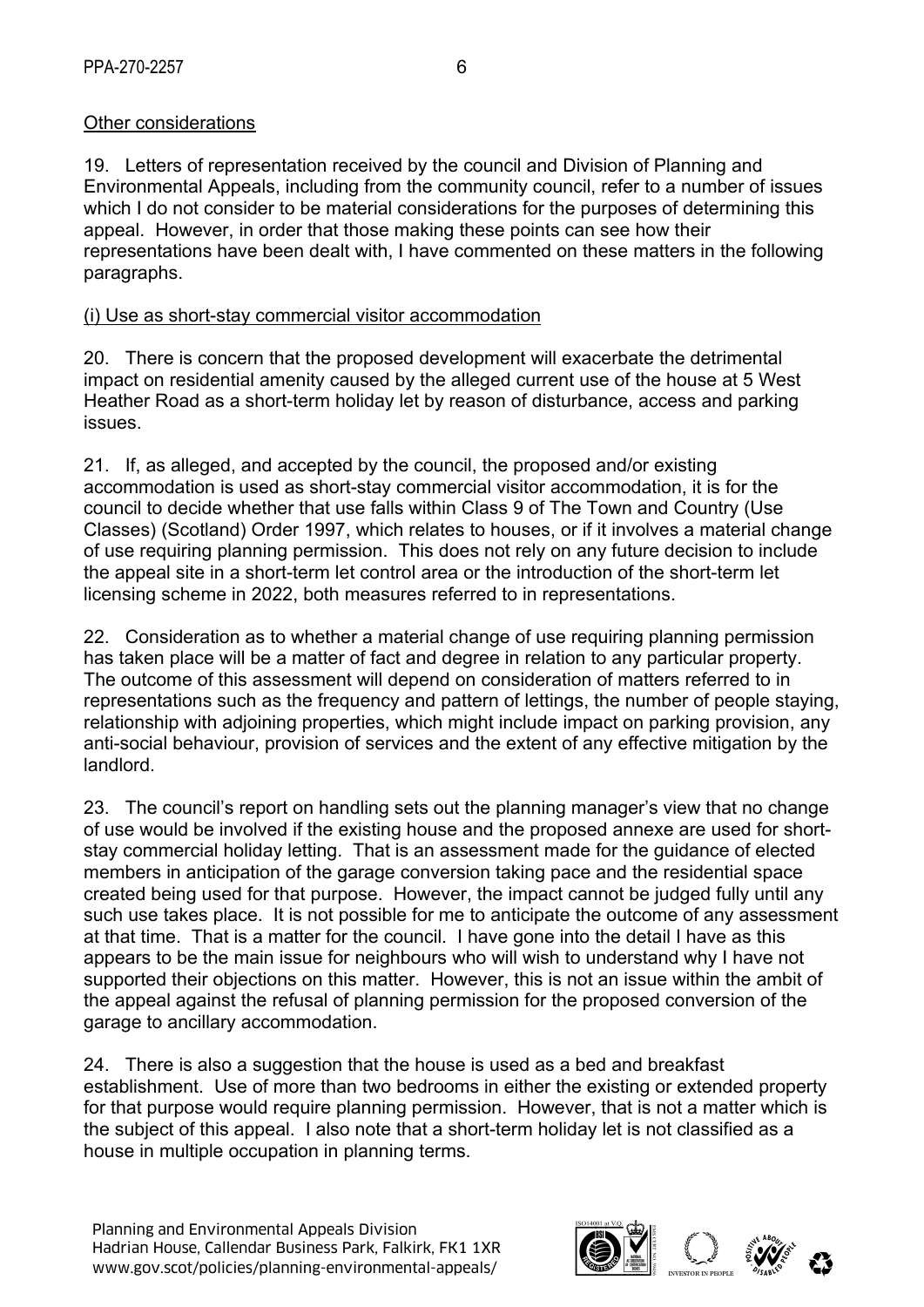Other considerations

19. Letters of representation received by the council and Division of Planning and Environmental Appeals, including from the community council, refer to a number of issues which I do not consider to be material considerations for the purposes of determining this appeal. However, in order that those making these points can see how their representations have been dealt with, I have commented on these matters in the following paragraphs.

(i) Use as short-stay commercial visitor accommodation

20. There is concern that the proposed development will exacerbate the detrimental impact on residential amenity caused by the alleged current use of the house at 5 West Heather Road as a short-term holiday let by reason of disturbance, access and parking issues.

21. If, as alleged, and accepted by the council, the proposed and/or existing accommodation is used as short-stay commercial visitor accommodation, it is for the council to decide whether that use falls within Class 9 of The Town and Country (Use Classes) (Scotland) Order 1997, which relates to houses, or if it involves a material change of use requiring planning permission. This does not rely on any future decision to include the appeal site in a short-term let control area or the introduction of the short-term let licensing scheme in 2022, both measures referred to in representations.

22. Consideration as to whether a material change of use requiring planning permission has taken place will be a matter of fact and degree in relation to any particular property. The outcome of this assessment will depend on consideration of matters referred to in representations such as the frequency and pattern of lettings, the number of people staying, relationship with adjoining properties, which might include impact on parking provision, any anti-social behaviour, provision of services and the extent of any effective mitigation by the landlord.

23. The council's report on handling sets out the planning manager's view that no change of use would be involved if the existing house and the proposed annexe are used for short-stay commercial holiday letting. That is an assessment made for the guidance of elected members in anticipation of the garage conversion taking pace and the residential space created being used for that purpose. However, the impact cannot be judged fully until any such use takes place. It is not possible for me to anticipate the outcome of any assessment at that time. That is a matter for the council. I have gone into the detail I have as this appears to be the main issue for neighbours who will wish to understand why I have not supported their objections on this matter. However, this is not an issue within the ambit of the appeal against the refusal of planning permission for the proposed conversion of the garage to ancillary accommodation.

24. There is also a suggestion that the house is used as a bed and breakfast establishment. Use of more than two bedrooms in either the existing or extended property for that purpose would require planning permission. However, that is not a matter which is the subject of this appeal. I also note that a short-term holiday let is not classified as a house in multiple occupation in planning terms.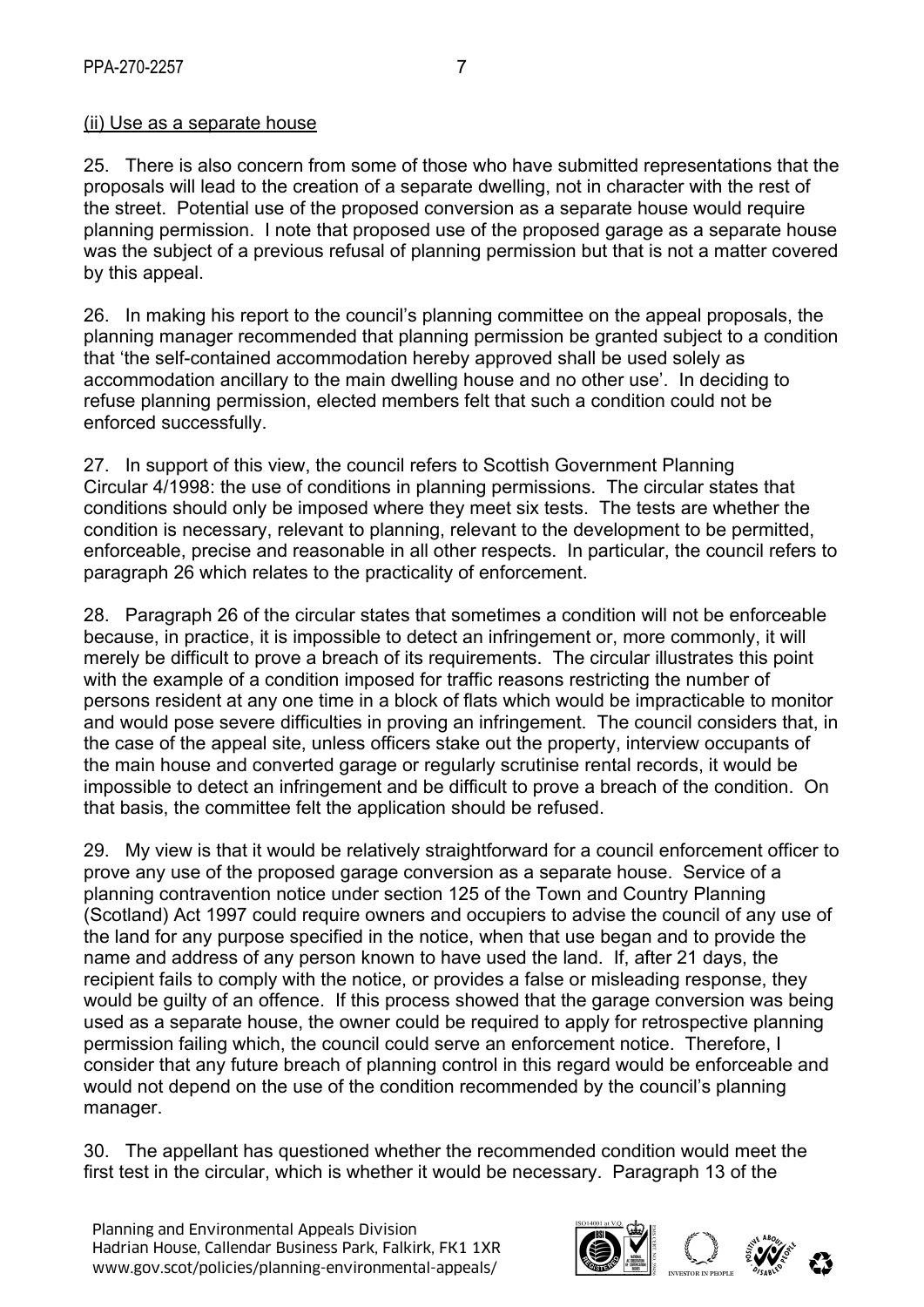(ii) Use as a separate house

25. There is also concern from some of those who have submitted representations that the proposals will lead to the creation of a separate dwelling, not in character with the rest of the street. Potential use of the proposed conversion as a separate house would require planning permission. I note that proposed use of the proposed garage as a separate house was the subject of a previous refusal of planning permission but that is not a matter covered by this appeal.

26. In making his report to the council's planning committee on the appeal proposals, the planning manager recommended that planning permission be granted subject to a condition that 'the self-contained accommodation hereby approved shall be used solely as accommodation ancillary to the main dwelling house and no other use'. In deciding to refuse planning permission, elected members felt that such a condition could not be enforced successfully.

27. In support of this view, the council refers to Scottish Government Planning Circular 4/1998: the use of conditions in planning permissions. The circular states that conditions should only be imposed where they meet six tests. The tests are whether the condition is necessary, relevant to planning, relevant to the development to be permitted, enforceable, precise and reasonable in all other respects. In particular, the council refers to paragraph 26 which relates to the practicality of enforcement.

28. Paragraph 26 of the circular states that sometimes a condition will not be enforceable because, in practice, it is impossible to detect an infringement or, more commonly, it will merely be difficult to prove a breach of its requirements. The circular illustrates this point with the example of a condition imposed for traffic reasons restricting the number of persons resident at any one time in a block of flats which would be impracticable to monitor and would pose severe difficulties in proving an infringement. The council considers that, in the case of the appeal site, unless officers stake out the property, interview occupants of the main house and converted garage or regularly scrutinise rental records, it would be impossible to detect an infringement and be difficult to prove a breach of the condition. On that basis, the committee felt the application should be refused.

29. My view is that it would be relatively straightforward for a council enforcement officer to prove any use of the proposed garage conversion as a separate house. Service of a planning contravention notice under section 125 of the Town and Country Planning (Scotland) Act 1997 could require owners and occupiers to advise the council of any use of the land for any purpose specified in the notice, when that use began and to provide the name and address of any person known to have used the land. If, after 21 days, the recipient fails to comply with the notice, or provides a false or misleading response, they would be guilty of an offence. If this process showed that the garage conversion was being used as a separate house, the owner could be required to apply for retrospective planning permission failing which, the council could serve an enforcement notice. Therefore, I consider that any future breach of planning control in this regard would be enforceable and would not depend on the use of the condition recommended by the council's planning manager.

30. The appellant has questioned whether the recommended condition would meet the first test in the circular, which is whether it would be necessary. Paragraph 13 of the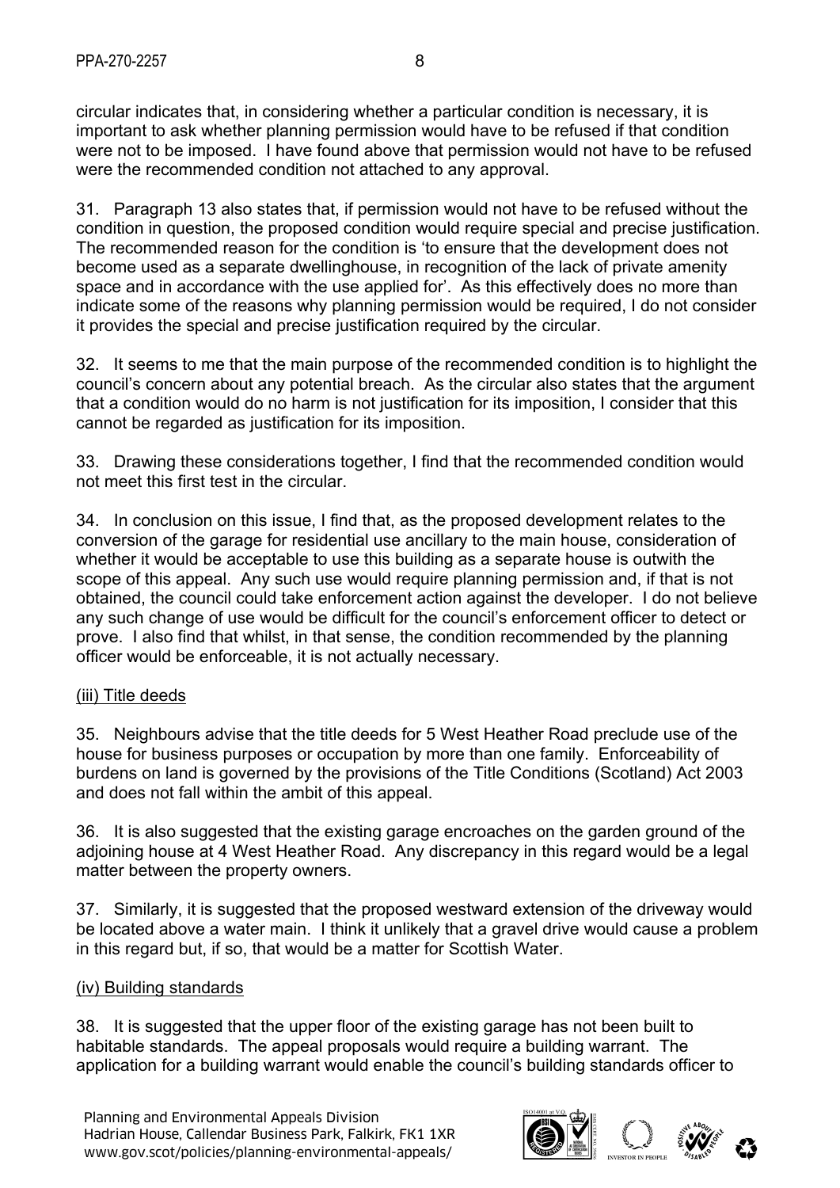circular indicates that, in considering whether a particular condition is necessary, it is important to ask whether planning permission would have to be refused if that condition were not to be imposed. I have found above that permission would not have to be refused were the recommended condition not attached to any approval.

31. Paragraph 13 also states that, if permission would not have to be refused without the condition in question, the proposed condition would require special and precise justification. The recommended reason for the condition is 'to ensure that the development does not become used as a separate dwellinghouse, in recognition of the lack of private amenity space and in accordance with the use applied for'. As this effectively does no more than indicate some of the reasons why planning permission would be required, I do not consider it provides the special and precise justification required by the circular.

32. It seems to me that the main purpose of the recommended condition is to highlight the council's concern about any potential breach. As the circular also states that the argument that a condition would do no harm is not justification for its imposition, I consider that this cannot be regarded as justification for its imposition.

33. Drawing these considerations together, I find that the recommended condition would not meet this first test in the circular.

34. In conclusion on this issue, I find that, as the proposed development relates to the conversion of the garage for residential use ancillary to the main house, consideration of whether it would be acceptable to use this building as a separate house is outwith the scope of this appeal. Any such use would require planning permission and, if that is not obtained, the council could take enforcement action against the developer. I do not believe any such change of use would be difficult for the council's enforcement officer to detect or prove. I also find that whilst, in that sense, the condition recommended by the planning officer would be enforceable, it is not actually necessary.

(iii) Title deeds

35. Neighbours advise that the title deeds for 5 West Heather Road preclude use of the house for business purposes or occupation by more than one family. Enforceability of burdens on land is governed by the provisions of the Title Conditions (Scotland) Act 2003 and does not fall within the ambit of this appeal.

36. It is also suggested that the existing garage encroaches on the garden ground of the adjoining house at 4 West Heather Road. Any discrepancy in this regard would be a legal matter between the property owners.

37. Similarly, it is suggested that the proposed westward extension of the driveway would be located above a water main. I think it unlikely that a gravel drive would cause a problem in this regard but, if so, that would be a matter for Scottish Water.

(iv) Building standards

38. It is suggested that the upper floor of the existing garage has not been built to habitable standards. The appeal proposals would require a building warrant. The application for a building warrant would enable the council's building standards officer to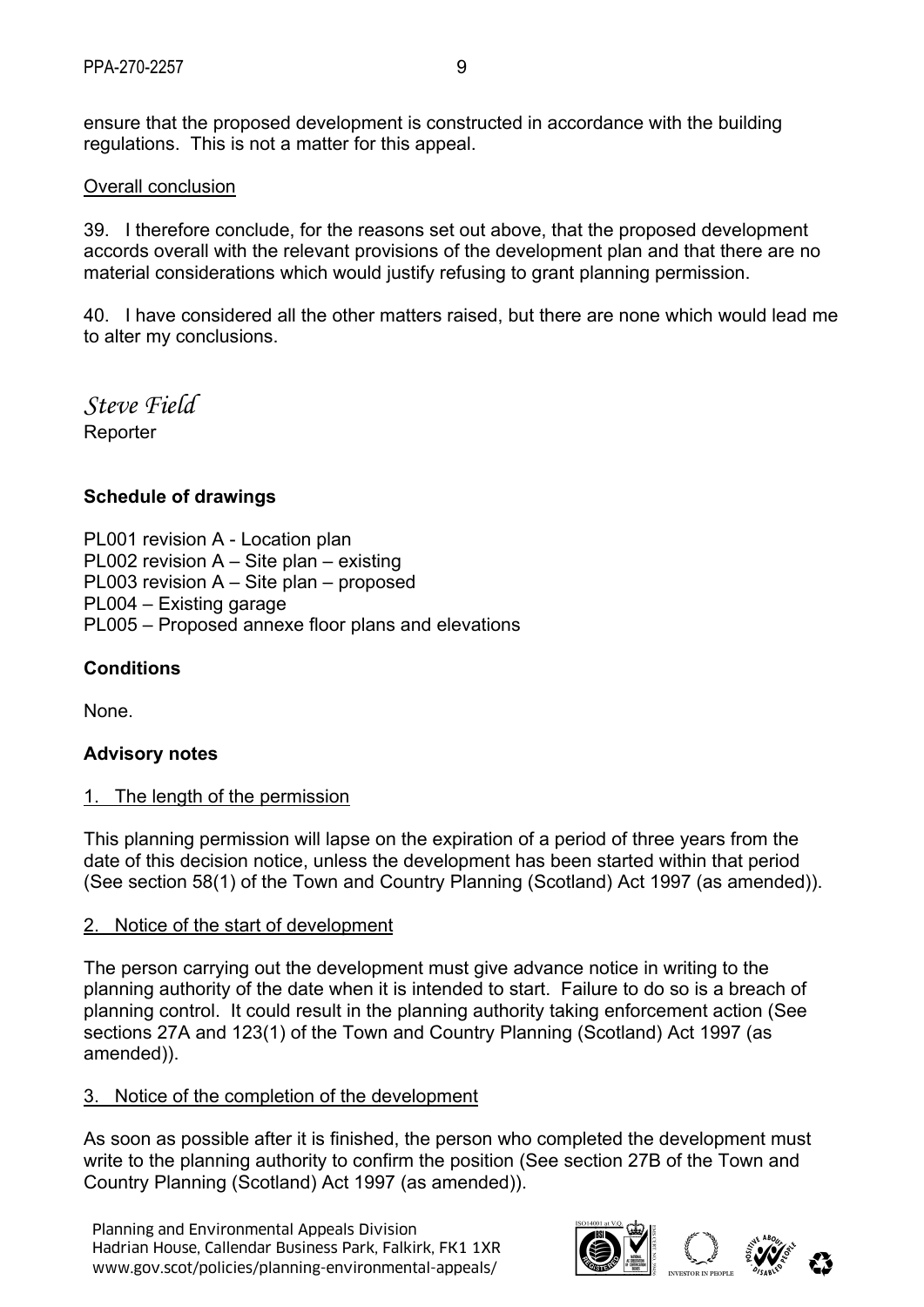ensure that the proposed development is constructed in accordance with the building regulations. This is not a matter for this appeal.

Overall conclusion

39. I therefore conclude, for the reasons set out above, that the proposed development accords overall with the relevant provisions of the development plan and that there are no material considerations which would justify refusing to grant planning permission.

40. I have considered all the other matters raised, but there are none which would lead me to alter my conclusions.

*Steve Field*
Reporter

**Schedule of drawings**

PL001 revision A - Location plan
PL002 revision A – Site plan – existing
PL003 revision A – Site plan – proposed
PL004 – Existing garage
PL005 – Proposed annexe floor plans and elevations

**Conditions**

None.

**Advisory notes**

1. The length of the permission

This planning permission will lapse on the expiration of a period of three years from the date of this decision notice, unless the development has been started within that period (See section 58(1) of the Town and Country Planning (Scotland) Act 1997 (as amended)).

2. Notice of the start of development

The person carrying out the development must give advance notice in writing to the planning authority of the date when it is intended to start. Failure to do so is a breach of planning control. It could result in the planning authority taking enforcement action (See sections 27A and 123(1) of the Town and Country Planning (Scotland) Act 1997 (as amended)).

3. Notice of the completion of the development

As soon as possible after it is finished, the person who completed the development must write to the planning authority to confirm the position (See section 27B of the Town and Country Planning (Scotland) Act 1997 (as amended)).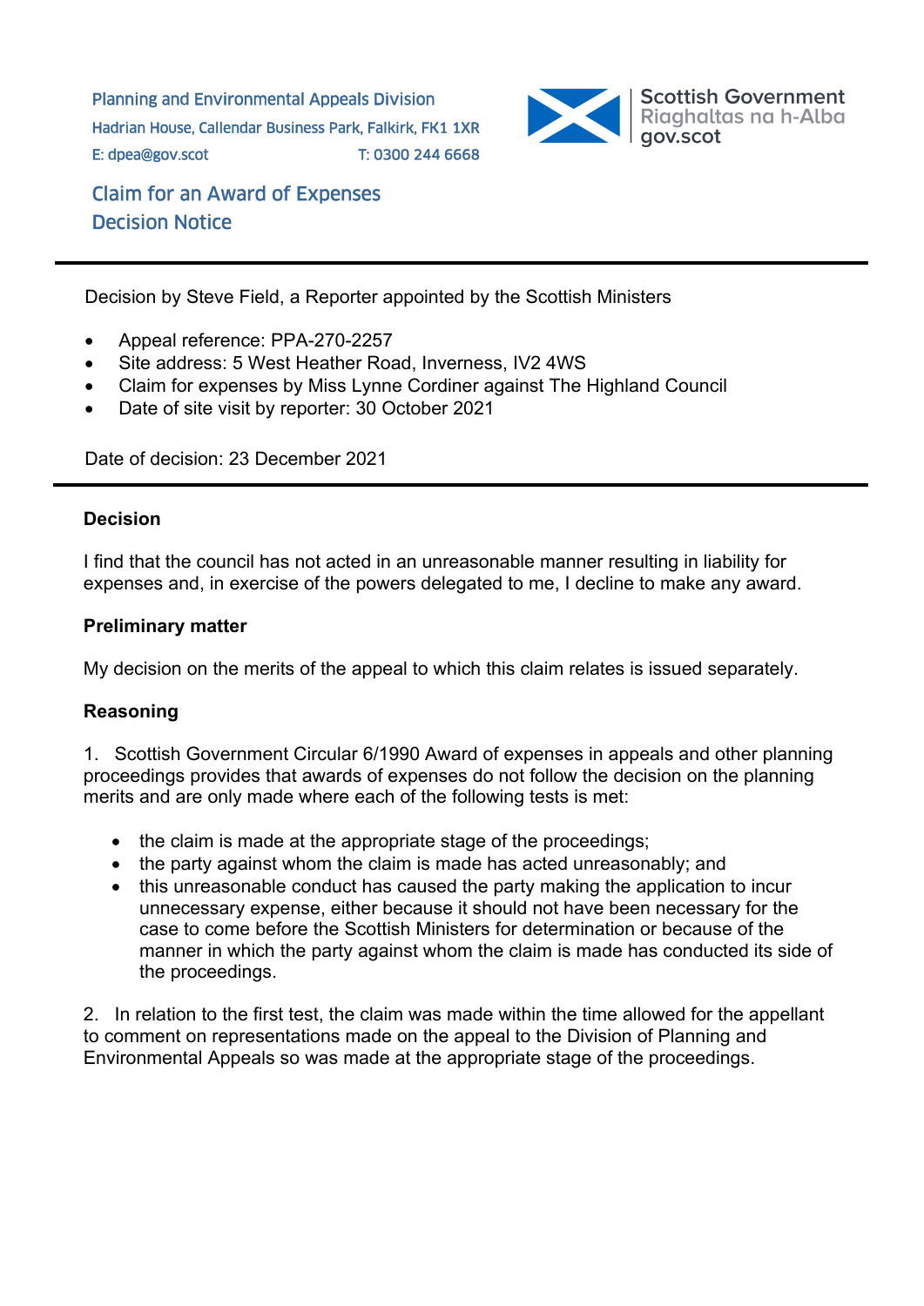Planning and Environmental Appeals Division
Hadrian House, Callendar Business Park, Falkirk, FK1 1XR
E: dpea@gov.scot T: 0300 244 6668

Scottish Government
Riaghaltas na h-Alba
gov.scot

## Claim for an Award of Expenses Decision Notice

---

Decision by Steve Field, a Reporter appointed by the Scottish Ministers

- Appeal reference: PPA-270-2257
- Site address: 5 West Heather Road, Inverness, IV2 4WS
- Claim for expenses by Miss Lynne Cordiner against The Highland Council
- Date of site visit by reporter: 30 October 2021

Date of decision: 23 December 2021

---

### Decision

I find that the council has not acted in an unreasonable manner resulting in liability for expenses and, in exercise of the powers delegated to me, I decline to make any award.

### Preliminary matter

My decision on the merits of the appeal to which this claim relates is issued separately.

### Reasoning

1. Scottish Government Circular 6/1990 Award of expenses in appeals and other planning proceedings provides that awards of expenses do not follow the decision on the planning merits and are only made where each of the following tests is met:

- the claim is made at the appropriate stage of the proceedings;
- the party against whom the claim is made has acted unreasonably; and
- this unreasonable conduct has caused the party making the application to incur unnecessary expense, either because it should not have been necessary for the case to come before the Scottish Ministers for determination or because of the manner in which the party against whom the claim is made has conducted its side of the proceedings.

2. In relation to the first test, the claim was made within the time allowed for the appellant to comment on representations made on the appeal to the Division of Planning and Environmental Appeals so was made at the appropriate stage of the proceedings.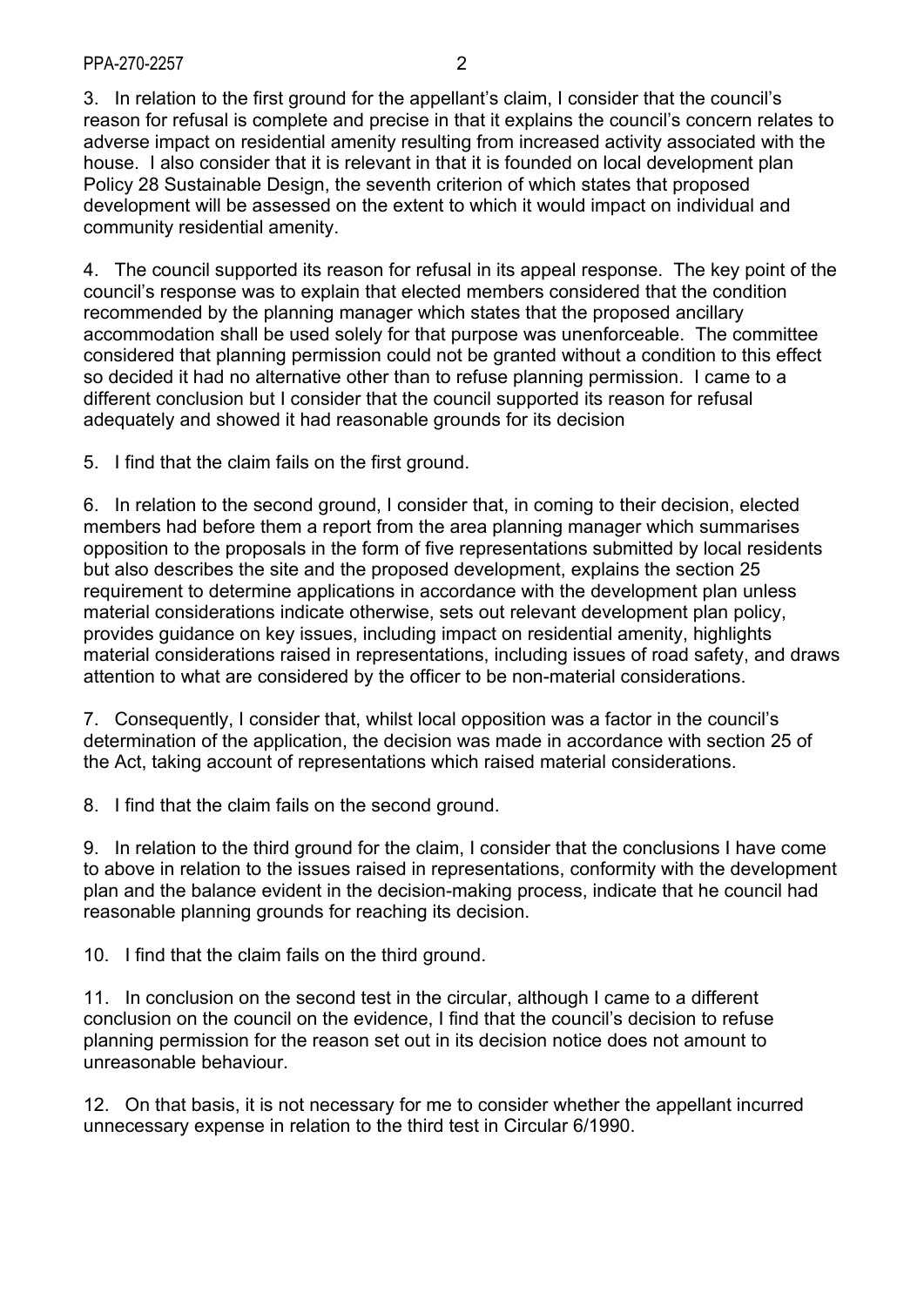3. In relation to the first ground for the appellant's claim, I consider that the council's reason for refusal is complete and precise in that it explains the council's concern relates to adverse impact on residential amenity resulting from increased activity associated with the house. I also consider that it is relevant in that it is founded on local development plan Policy 28 Sustainable Design, the seventh criterion of which states that proposed development will be assessed on the extent to which it would impact on individual and community residential amenity.

4. The council supported its reason for refusal in its appeal response. The key point of the council's response was to explain that elected members considered that the condition recommended by the planning manager which states that the proposed ancillary accommodation shall be used solely for that purpose was unenforceable. The committee considered that planning permission could not be granted without a condition to this effect so decided it had no alternative other than to refuse planning permission. I came to a different conclusion but I consider that the council supported its reason for refusal adequately and showed it had reasonable grounds for its decision

5. I find that the claim fails on the first ground.

6. In relation to the second ground, I consider that, in coming to their decision, elected members had before them a report from the area planning manager which summarises opposition to the proposals in the form of five representations submitted by local residents but also describes the site and the proposed development, explains the section 25 requirement to determine applications in accordance with the development plan unless material considerations indicate otherwise, sets out relevant development plan policy, provides guidance on key issues, including impact on residential amenity, highlights material considerations raised in representations, including issues of road safety, and draws attention to what are considered by the officer to be non-material considerations.

7. Consequently, I consider that, whilst local opposition was a factor in the council's determination of the application, the decision was made in accordance with section 25 of the Act, taking account of representations which raised material considerations.

8. I find that the claim fails on the second ground.

9. In relation to the third ground for the claim, I consider that the conclusions I have come to above in relation to the issues raised in representations, conformity with the development plan and the balance evident in the decision-making process, indicate that he council had reasonable planning grounds for reaching its decision.

10. I find that the claim fails on the third ground.

11. In conclusion on the second test in the circular, although I came to a different conclusion on the council on the evidence, I find that the council's decision to refuse planning permission for the reason set out in its decision notice does not amount to unreasonable behaviour.

12. On that basis, it is not necessary for me to consider whether the appellant incurred unnecessary expense in relation to the third test in Circular 6/1990.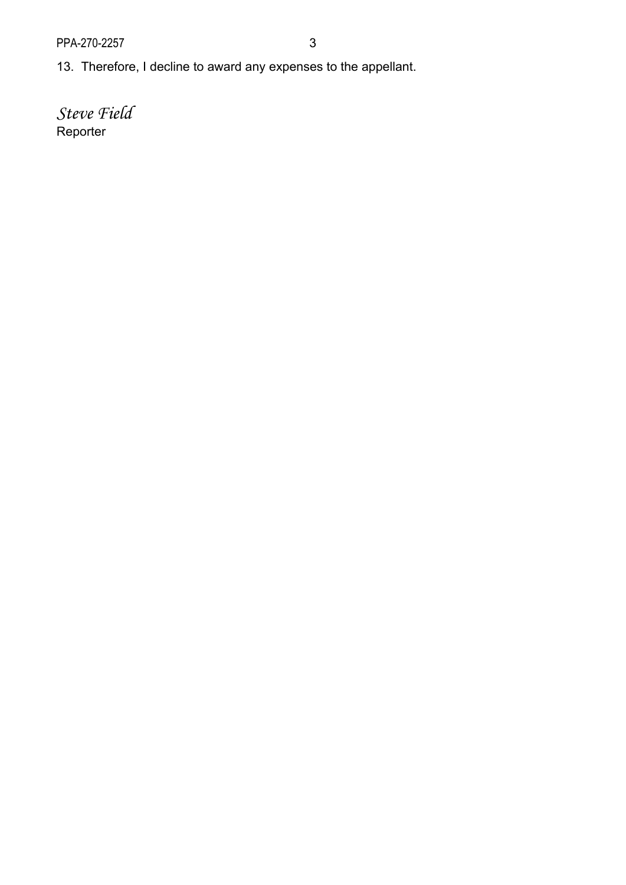13. Therefore, I decline to award any expenses to the appellant.

*Steve Field*
Reporter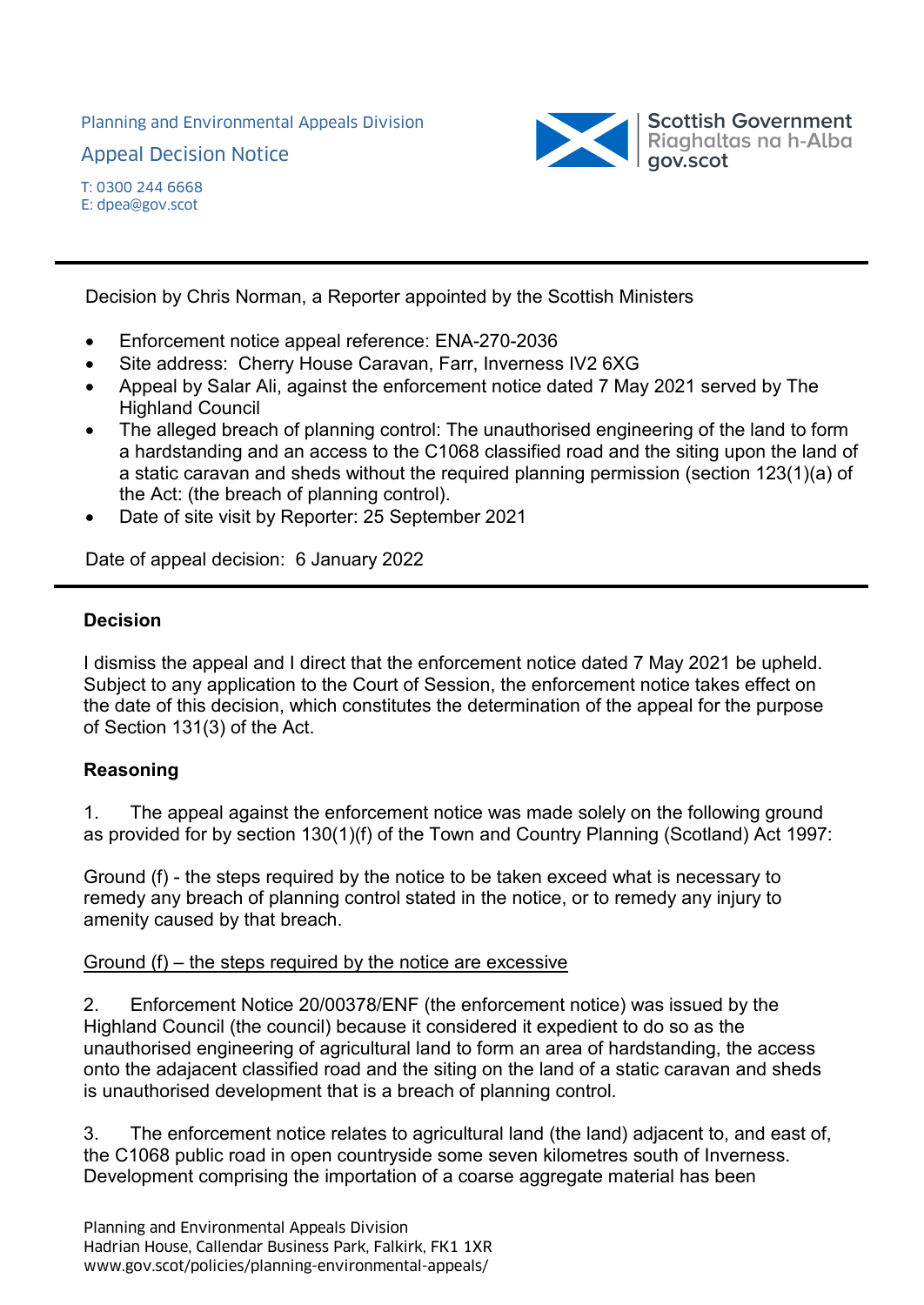Planning and Environmental Appeals Division

Appeal Decision Notice

T: 0300 244 6668
E: dpea@gov.scot

Decision by Chris Norman, a Reporter appointed by the Scottish Ministers

- Enforcement notice appeal reference: ENA-270-2036
- Site address: Cherry House Caravan, Farr, Inverness IV2 6XG
- Appeal by Salar Ali, against the enforcement notice dated 7 May 2021 served by The Highland Council
- The alleged breach of planning control: The unauthorised engineering of the land to form a hardstanding and an access to the C1068 classified road and the siting upon the land of a static caravan and sheds without the required planning permission (section 123(1)(a) of the Act: (the breach of planning control).
- Date of site visit by Reporter: 25 September 2021

Date of appeal decision: 6 January 2022

## Decision

I dismiss the appeal and I direct that the enforcement notice dated 7 May 2021 be upheld. Subject to any application to the Court of Session, the enforcement notice takes effect on the date of this decision, which constitutes the determination of the appeal for the purpose of Section 131(3) of the Act.

## Reasoning

1. The appeal against the enforcement notice was made solely on the following ground as provided for by section 130(1)(f) of the Town and Country Planning (Scotland) Act 1997:

Ground (f) - the steps required by the notice to be taken exceed what is necessary to remedy any breach of planning control stated in the notice, or to remedy any injury to amenity caused by that breach.

Ground (f) – the steps required by the notice are excessive

2. Enforcement Notice 20/00378/ENF (the enforcement notice) was issued by the Highland Council (the council) because it considered it expedient to do so as the unauthorised engineering of agricultural land to form an area of hardstanding, the access onto the adajacent classified road and the siting on the land of a static caravan and sheds is unauthorised development that is a breach of planning control.

3. The enforcement notice relates to agricultural land (the land) adjacent to, and east of, the C1068 public road in open countryside some seven kilometres south of Inverness. Development comprising the importation of a coarse aggregate material has been

Planning and Environmental Appeals Division
Hadrian House, Callendar Business Park, Falkirk, FK1 1XR
www.gov.scot/policies/planning-environmental-appeals/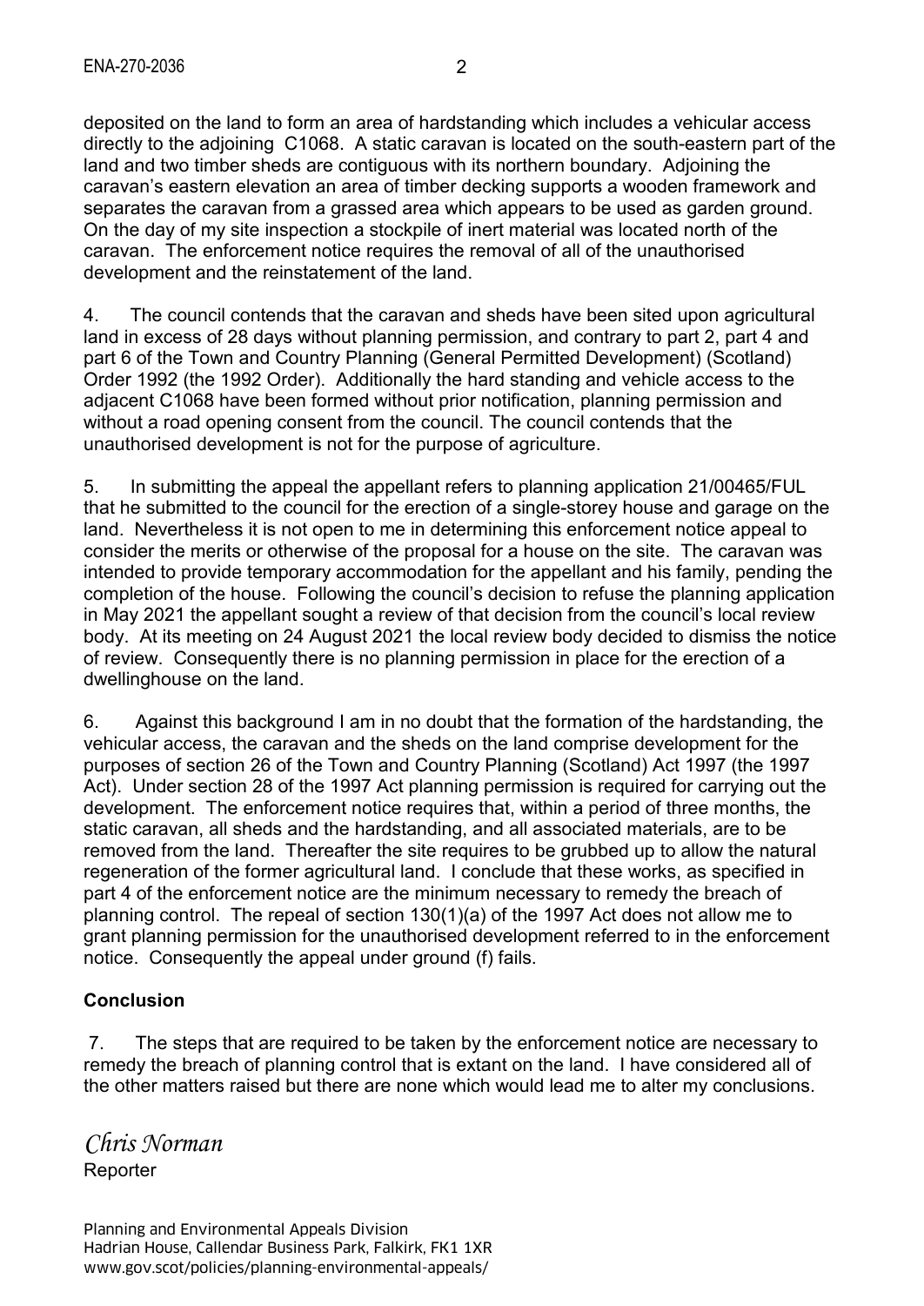deposited on the land to form an area of hardstanding which includes a vehicular access directly to the adjoining C1068. A static caravan is located on the south-eastern part of the land and two timber sheds are contiguous with its northern boundary. Adjoining the caravan's eastern elevation an area of timber decking supports a wooden framework and separates the caravan from a grassed area which appears to be used as garden ground. On the day of my site inspection a stockpile of inert material was located north of the caravan. The enforcement notice requires the removal of all of the unauthorised development and the reinstatement of the land.

4. The council contends that the caravan and sheds have been sited upon agricultural land in excess of 28 days without planning permission, and contrary to part 2, part 4 and part 6 of the Town and Country Planning (General Permitted Development) (Scotland) Order 1992 (the 1992 Order). Additionally the hard standing and vehicle access to the adjacent C1068 have been formed without prior notification, planning permission and without a road opening consent from the council. The council contends that the unauthorised development is not for the purpose of agriculture.

5. In submitting the appeal the appellant refers to planning application 21/00465/FUL that he submitted to the council for the erection of a single-storey house and garage on the land. Nevertheless it is not open to me in determining this enforcement notice appeal to consider the merits or otherwise of the proposal for a house on the site. The caravan was intended to provide temporary accommodation for the appellant and his family, pending the completion of the house. Following the council's decision to refuse the planning application in May 2021 the appellant sought a review of that decision from the council's local review body. At its meeting on 24 August 2021 the local review body decided to dismiss the notice of review. Consequently there is no planning permission in place for the erection of a dwellinghouse on the land.

6. Against this background I am in no doubt that the formation of the hardstanding, the vehicular access, the caravan and the sheds on the land comprise development for the purposes of section 26 of the Town and Country Planning (Scotland) Act 1997 (the 1997 Act). Under section 28 of the 1997 Act planning permission is required for carrying out the development. The enforcement notice requires that, within a period of three months, the static caravan, all sheds and the hardstanding, and all associated materials, are to be removed from the land. Thereafter the site requires to be grubbed up to allow the natural regeneration of the former agricultural land. I conclude that these works, as specified in part 4 of the enforcement notice are the minimum necessary to remedy the breach of planning control. The repeal of section 130(1)(a) of the 1997 Act does not allow me to grant planning permission for the unauthorised development referred to in the enforcement notice. Consequently the appeal under ground (f) fails.

**Conclusion**

7. The steps that are required to be taken by the enforcement notice are necessary to remedy the breach of planning control that is extant on the land. I have considered all of the other matters raised but there are none which would lead me to alter my conclusions.

*Chris Norman*
Reporter